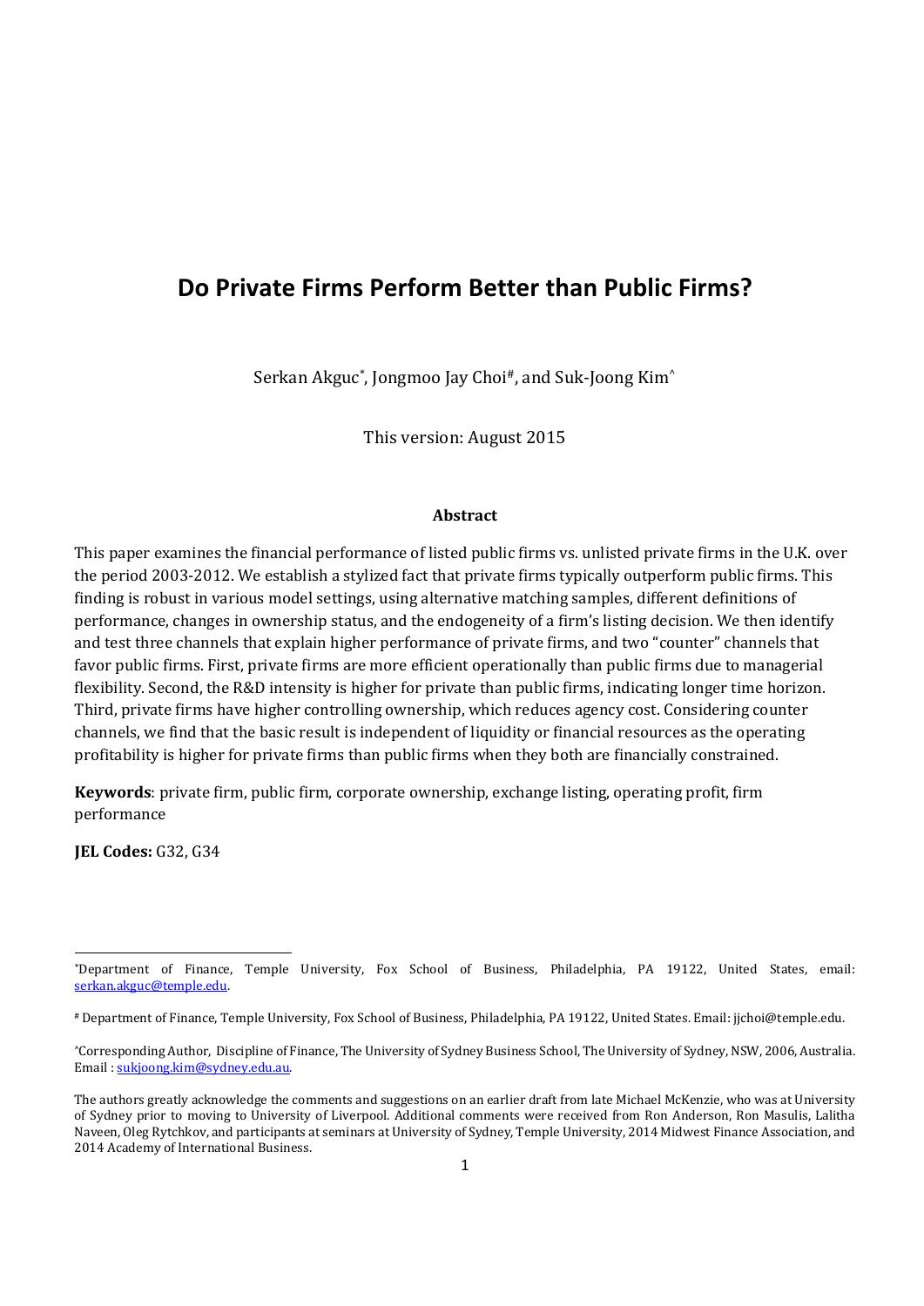# Do Private Firms Perform Better than Public Firms?

Serkan Akguc[*], Jongmoo Jay Choi[#], and Suk-Joong Kim[^]

This version: August 2015

### Abstract

This paper examines the financial performance of listed public firms vs. unlisted private firms in the U.K. over the period 2003-2012. We establish a stylized fact that private firms typically outperform public firms. This finding is robust in various model settings, using alternative matching samples, different definitions of performance, changes in ownership status, and the endogeneity of a firm's listing decision. We then identify and test three channels that explain higher performance of private firms, and two "counter" channels that favor public firms. First, private firms are more efficient operationally than public firms due to managerial flexibility. Second, the R&D intensity is higher for private than public firms, indicating longer time horizon. Third, private firms have higher controlling ownership, which reduces agency cost. Considering counter channels, we find that the basic result is independent of liquidity or financial resources as the operating profitability is higher for private firms than public firms when they both are financially constrained.

**Keywords**: private firm, public firm, corporate ownership, exchange listing, operating profit, firm performance

**JEL Codes:** G32, G34

---

[*]Department of Finance, Temple University, Fox School of Business, Philadelphia, PA 19122, United States, email: serkan.akguc@temple.edu.

[#] Department of Finance, Temple University, Fox School of Business, Philadelphia, PA 19122, United States. Email: jjchoi@temple.edu.

[^]Corresponding Author, Discipline of Finance, The University of Sydney Business School, The University of Sydney, NSW, 2006, Australia. Email : sukjoong.kim@sydney.edu.au.

The authors greatly acknowledge the comments and suggestions on an earlier draft from late Michael McKenzie, who was at University of Sydney prior to moving to University of Liverpool. Additional comments were received from Ron Anderson, Ron Masulis, Lalitha Naveen, Oleg Rytchkov, and participants at seminars at University of Sydney, Temple University, 2014 Midwest Finance Association, and 2014 Academy of International Business.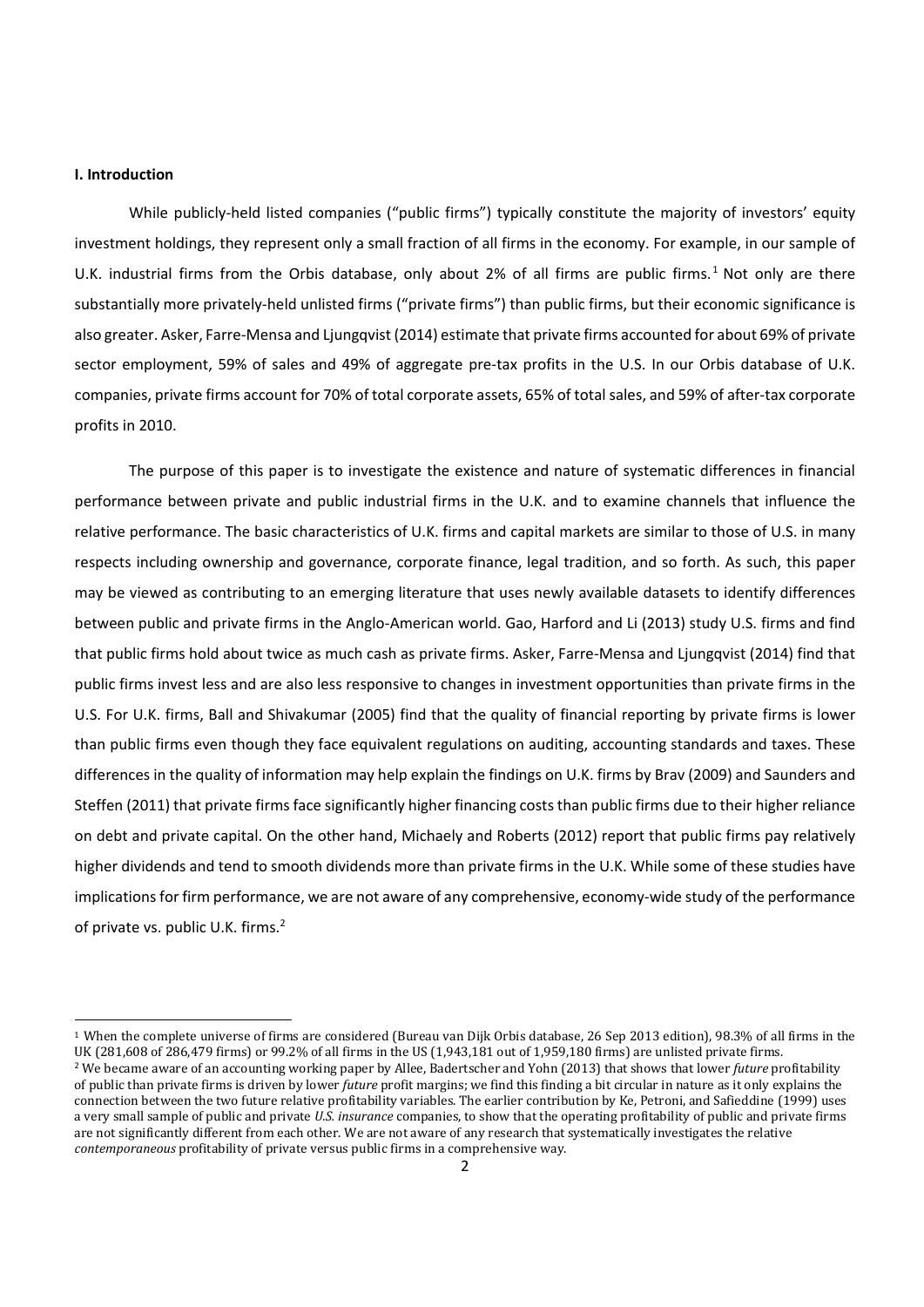## I. Introduction

While publicly-held listed companies ("public firms") typically constitute the majority of investors' equity investment holdings, they represent only a small fraction of all firms in the economy. For example, in our sample of U.K. industrial firms from the Orbis database, only about 2% of all firms are public firms.[1] Not only are there substantially more privately-held unlisted firms ("private firms") than public firms, but their economic significance is also greater. Asker, Farre-Mensa and Ljungqvist (2014) estimate that private firms accounted for about 69% of private sector employment, 59% of sales and 49% of aggregate pre-tax profits in the U.S. In our Orbis database of U.K. companies, private firms account for 70% of total corporate assets, 65% of total sales, and 59% of after-tax corporate profits in 2010.

The purpose of this paper is to investigate the existence and nature of systematic differences in financial performance between private and public industrial firms in the U.K. and to examine channels that influence the relative performance. The basic characteristics of U.K. firms and capital markets are similar to those of U.S. in many respects including ownership and governance, corporate finance, legal tradition, and so forth. As such, this paper may be viewed as contributing to an emerging literature that uses newly available datasets to identify differences between public and private firms in the Anglo-American world. Gao, Harford and Li (2013) study U.S. firms and find that public firms hold about twice as much cash as private firms. Asker, Farre-Mensa and Ljungqvist (2014) find that public firms invest less and are also less responsive to changes in investment opportunities than private firms in the U.S. For U.K. firms, Ball and Shivakumar (2005) find that the quality of financial reporting by private firms is lower than public firms even though they face equivalent regulations on auditing, accounting standards and taxes. These differences in the quality of information may help explain the findings on U.K. firms by Brav (2009) and Saunders and Steffen (2011) that private firms face significantly higher financing costs than public firms due to their higher reliance on debt and private capital. On the other hand, Michaely and Roberts (2012) report that public firms pay relatively higher dividends and tend to smooth dividends more than private firms in the U.K. While some of these studies have implications for firm performance, we are not aware of any comprehensive, economy-wide study of the performance of private vs. public U.K. firms.[2]

---

[1] When the complete universe of firms are considered (Bureau van Dijk Orbis database, 26 Sep 2013 edition), 98.3% of all firms in the UK (281,608 of 286,479 firms) or 99.2% of all firms in the US (1,943,181 out of 1,959,180 firms) are unlisted private firms.

[2] We became aware of an accounting working paper by Allee, Badertscher and Yohn (2013) that shows that lower *future* profitability of public than private firms is driven by lower *future* profit margins; we find this finding a bit circular in nature as it only explains the connection between the two future relative profitability variables. The earlier contribution by Ke, Petroni, and Safieddine (1999) uses a very small sample of public and private *U.S. insurance* companies, to show that the operating profitability of public and private firms are not significantly different from each other. We are not aware of any research that systematically investigates the relative *contemporaneous* profitability of private versus public firms in a comprehensive way.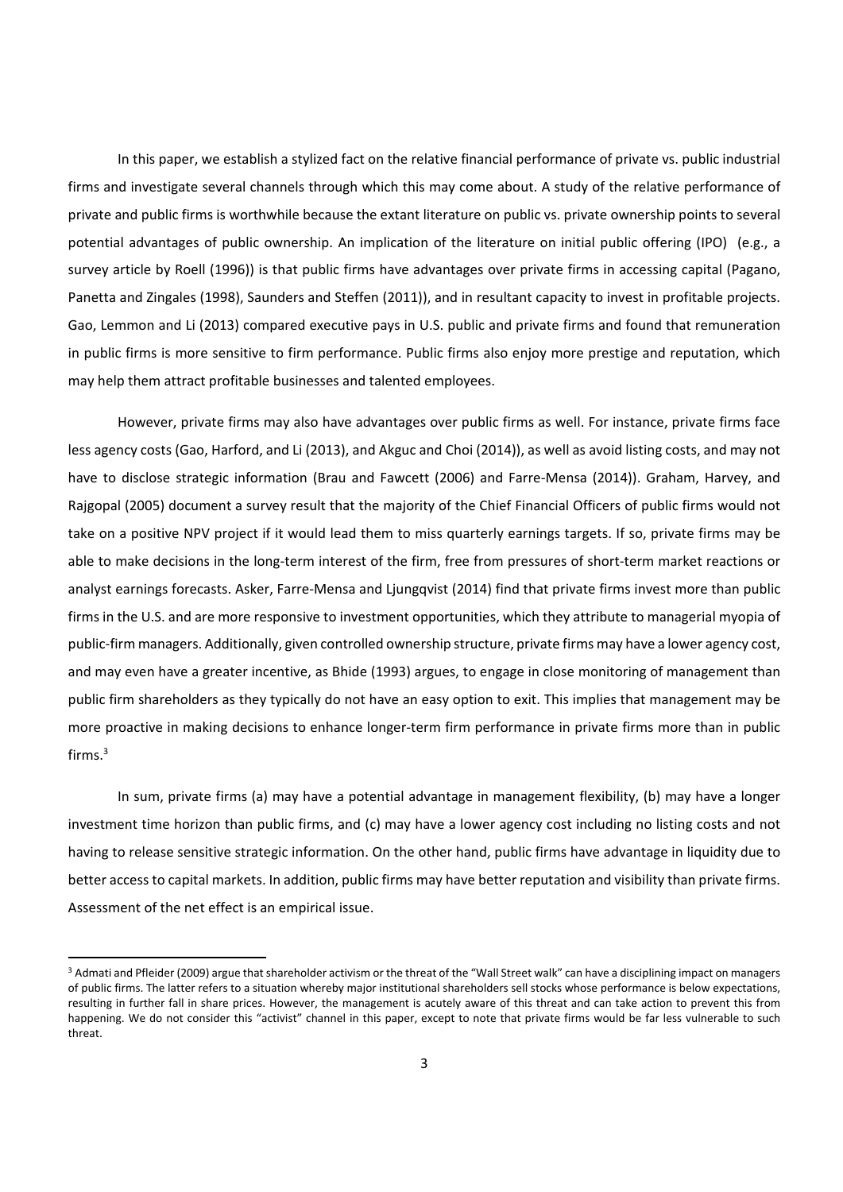In this paper, we establish a stylized fact on the relative financial performance of private vs. public industrial firms and investigate several channels through which this may come about. A study of the relative performance of private and public firms is worthwhile because the extant literature on public vs. private ownership points to several potential advantages of public ownership. An implication of the literature on initial public offering (IPO) (e.g., a survey article by Roell (1996)) is that public firms have advantages over private firms in accessing capital (Pagano, Panetta and Zingales (1998), Saunders and Steffen (2011)), and in resultant capacity to invest in profitable projects. Gao, Lemmon and Li (2013) compared executive pays in U.S. public and private firms and found that remuneration in public firms is more sensitive to firm performance. Public firms also enjoy more prestige and reputation, which may help them attract profitable businesses and talented employees.

However, private firms may also have advantages over public firms as well. For instance, private firms face less agency costs (Gao, Harford, and Li (2013), and Akguc and Choi (2014)), as well as avoid listing costs, and may not have to disclose strategic information (Brau and Fawcett (2006) and Farre-Mensa (2014)). Graham, Harvey, and Rajgopal (2005) document a survey result that the majority of the Chief Financial Officers of public firms would not take on a positive NPV project if it would lead them to miss quarterly earnings targets. If so, private firms may be able to make decisions in the long-term interest of the firm, free from pressures of short-term market reactions or analyst earnings forecasts. Asker, Farre-Mensa and Ljungqvist (2014) find that private firms invest more than public firms in the U.S. and are more responsive to investment opportunities, which they attribute to managerial myopia of public-firm managers. Additionally, given controlled ownership structure, private firms may have a lower agency cost, and may even have a greater incentive, as Bhide (1993) argues, to engage in close monitoring of management than public firm shareholders as they typically do not have an easy option to exit. This implies that management may be more proactive in making decisions to enhance longer-term firm performance in private firms more than in public firms.[3]

In sum, private firms (a) may have a potential advantage in management flexibility, (b) may have a longer investment time horizon than public firms, and (c) may have a lower agency cost including no listing costs and not having to release sensitive strategic information. On the other hand, public firms have advantage in liquidity due to better access to capital markets. In addition, public firms may have better reputation and visibility than private firms. Assessment of the net effect is an empirical issue.

[3] Admati and Pfleider (2009) argue that shareholder activism or the threat of the "Wall Street walk" can have a disciplining impact on managers of public firms. The latter refers to a situation whereby major institutional shareholders sell stocks whose performance is below expectations, resulting in further fall in share prices. However, the management is acutely aware of this threat and can take action to prevent this from happening. We do not consider this "activist" channel in this paper, except to note that private firms would be far less vulnerable to such threat.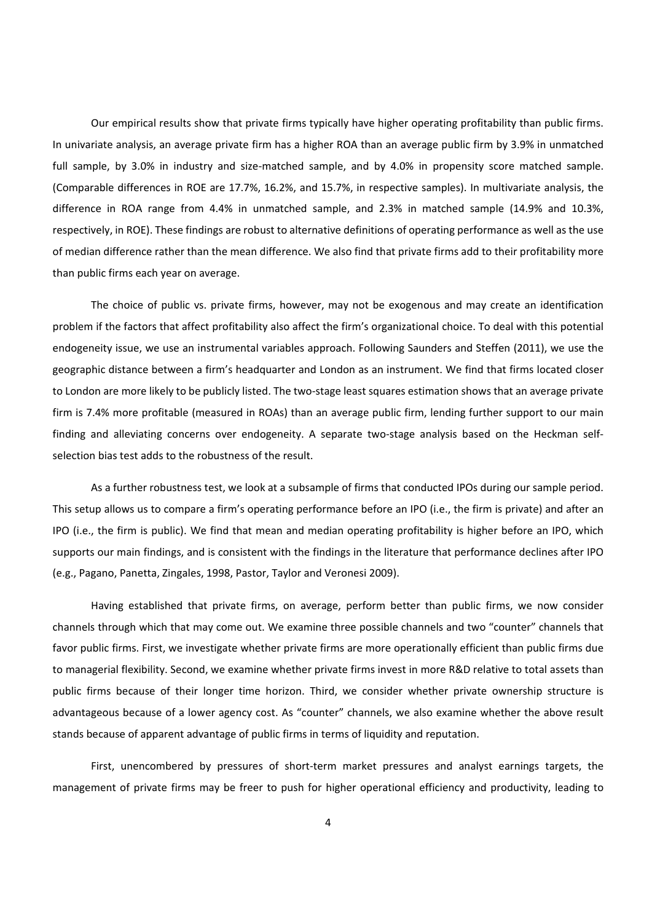Our empirical results show that private firms typically have higher operating profitability than public firms. In univariate analysis, an average private firm has a higher ROA than an average public firm by 3.9% in unmatched full sample, by 3.0% in industry and size-matched sample, and by 4.0% in propensity score matched sample. (Comparable differences in ROE are 17.7%, 16.2%, and 15.7%, in respective samples). In multivariate analysis, the difference in ROA range from 4.4% in unmatched sample, and 2.3% in matched sample (14.9% and 10.3%, respectively, in ROE). These findings are robust to alternative definitions of operating performance as well as the use of median difference rather than the mean difference. We also find that private firms add to their profitability more than public firms each year on average.

The choice of public vs. private firms, however, may not be exogenous and may create an identification problem if the factors that affect profitability also affect the firm's organizational choice. To deal with this potential endogeneity issue, we use an instrumental variables approach. Following Saunders and Steffen (2011), we use the geographic distance between a firm's headquarter and London as an instrument. We find that firms located closer to London are more likely to be publicly listed. The two-stage least squares estimation shows that an average private firm is 7.4% more profitable (measured in ROAs) than an average public firm, lending further support to our main finding and alleviating concerns over endogeneity. A separate two-stage analysis based on the Heckman self-selection bias test adds to the robustness of the result.

As a further robustness test, we look at a subsample of firms that conducted IPOs during our sample period. This setup allows us to compare a firm's operating performance before an IPO (i.e., the firm is private) and after an IPO (i.e., the firm is public). We find that mean and median operating profitability is higher before an IPO, which supports our main findings, and is consistent with the findings in the literature that performance declines after IPO (e.g., Pagano, Panetta, Zingales, 1998, Pastor, Taylor and Veronesi 2009).

Having established that private firms, on average, perform better than public firms, we now consider channels through which that may come out. We examine three possible channels and two "counter" channels that favor public firms. First, we investigate whether private firms are more operationally efficient than public firms due to managerial flexibility. Second, we examine whether private firms invest in more R&D relative to total assets than public firms because of their longer time horizon. Third, we consider whether private ownership structure is advantageous because of a lower agency cost. As "counter" channels, we also examine whether the above result stands because of apparent advantage of public firms in terms of liquidity and reputation.

First, unencombered by pressures of short-term market pressures and analyst earnings targets, the management of private firms may be freer to push for higher operational efficiency and productivity, leading to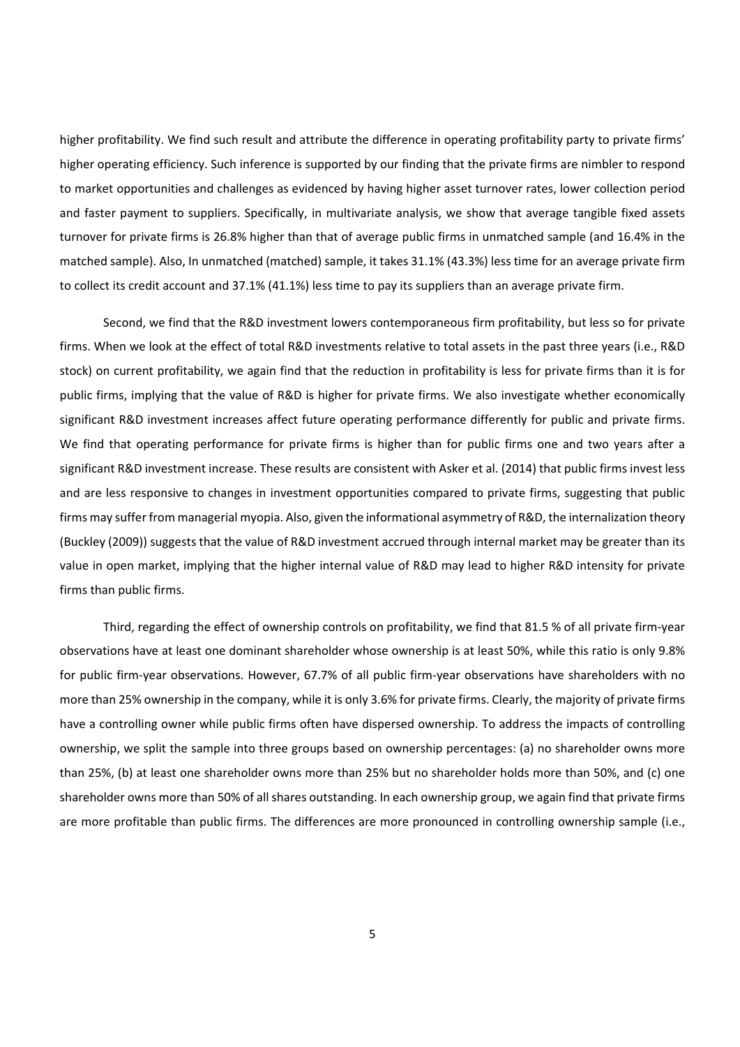higher profitability. We find such result and attribute the difference in operating profitability party to private firms' higher operating efficiency. Such inference is supported by our finding that the private firms are nimbler to respond to market opportunities and challenges as evidenced by having higher asset turnover rates, lower collection period and faster payment to suppliers. Specifically, in multivariate analysis, we show that average tangible fixed assets turnover for private firms is 26.8% higher than that of average public firms in unmatched sample (and 16.4% in the matched sample). Also, In unmatched (matched) sample, it takes 31.1% (43.3%) less time for an average private firm to collect its credit account and 37.1% (41.1%) less time to pay its suppliers than an average private firm.

Second, we find that the R&D investment lowers contemporaneous firm profitability, but less so for private firms. When we look at the effect of total R&D investments relative to total assets in the past three years (i.e., R&D stock) on current profitability, we again find that the reduction in profitability is less for private firms than it is for public firms, implying that the value of R&D is higher for private firms. We also investigate whether economically significant R&D investment increases affect future operating performance differently for public and private firms. We find that operating performance for private firms is higher than for public firms one and two years after a significant R&D investment increase. These results are consistent with Asker et al. (2014) that public firms invest less and are less responsive to changes in investment opportunities compared to private firms, suggesting that public firms may suffer from managerial myopia. Also, given the informational asymmetry of R&D, the internalization theory (Buckley (2009)) suggests that the value of R&D investment accrued through internal market may be greater than its value in open market, implying that the higher internal value of R&D may lead to higher R&D intensity for private firms than public firms.

Third, regarding the effect of ownership controls on profitability, we find that 81.5 % of all private firm-year observations have at least one dominant shareholder whose ownership is at least 50%, while this ratio is only 9.8% for public firm-year observations. However, 67.7% of all public firm-year observations have shareholders with no more than 25% ownership in the company, while it is only 3.6% for private firms. Clearly, the majority of private firms have a controlling owner while public firms often have dispersed ownership. To address the impacts of controlling ownership, we split the sample into three groups based on ownership percentages: (a) no shareholder owns more than 25%, (b) at least one shareholder owns more than 25% but no shareholder holds more than 50%, and (c) one shareholder owns more than 50% of all shares outstanding. In each ownership group, we again find that private firms are more profitable than public firms. The differences are more pronounced in controlling ownership sample (i.e.,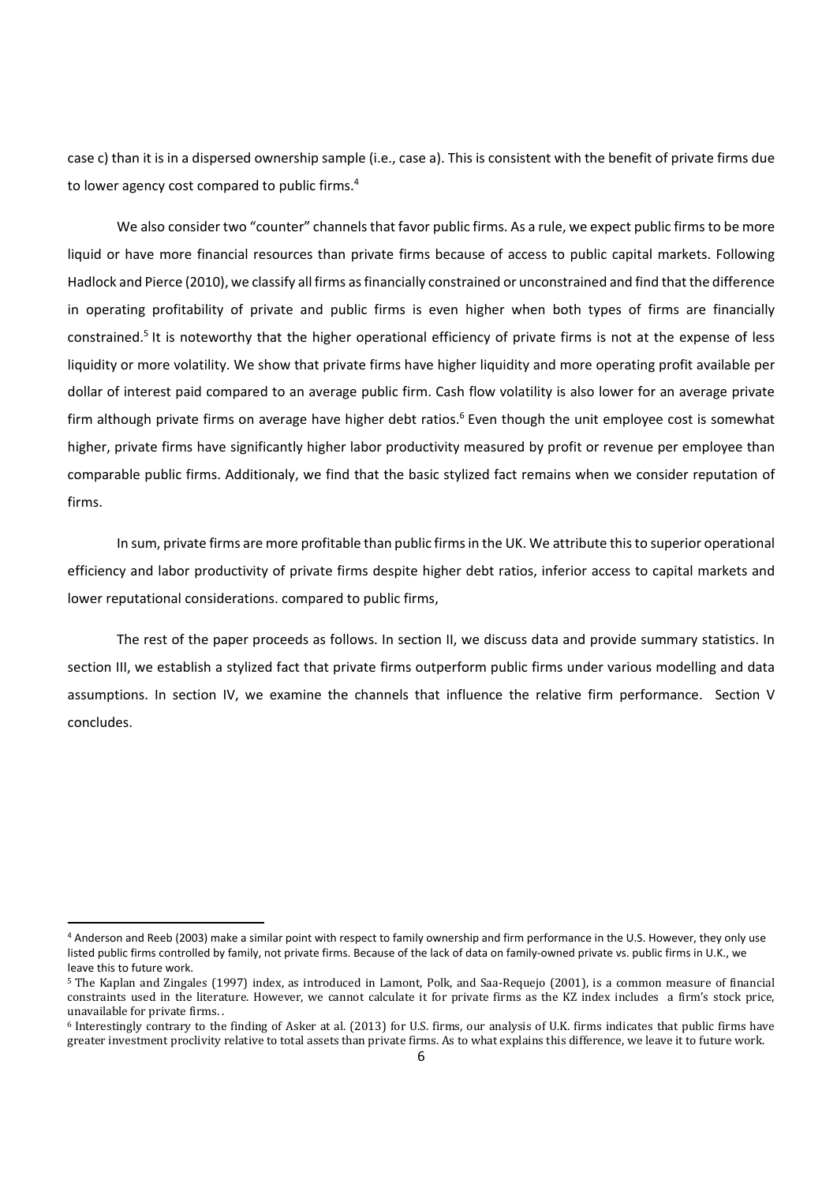case c) than it is in a dispersed ownership sample (i.e., case a). This is consistent with the benefit of private firms due to lower agency cost compared to public firms.[4]

We also consider two "counter" channels that favor public firms. As a rule, we expect public firms to be more liquid or have more financial resources than private firms because of access to public capital markets. Following Hadlock and Pierce (2010), we classify all firms as financially constrained or unconstrained and find that the difference in operating profitability of private and public firms is even higher when both types of firms are financially constrained.[5] It is noteworthy that the higher operational efficiency of private firms is not at the expense of less liquidity or more volatility. We show that private firms have higher liquidity and more operating profit available per dollar of interest paid compared to an average public firm. Cash flow volatility is also lower for an average private firm although private firms on average have higher debt ratios.[6] Even though the unit employee cost is somewhat higher, private firms have significantly higher labor productivity measured by profit or revenue per employee than comparable public firms. Additionaly, we find that the basic stylized fact remains when we consider reputation of firms.

In sum, private firms are more profitable than public firms in the UK. We attribute this to superior operational efficiency and labor productivity of private firms despite higher debt ratios, inferior access to capital markets and lower reputational considerations. compared to public firms,

The rest of the paper proceeds as follows. In section II, we discuss data and provide summary statistics. In section III, we establish a stylized fact that private firms outperform public firms under various modelling and data assumptions. In section IV, we examine the channels that influence the relative firm performance. Section V concludes.

---

[4] Anderson and Reeb (2003) make a similar point with respect to family ownership and firm performance in the U.S. However, they only use listed public firms controlled by family, not private firms. Because of the lack of data on family-owned private vs. public firms in U.K., we leave this to future work.

[5] The Kaplan and Zingales (1997) index, as introduced in Lamont, Polk, and Saa-Requejo (2001), is a common measure of financial constraints used in the literature. However, we cannot calculate it for private firms as the KZ index includes a firm's stock price, unavailable for private firms. .

[6] Interestingly contrary to the finding of Asker at al. (2013) for U.S. firms, our analysis of U.K. firms indicates that public firms have greater investment proclivity relative to total assets than private firms. As to what explains this difference, we leave it to future work.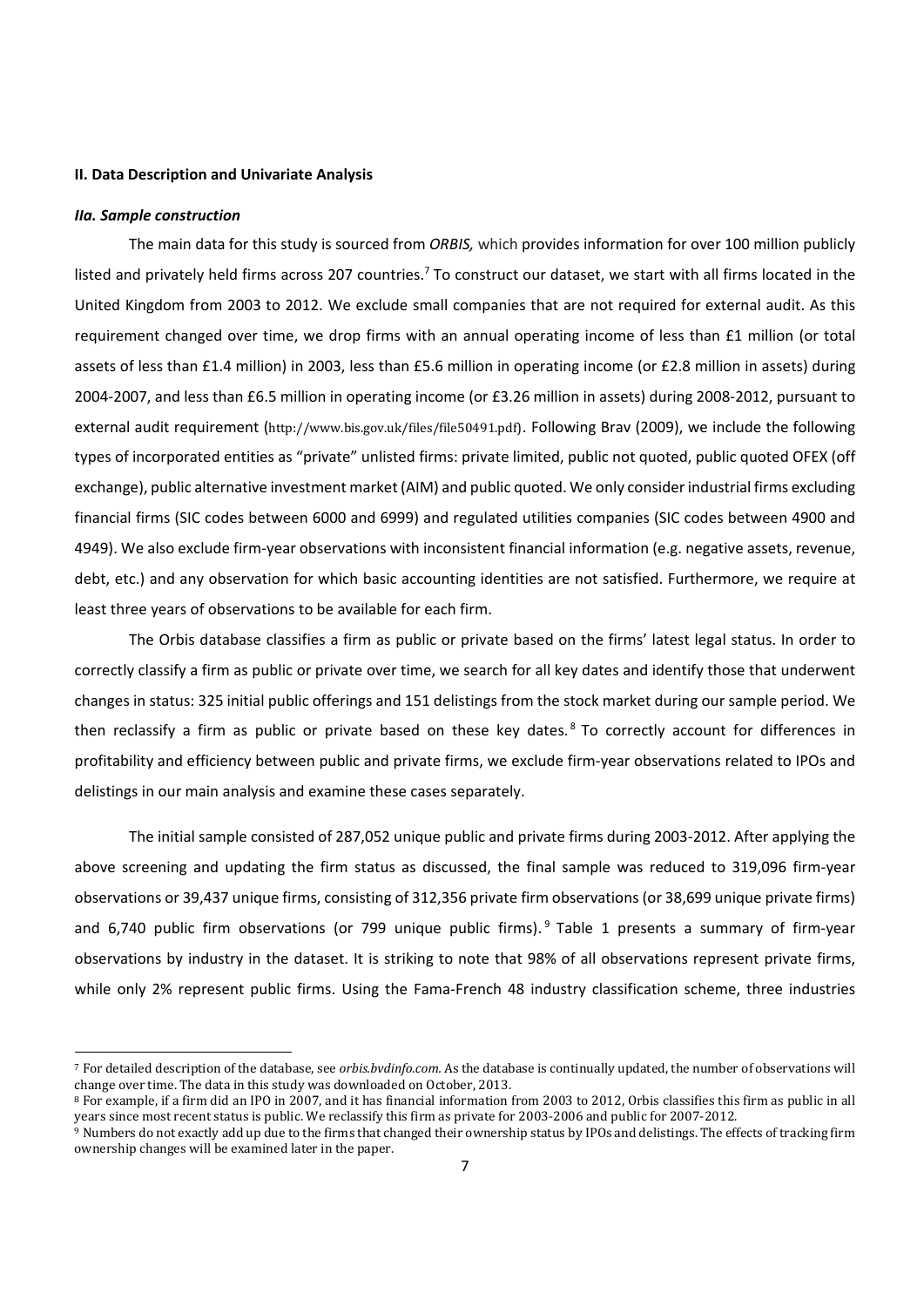**II. Data Description and Univariate Analysis**

***IIa. Sample construction***

The main data for this study is sourced from *ORBIS,* which provides information for over 100 million publicly listed and privately held firms across 207 countries.[7] To construct our dataset, we start with all firms located in the United Kingdom from 2003 to 2012. We exclude small companies that are not required for external audit. As this requirement changed over time, we drop firms with an annual operating income of less than £1 million (or total assets of less than £1.4 million) in 2003, less than £5.6 million in operating income (or £2.8 million in assets) during 2004-2007, and less than £6.5 million in operating income (or £3.26 million in assets) during 2008-2012, pursuant to external audit requirement (http://www.bis.gov.uk/files/file50491.pdf). Following Brav (2009), we include the following types of incorporated entities as "private" unlisted firms: private limited, public not quoted, public quoted OFEX (off exchange), public alternative investment market (AIM) and public quoted. We only consider industrial firms excluding financial firms (SIC codes between 6000 and 6999) and regulated utilities companies (SIC codes between 4900 and 4949). We also exclude firm-year observations with inconsistent financial information (e.g. negative assets, revenue, debt, etc.) and any observation for which basic accounting identities are not satisfied. Furthermore, we require at least three years of observations to be available for each firm.

The Orbis database classifies a firm as public or private based on the firms' latest legal status. In order to correctly classify a firm as public or private over time, we search for all key dates and identify those that underwent changes in status: 325 initial public offerings and 151 delistings from the stock market during our sample period. We then reclassify a firm as public or private based on these key dates.[8] To correctly account for differences in profitability and efficiency between public and private firms, we exclude firm-year observations related to IPOs and delistings in our main analysis and examine these cases separately.

The initial sample consisted of 287,052 unique public and private firms during 2003-2012. After applying the above screening and updating the firm status as discussed, the final sample was reduced to 319,096 firm-year observations or 39,437 unique firms, consisting of 312,356 private firm observations (or 38,699 unique private firms) and 6,740 public firm observations (or 799 unique public firms).[9] Table 1 presents a summary of firm-year observations by industry in the dataset. It is striking to note that 98% of all observations represent private firms, while only 2% represent public firms. Using the Fama-French 48 industry classification scheme, three industries

---

[7] For detailed description of the database, see *orbis.bvdinfo.com*. As the database is continually updated, the number of observations will change over time. The data in this study was downloaded on October, 2013.

[8] For example, if a firm did an IPO in 2007, and it has financial information from 2003 to 2012, Orbis classifies this firm as public in all years since most recent status is public. We reclassify this firm as private for 2003-2006 and public for 2007-2012.

[9] Numbers do not exactly add up due to the firms that changed their ownership status by IPOs and delistings. The effects of tracking firm ownership changes will be examined later in the paper.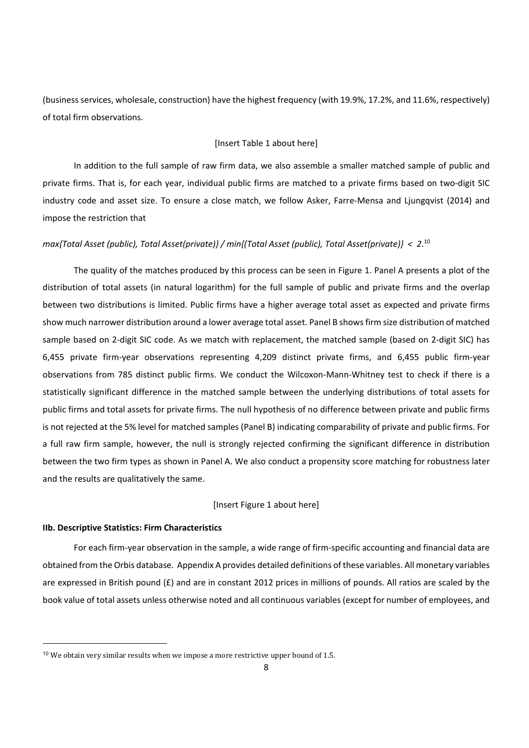(business services, wholesale, construction) have the highest frequency (with 19.9%, 17.2%, and 11.6%, respectively) of total firm observations.

[Insert Table 1 about here]

In addition to the full sample of raw firm data, we also assemble a smaller matched sample of public and private firms. That is, for each year, individual public firms are matched to a private firms based on two-digit SIC industry code and asset size. To ensure a close match, we follow Asker, Farre-Mensa and Ljungqvist (2014) and impose the restriction that

*max{Total Asset (public), Total Asset(private)} / min{(Total Asset (public), Total Asset(private)} < 2*.[10]

The quality of the matches produced by this process can be seen in Figure 1. Panel A presents a plot of the distribution of total assets (in natural logarithm) for the full sample of public and private firms and the overlap between two distributions is limited. Public firms have a higher average total asset as expected and private firms show much narrower distribution around a lower average total asset. Panel B shows firm size distribution of matched sample based on 2-digit SIC code. As we match with replacement, the matched sample (based on 2-digit SIC) has 6,455 private firm-year observations representing 4,209 distinct private firms, and 6,455 public firm-year observations from 785 distinct public firms. We conduct the Wilcoxon-Mann-Whitney test to check if there is a statistically significant difference in the matched sample between the underlying distributions of total assets for public firms and total assets for private firms. The null hypothesis of no difference between private and public firms is not rejected at the 5% level for matched samples (Panel B) indicating comparability of private and public firms. For a full raw firm sample, however, the null is strongly rejected confirming the significant difference in distribution between the two firm types as shown in Panel A. We also conduct a propensity score matching for robustness later and the results are qualitatively the same.

[Insert Figure 1 about here]

### IIb. Descriptive Statistics: Firm Characteristics

For each firm-year observation in the sample, a wide range of firm-specific accounting and financial data are obtained from the Orbis database. Appendix A provides detailed definitions of these variables. All monetary variables are expressed in British pound (£) and are in constant 2012 prices in millions of pounds. All ratios are scaled by the book value of total assets unless otherwise noted and all continuous variables (except for number of employees, and

---

[10] We obtain very similar results when we impose a more restrictive upper bound of 1.5.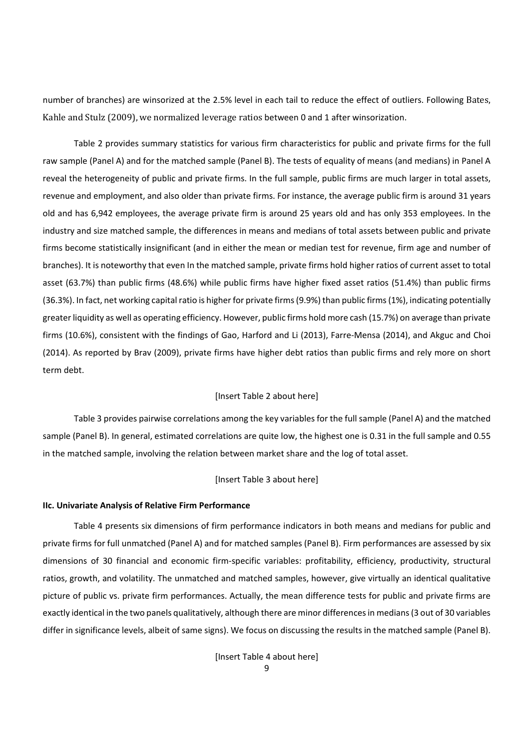number of branches) are winsorized at the 2.5% level in each tail to reduce the effect of outliers. Following Bates, Kahle and Stulz (2009), we normalized leverage ratios between 0 and 1 after winsorization.

Table 2 provides summary statistics for various firm characteristics for public and private firms for the full raw sample (Panel A) and for the matched sample (Panel B). The tests of equality of means (and medians) in Panel A reveal the heterogeneity of public and private firms. In the full sample, public firms are much larger in total assets, revenue and employment, and also older than private firms. For instance, the average public firm is around 31 years old and has 6,942 employees, the average private firm is around 25 years old and has only 353 employees. In the industry and size matched sample, the differences in means and medians of total assets between public and private firms become statistically insignificant (and in either the mean or median test for revenue, firm age and number of branches). It is noteworthy that even In the matched sample, private firms hold higher ratios of current asset to total asset (63.7%) than public firms (48.6%) while public firms have higher fixed asset ratios (51.4%) than public firms (36.3%). In fact, net working capital ratio is higher for private firms (9.9%) than public firms (1%), indicating potentially greater liquidity as well as operating efficiency. However, public firms hold more cash (15.7%) on average than private firms (10.6%), consistent with the findings of Gao, Harford and Li (2013), Farre-Mensa (2014), and Akguc and Choi (2014). As reported by Brav (2009), private firms have higher debt ratios than public firms and rely more on short term debt.

[Insert Table 2 about here]

Table 3 provides pairwise correlations among the key variables for the full sample (Panel A) and the matched sample (Panel B). In general, estimated correlations are quite low, the highest one is 0.31 in the full sample and 0.55 in the matched sample, involving the relation between market share and the log of total asset.

[Insert Table 3 about here]

**IIc. Univariate Analysis of Relative Firm Performance**

Table 4 presents six dimensions of firm performance indicators in both means and medians for public and private firms for full unmatched (Panel A) and for matched samples (Panel B). Firm performances are assessed by six dimensions of 30 financial and economic firm-specific variables: profitability, efficiency, productivity, structural ratios, growth, and volatility. The unmatched and matched samples, however, give virtually an identical qualitative picture of public vs. private firm performances. Actually, the mean difference tests for public and private firms are exactly identical in the two panels qualitatively, although there are minor differences in medians (3 out of 30 variables differ in significance levels, albeit of same signs). We focus on discussing the results in the matched sample (Panel B).

[Insert Table 4 about here]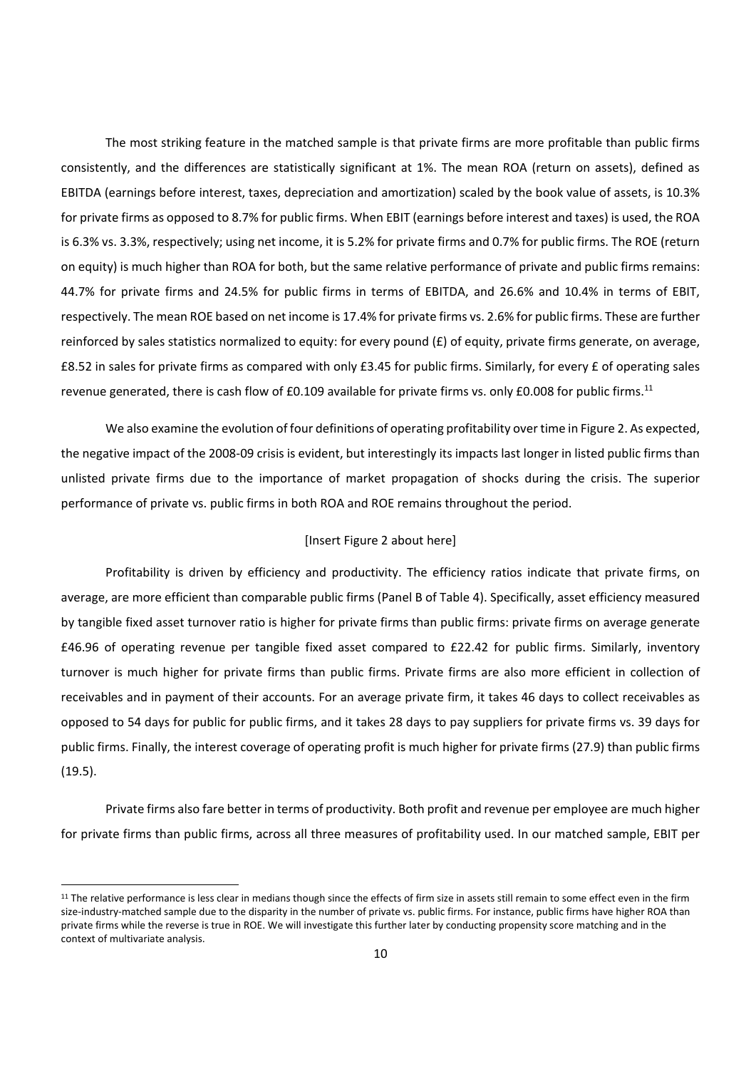The most striking feature in the matched sample is that private firms are more profitable than public firms consistently, and the differences are statistically significant at 1%. The mean ROA (return on assets), defined as EBITDA (earnings before interest, taxes, depreciation and amortization) scaled by the book value of assets, is 10.3% for private firms as opposed to 8.7% for public firms. When EBIT (earnings before interest and taxes) is used, the ROA is 6.3% vs. 3.3%, respectively; using net income, it is 5.2% for private firms and 0.7% for public firms. The ROE (return on equity) is much higher than ROA for both, but the same relative performance of private and public firms remains: 44.7% for private firms and 24.5% for public firms in terms of EBITDA, and 26.6% and 10.4% in terms of EBIT, respectively. The mean ROE based on net income is 17.4% for private firms vs. 2.6% for public firms. These are further reinforced by sales statistics normalized to equity: for every pound (£) of equity, private firms generate, on average, £8.52 in sales for private firms as compared with only £3.45 for public firms. Similarly, for every £ of operating sales revenue generated, there is cash flow of £0.109 available for private firms vs. only £0.008 for public firms.[11]

We also examine the evolution of four definitions of operating profitability over time in Figure 2. As expected, the negative impact of the 2008-09 crisis is evident, but interestingly its impacts last longer in listed public firms than unlisted private firms due to the importance of market propagation of shocks during the crisis. The superior performance of private vs. public firms in both ROA and ROE remains throughout the period.

[Insert Figure 2 about here]

Profitability is driven by efficiency and productivity. The efficiency ratios indicate that private firms, on average, are more efficient than comparable public firms (Panel B of Table 4). Specifically, asset efficiency measured by tangible fixed asset turnover ratio is higher for private firms than public firms: private firms on average generate £46.96 of operating revenue per tangible fixed asset compared to £22.42 for public firms. Similarly, inventory turnover is much higher for private firms than public firms. Private firms are also more efficient in collection of receivables and in payment of their accounts. For an average private firm, it takes 46 days to collect receivables as opposed to 54 days for public for public firms, and it takes 28 days to pay suppliers for private firms vs. 39 days for public firms. Finally, the interest coverage of operating profit is much higher for private firms (27.9) than public firms (19.5).

Private firms also fare better in terms of productivity. Both profit and revenue per employee are much higher for private firms than public firms, across all three measures of profitability used. In our matched sample, EBIT per

[11] The relative performance is less clear in medians though since the effects of firm size in assets still remain to some effect even in the firm size-industry-matched sample due to the disparity in the number of private vs. public firms. For instance, public firms have higher ROA than private firms while the reverse is true in ROE. We will investigate this further later by conducting propensity score matching and in the context of multivariate analysis.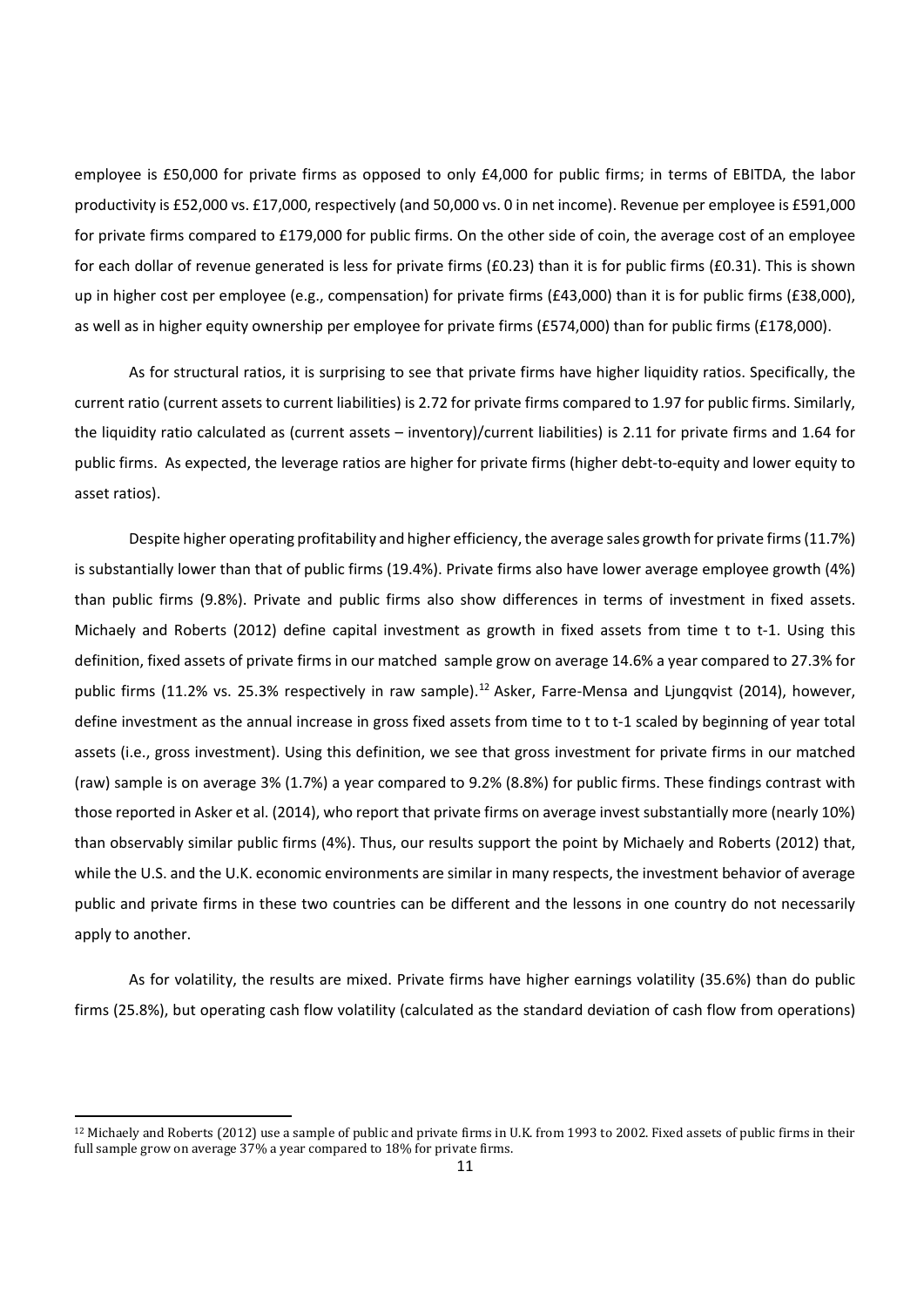employee is £50,000 for private firms as opposed to only £4,000 for public firms; in terms of EBITDA, the labor productivity is £52,000 vs. £17,000, respectively (and 50,000 vs. 0 in net income). Revenue per employee is £591,000 for private firms compared to £179,000 for public firms. On the other side of coin, the average cost of an employee for each dollar of revenue generated is less for private firms (£0.23) than it is for public firms (£0.31). This is shown up in higher cost per employee (e.g., compensation) for private firms (£43,000) than it is for public firms (£38,000), as well as in higher equity ownership per employee for private firms (£574,000) than for public firms (£178,000).

As for structural ratios, it is surprising to see that private firms have higher liquidity ratios. Specifically, the current ratio (current assets to current liabilities) is 2.72 for private firms compared to 1.97 for public firms. Similarly, the liquidity ratio calculated as (current assets – inventory)/current liabilities) is 2.11 for private firms and 1.64 for public firms. As expected, the leverage ratios are higher for private firms (higher debt-to-equity and lower equity to asset ratios).

Despite higher operating profitability and higher efficiency, the average sales growth for private firms (11.7%) is substantially lower than that of public firms (19.4%). Private firms also have lower average employee growth (4%) than public firms (9.8%). Private and public firms also show differences in terms of investment in fixed assets. Michaely and Roberts (2012) define capital investment as growth in fixed assets from time t to t-1. Using this definition, fixed assets of private firms in our matched sample grow on average 14.6% a year compared to 27.3% for public firms (11.2% vs. 25.3% respectively in raw sample).[12] Asker, Farre-Mensa and Ljungqvist (2014), however, define investment as the annual increase in gross fixed assets from time to t to t-1 scaled by beginning of year total assets (i.e., gross investment). Using this definition, we see that gross investment for private firms in our matched (raw) sample is on average 3% (1.7%) a year compared to 9.2% (8.8%) for public firms. These findings contrast with those reported in Asker et al. (2014), who report that private firms on average invest substantially more (nearly 10%) than observably similar public firms (4%). Thus, our results support the point by Michaely and Roberts (2012) that, while the U.S. and the U.K. economic environments are similar in many respects, the investment behavior of average public and private firms in these two countries can be different and the lessons in one country do not necessarily apply to another.

As for volatility, the results are mixed. Private firms have higher earnings volatility (35.6%) than do public firms (25.8%), but operating cash flow volatility (calculated as the standard deviation of cash flow from operations)

---

[12] Michaely and Roberts (2012) use a sample of public and private firms in U.K. from 1993 to 2002. Fixed assets of public firms in their full sample grow on average 37% a year compared to 18% for private firms.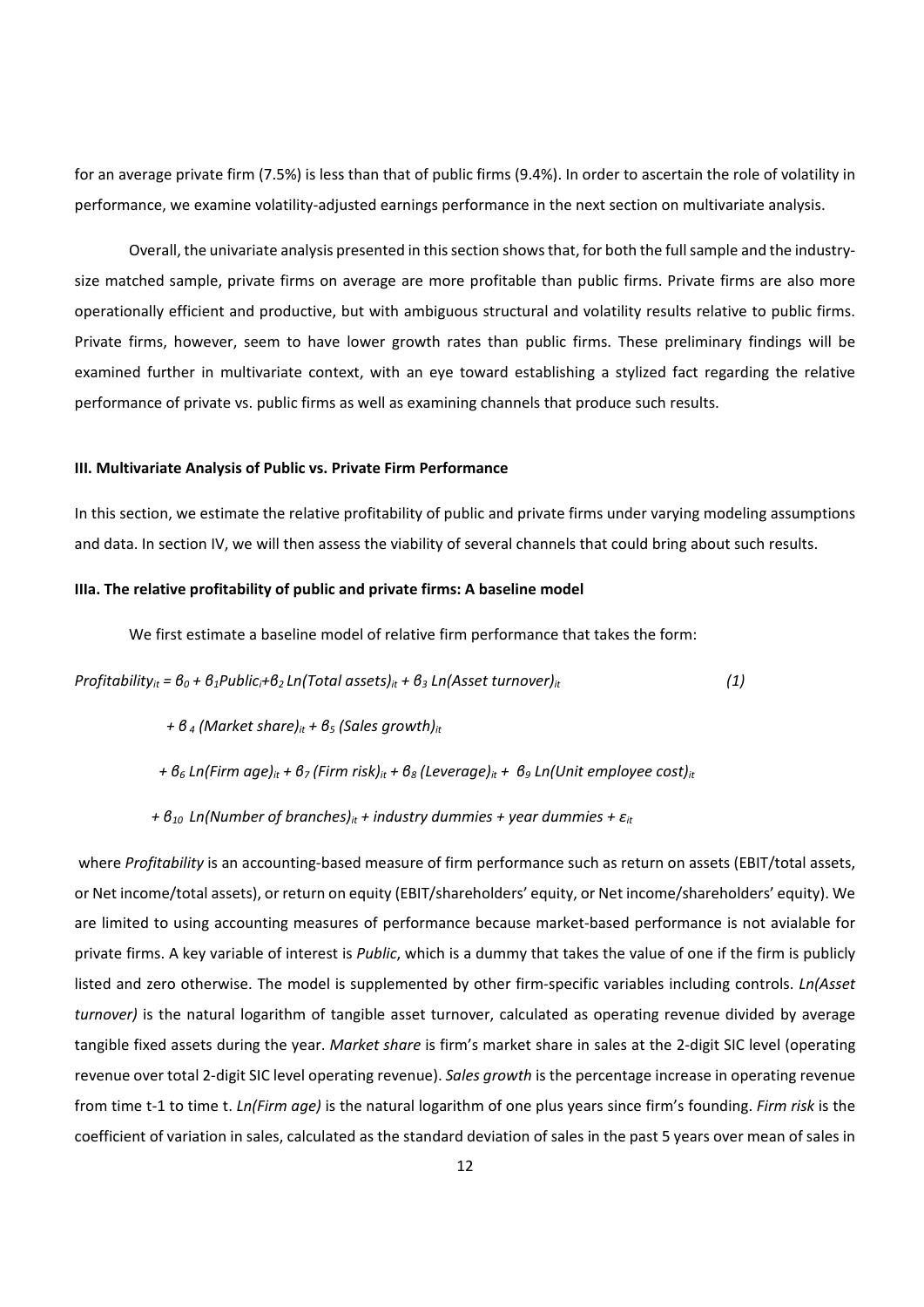for an average private firm (7.5%) is less than that of public firms (9.4%). In order to ascertain the role of volatility in performance, we examine volatility-adjusted earnings performance in the next section on multivariate analysis.

Overall, the univariate analysis presented in this section shows that, for both the full sample and the industry-size matched sample, private firms on average are more profitable than public firms. Private firms are also more operationally efficient and productive, but with ambiguous structural and volatility results relative to public firms. Private firms, however, seem to have lower growth rates than public firms. These preliminary findings will be examined further in multivariate context, with an eye toward establishing a stylized fact regarding the relative performance of private vs. public firms as well as examining channels that produce such results.

### III. Multivariate Analysis of Public vs. Private Firm Performance

In this section, we estimate the relative profitability of public and private firms under varying modeling assumptions and data. In section IV, we will then assess the viability of several channels that could bring about such results.

### IIIa. The relative profitability of public and private firms: A baseline model

We first estimate a baseline model of relative firm performance that takes the form:

$$\begin{aligned} Profitability_{it} = {} & \beta_0 + \beta_1 Public_i + \beta_2 \, Ln(Total\ assets)_{it} + \beta_3 \, Ln(Asset\ turnover)_{it} \\ & + \beta_4 \, (Market\ share)_{it} + \beta_5 \, (Sales\ growth)_{it} \\ & + \beta_6 \, Ln(Firm\ age)_{it} + \beta_7 \, (Firm\ risk)_{it} + \beta_8 \, (Leverage)_{it} + \beta_9 \, Ln(Unit\ employee\ cost)_{it} \\ & + \beta_{10} \, Ln(Number\ of\ branches)_{it} + industry\ dummies + year\ dummies + \varepsilon_{it} \end{aligned} \tag{1}$$

where *Profitability* is an accounting-based measure of firm performance such as return on assets (EBIT/total assets, or Net income/total assets), or return on equity (EBIT/shareholders' equity, or Net income/shareholders' equity). We are limited to using accounting measures of performance because market-based performance is not avialable for private firms. A key variable of interest is *Public*, which is a dummy that takes the value of one if the firm is publicly listed and zero otherwise. The model is supplemented by other firm-specific variables including controls. *Ln(Asset turnover)* is the natural logarithm of tangible asset turnover, calculated as operating revenue divided by average tangible fixed assets during the year. *Market share* is firm's market share in sales at the 2-digit SIC level (operating revenue over total 2-digit SIC level operating revenue). *Sales growth* is the percentage increase in operating revenue from time t-1 to time t. *Ln(Firm age)* is the natural logarithm of one plus years since firm's founding. *Firm risk* is the coefficient of variation in sales, calculated as the standard deviation of sales in the past 5 years over mean of sales in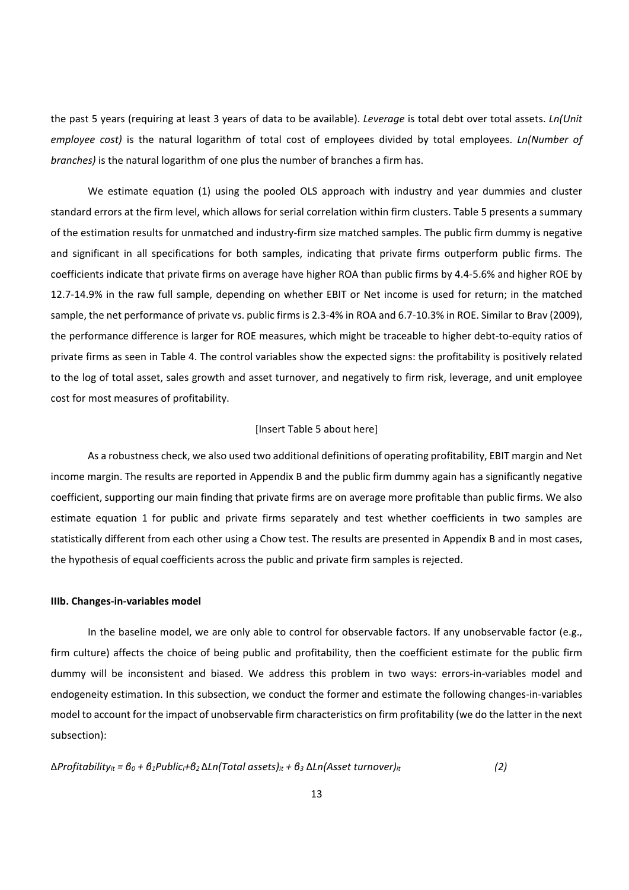the past 5 years (requiring at least 3 years of data to be available). *Leverage* is total debt over total assets. *Ln(Unit employee cost)* is the natural logarithm of total cost of employees divided by total employees. *Ln(Number of branches)* is the natural logarithm of one plus the number of branches a firm has.

We estimate equation (1) using the pooled OLS approach with industry and year dummies and cluster standard errors at the firm level, which allows for serial correlation within firm clusters. Table 5 presents a summary of the estimation results for unmatched and industry-firm size matched samples. The public firm dummy is negative and significant in all specifications for both samples, indicating that private firms outperform public firms. The coefficients indicate that private firms on average have higher ROA than public firms by 4.4-5.6% and higher ROE by 12.7-14.9% in the raw full sample, depending on whether EBIT or Net income is used for return; in the matched sample, the net performance of private vs. public firms is 2.3-4% in ROA and 6.7-10.3% in ROE. Similar to Brav (2009), the performance difference is larger for ROE measures, which might be traceable to higher debt-to-equity ratios of private firms as seen in Table 4. The control variables show the expected signs: the profitability is positively related to the log of total asset, sales growth and asset turnover, and negatively to firm risk, leverage, and unit employee cost for most measures of profitability.

[Insert Table 5 about here]

As a robustness check, we also used two additional definitions of operating profitability, EBIT margin and Net income margin. The results are reported in Appendix B and the public firm dummy again has a significantly negative coefficient, supporting our main finding that private firms are on average more profitable than public firms. We also estimate equation 1 for public and private firms separately and test whether coefficients in two samples are statistically different from each other using a Chow test. The results are presented in Appendix B and in most cases, the hypothesis of equal coefficients across the public and private firm samples is rejected.

#### IIIb. Changes-in-variables model

In the baseline model, we are only able to control for observable factors. If any unobservable factor (e.g., firm culture) affects the choice of being public and profitability, then the coefficient estimate for the public firm dummy will be inconsistent and biased. We address this problem in two ways: errors-in-variables model and endogeneity estimation. In this subsection, we conduct the former and estimate the following changes-in-variables model to account for the impact of unobservable firm characteristics on firm profitability (we do the latter in the next subsection):

$$\Delta Profitability_{it} = \beta_0 + \beta_1 Public_i + \beta_2 \Delta Ln(Total\ assets)_{it} + \beta_3 \Delta Ln(Asset\ turnover)_{it} \qquad (2)$$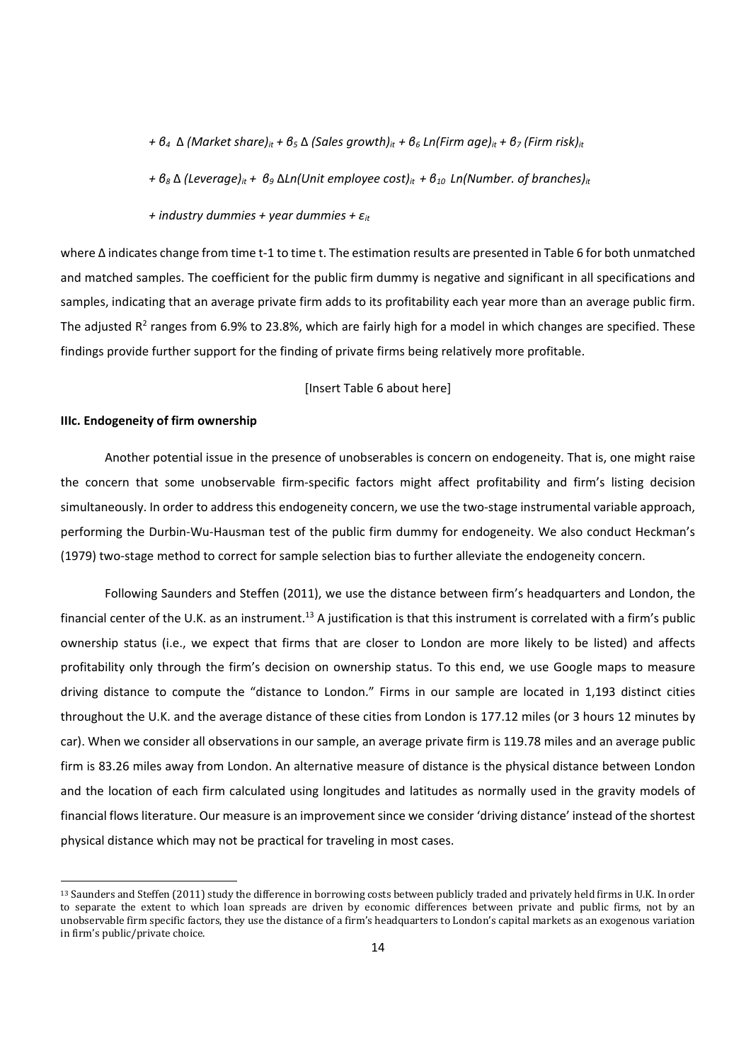$$+ \beta_4 \; \Delta \; (Market\ share)_{it} + \beta_5 \; \Delta \; (Sales\ growth)_{it} + \beta_6 \; Ln(Firm\ age)_{it} + \beta_7 \; (Firm\ risk)_{it}$$

$$+ \beta_8 \; \Delta \; (Leverage)_{it} + \; \beta_9 \; \Delta Ln(Unit\ employee\ cost)_{it} \; + \beta_{10} \; Ln(Number.\ of\ branches)_{it}$$

$$+ \ industry\ dummies + year\ dummies + \varepsilon_{it}$$

where Δ indicates change from time t-1 to time t. The estimation results are presented in Table 6 for both unmatched and matched samples. The coefficient for the public firm dummy is negative and significant in all specifications and samples, indicating that an average private firm adds to its profitability each year more than an average public firm. The adjusted $R^2$ ranges from 6.9% to 23.8%, which are fairly high for a model in which changes are specified. These findings provide further support for the finding of private firms being relatively more profitable.

[Insert Table 6 about here]

**IIIc. Endogeneity of firm ownership**

Another potential issue in the presence of unobserables is concern on endogeneity. That is, one might raise the concern that some unobservable firm-specific factors might affect profitability and firm's listing decision simultaneously. In order to address this endogeneity concern, we use the two-stage instrumental variable approach, performing the Durbin-Wu-Hausman test of the public firm dummy for endogeneity. We also conduct Heckman's (1979) two-stage method to correct for sample selection bias to further alleviate the endogeneity concern.

Following Saunders and Steffen (2011), we use the distance between firm's headquarters and London, the financial center of the U.K. as an instrument.[13] A justification is that this instrument is correlated with a firm's public ownership status (i.e., we expect that firms that are closer to London are more likely to be listed) and affects profitability only through the firm's decision on ownership status. To this end, we use Google maps to measure driving distance to compute the "distance to London." Firms in our sample are located in 1,193 distinct cities throughout the U.K. and the average distance of these cities from London is 177.12 miles (or 3 hours 12 minutes by car). When we consider all observations in our sample, an average private firm is 119.78 miles and an average public firm is 83.26 miles away from London. An alternative measure of distance is the physical distance between London and the location of each firm calculated using longitudes and latitudes as normally used in the gravity models of financial flows literature. Our measure is an improvement since we consider 'driving distance' instead of the shortest physical distance which may not be practical for traveling in most cases.

[13] Saunders and Steffen (2011) study the difference in borrowing costs between publicly traded and privately held firms in U.K. In order to separate the extent to which loan spreads are driven by economic differences between private and public firms, not by an unobservable firm specific factors, they use the distance of a firm's headquarters to London's capital markets as an exogenous variation in firm's public/private choice.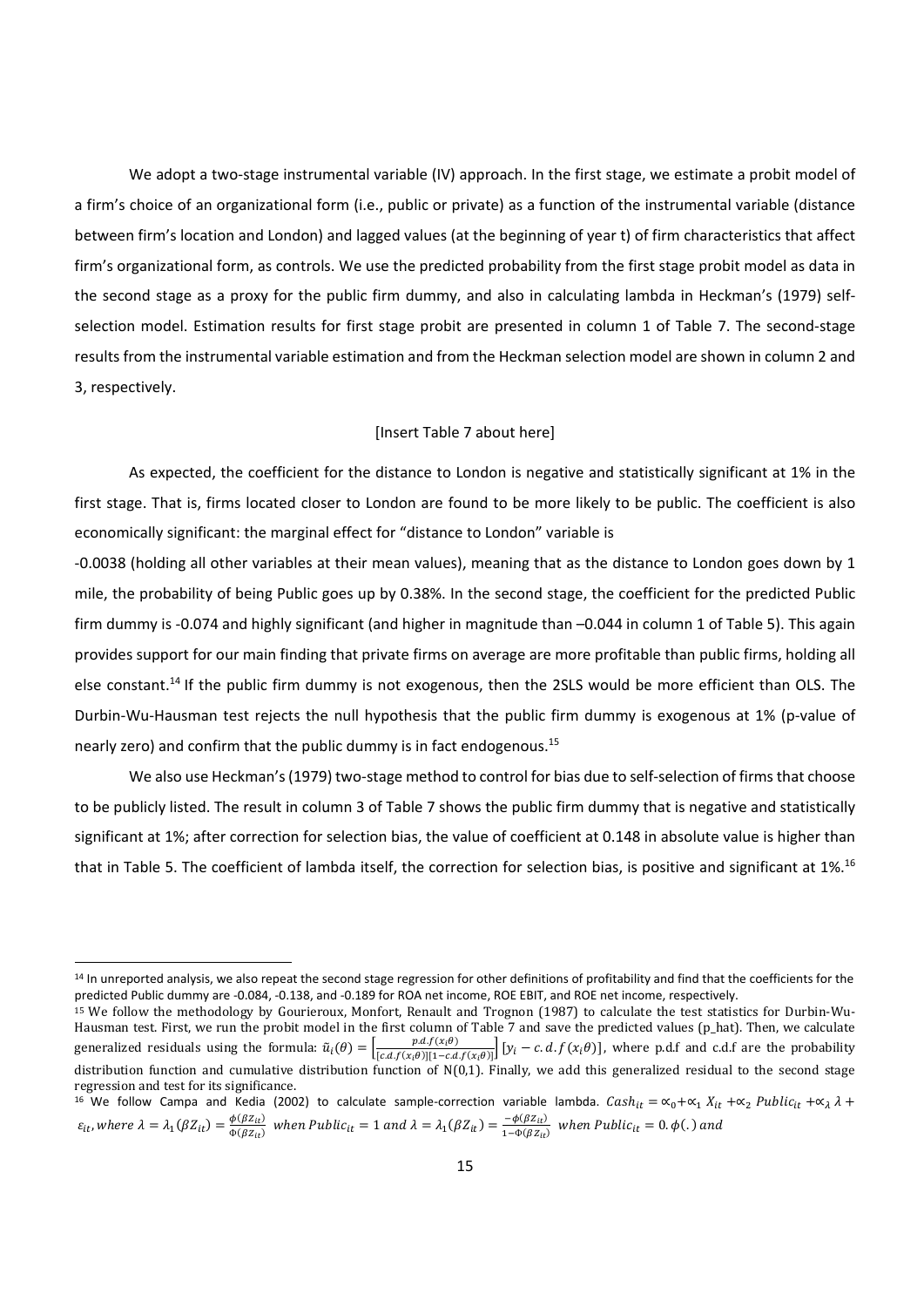We adopt a two-stage instrumental variable (IV) approach. In the first stage, we estimate a probit model of a firm's choice of an organizational form (i.e., public or private) as a function of the instrumental variable (distance between firm's location and London) and lagged values (at the beginning of year t) of firm characteristics that affect firm's organizational form, as controls. We use the predicted probability from the first stage probit model as data in the second stage as a proxy for the public firm dummy, and also in calculating lambda in Heckman's (1979) self-selection model. Estimation results for first stage probit are presented in column 1 of Table 7. The second-stage results from the instrumental variable estimation and from the Heckman selection model are shown in column 2 and 3, respectively.

[Insert Table 7 about here]

As expected, the coefficient for the distance to London is negative and statistically significant at 1% in the first stage. That is, firms located closer to London are found to be more likely to be public. The coefficient is also economically significant: the marginal effect for "distance to London" variable is -0.0038 (holding all other variables at their mean values), meaning that as the distance to London goes down by 1 mile, the probability of being Public goes up by 0.38%. In the second stage, the coefficient for the predicted Public firm dummy is -0.074 and highly significant (and higher in magnitude than –0.044 in column 1 of Table 5). This again provides support for our main finding that private firms on average are more profitable than public firms, holding all else constant.[14] If the public firm dummy is not exogenous, then the 2SLS would be more efficient than OLS. The Durbin-Wu-Hausman test rejects the null hypothesis that the public firm dummy is exogenous at 1% (p-value of nearly zero) and confirm that the public dummy is in fact endogenous.[15]

We also use Heckman's (1979) two-stage method to control for bias due to self-selection of firms that choose to be publicly listed. The result in column 3 of Table 7 shows the public firm dummy that is negative and statistically significant at 1%; after correction for selection bias, the value of coefficient at 0.148 in absolute value is higher than that in Table 5. The coefficient of lambda itself, the correction for selection bias, is positive and significant at 1%.[16]

---

[14] In unreported analysis, we also repeat the second stage regression for other definitions of profitability and find that the coefficients for the predicted Public dummy are -0.084, -0.138, and -0.189 for ROA net income, ROE EBIT, and ROE net income, respectively.

[15] We follow the methodology by Gourieroux, Monfort, Renault and Trognon (1987) to calculate the test statistics for Durbin-Wu-Hausman test. First, we run the probit model in the first column of Table 7 and save the predicted values (p_hat). Then, we calculate generalized residuals using the formula: $\tilde{u}_i(\theta) = \left[\frac{p.d.f(x_i\theta)}{[c.d.f(x_i\theta)][1-c.d.f(x_i\theta)]}\right][y_i - c.d.f(x_i\theta)]$, where p.d.f and c.d.f are the probability distribution function and cumulative distribution function of N(0,1). Finally, we add this generalized residual to the second stage regression and test for its significance.

[16] We follow Campa and Kedia (2002) to calculate sample-correction variable lambda. $Cash_{it} = \alpha_0 + \alpha_1 X_{it} + \alpha_2 Public_{it} + \alpha_\lambda \lambda + \varepsilon_{it}$, where $\lambda = \lambda_1(\beta Z_{it}) = \frac{\phi(\beta Z_{it})}{\Phi(\beta Z_{it})}$ when $Public_{it} = 1$ and $\lambda = \lambda_1(\beta Z_{it}) = \frac{-\phi(\beta Z_{it})}{1-\Phi(\beta Z_{it})}$ when $Public_{it} = 0$. $\phi(.)$ and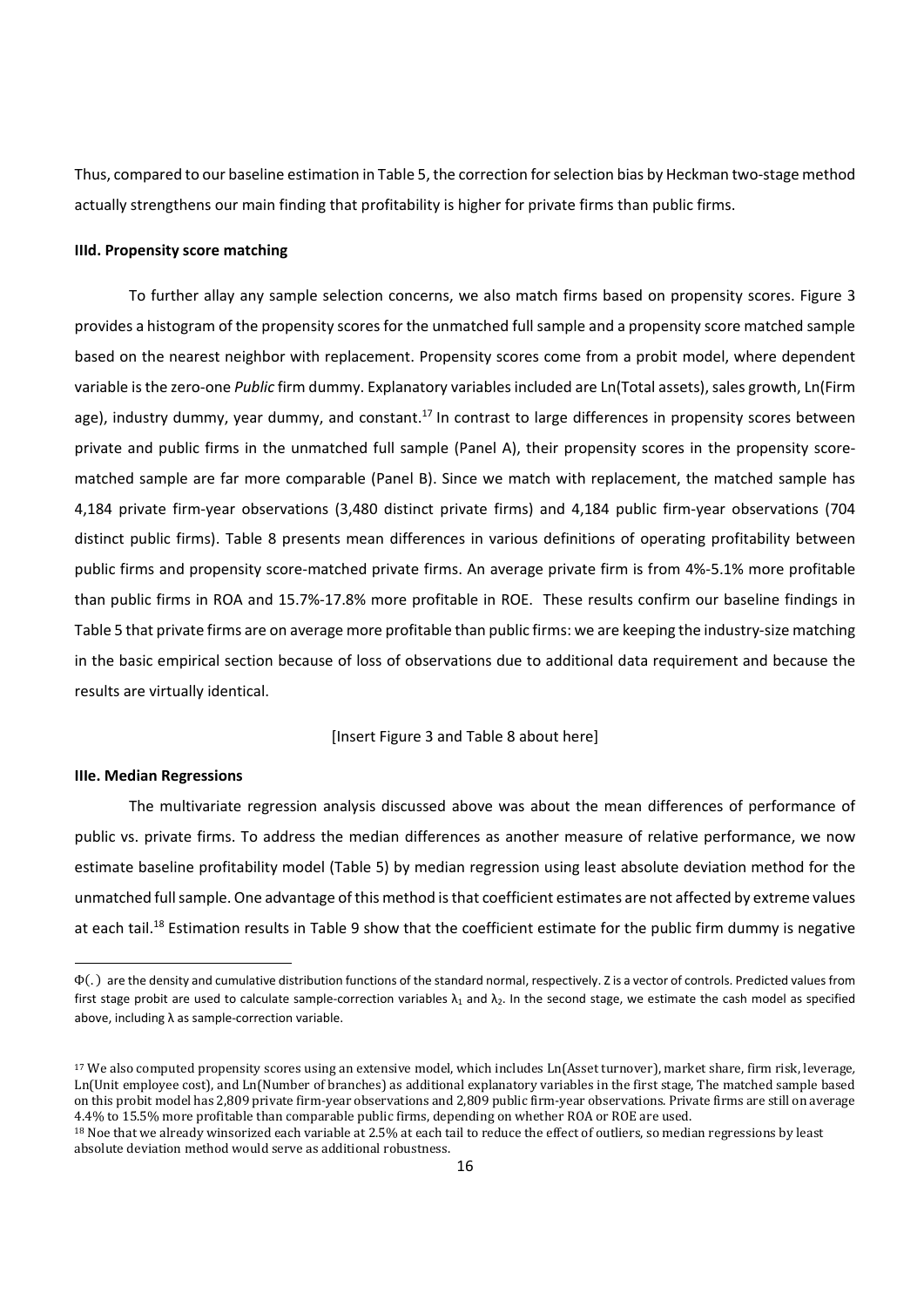Thus, compared to our baseline estimation in Table 5, the correction for selection bias by Heckman two-stage method actually strengthens our main finding that profitability is higher for private firms than public firms.

### IIId. Propensity score matching

To further allay any sample selection concerns, we also match firms based on propensity scores. Figure 3 provides a histogram of the propensity scores for the unmatched full sample and a propensity score matched sample based on the nearest neighbor with replacement. Propensity scores come from a probit model, where dependent variable is the zero-one *Public* firm dummy. Explanatory variables included are Ln(Total assets), sales growth, Ln(Firm age), industry dummy, year dummy, and constant.[17] In contrast to large differences in propensity scores between private and public firms in the unmatched full sample (Panel A), their propensity scores in the propensity score-matched sample are far more comparable (Panel B). Since we match with replacement, the matched sample has 4,184 private firm-year observations (3,480 distinct private firms) and 4,184 public firm-year observations (704 distinct public firms). Table 8 presents mean differences in various definitions of operating profitability between public firms and propensity score-matched private firms. An average private firm is from 4%-5.1% more profitable than public firms in ROA and 15.7%-17.8% more profitable in ROE. These results confirm our baseline findings in Table 5 that private firms are on average more profitable than public firms: we are keeping the industry-size matching in the basic empirical section because of loss of observations due to additional data requirement and because the results are virtually identical.

[Insert Figure 3 and Table 8 about here]

### IIIe. Median Regressions

The multivariate regression analysis discussed above was about the mean differences of performance of public vs. private firms. To address the median differences as another measure of relative performance, we now estimate baseline profitability model (Table 5) by median regression using least absolute deviation method for the unmatched full sample. One advantage of this method is that coefficient estimates are not affected by extreme values at each tail.[18] Estimation results in Table 9 show that the coefficient estimate for the public firm dummy is negative

---

$\Phi(.)$ are the density and cumulative distribution functions of the standard normal, respectively. Z is a vector of controls. Predicted values from first stage probit are used to calculate sample-correction variables $\lambda_1$ and $\lambda_2$. In the second stage, we estimate the cash model as specified above, including $\lambda$ as sample-correction variable.

[17] We also computed propensity scores using an extensive model, which includes Ln(Asset turnover), market share, firm risk, leverage, Ln(Unit employee cost), and Ln(Number of branches) as additional explanatory variables in the first stage, The matched sample based on this probit model has 2,809 private firm-year observations and 2,809 public firm-year observations. Private firms are still on average 4.4% to 15.5% more profitable than comparable public firms, depending on whether ROA or ROE are used.

[18] Noe that we already winsorized each variable at 2.5% at each tail to reduce the effect of outliers, so median regressions by least absolute deviation method would serve as additional robustness.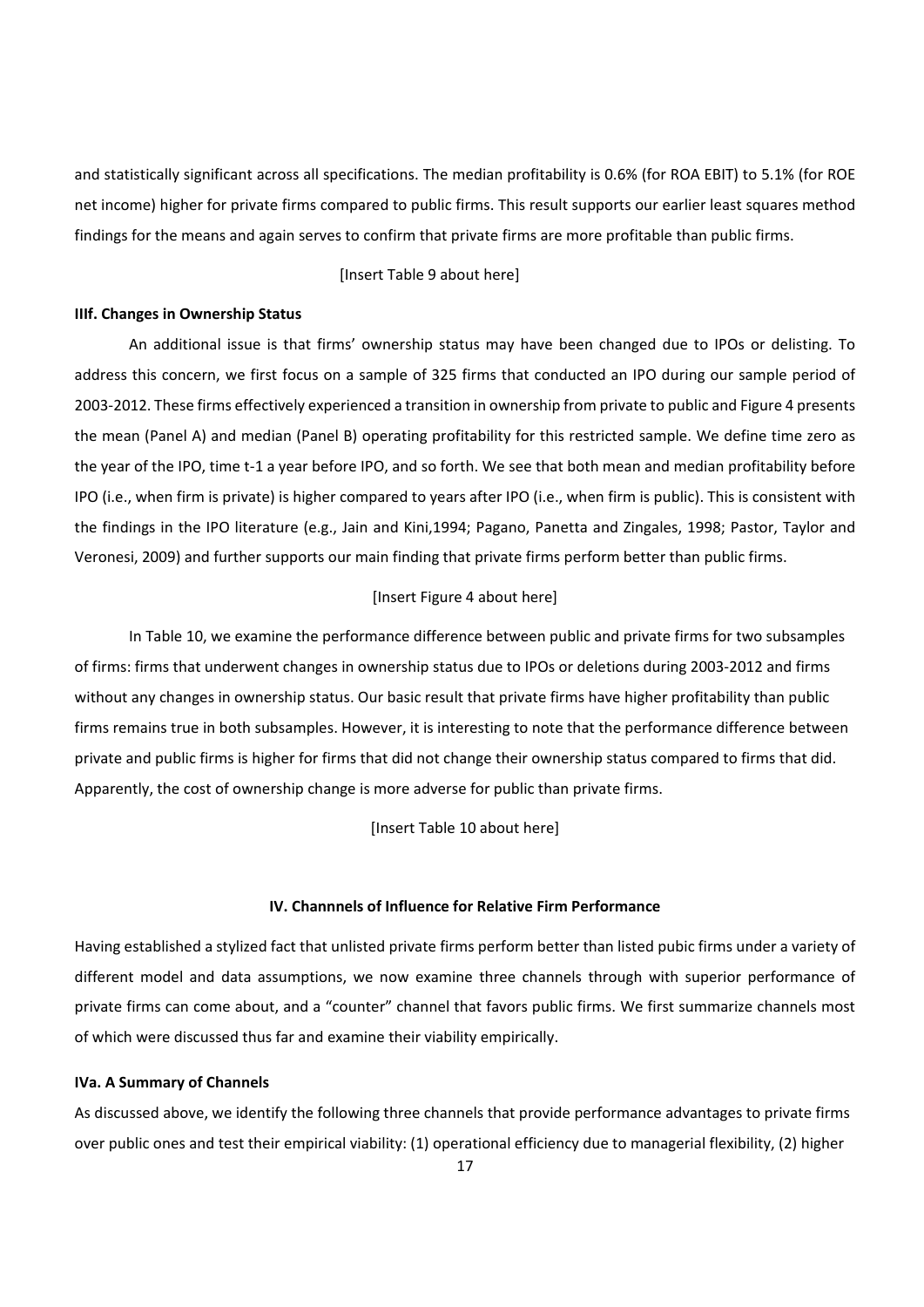and statistically significant across all specifications. The median profitability is 0.6% (for ROA EBIT) to 5.1% (for ROE net income) higher for private firms compared to public firms. This result supports our earlier least squares method findings for the means and again serves to confirm that private firms are more profitable than public firms.

[Insert Table 9 about here]

### IIIf. Changes in Ownership Status

An additional issue is that firms' ownership status may have been changed due to IPOs or delisting. To address this concern, we first focus on a sample of 325 firms that conducted an IPO during our sample period of 2003-2012. These firms effectively experienced a transition in ownership from private to public and Figure 4 presents the mean (Panel A) and median (Panel B) operating profitability for this restricted sample. We define time zero as the year of the IPO, time t-1 a year before IPO, and so forth. We see that both mean and median profitability before IPO (i.e., when firm is private) is higher compared to years after IPO (i.e., when firm is public). This is consistent with the findings in the IPO literature (e.g., Jain and Kini,1994; Pagano, Panetta and Zingales, 1998; Pastor, Taylor and Veronesi, 2009) and further supports our main finding that private firms perform better than public firms.

[Insert Figure 4 about here]

In Table 10, we examine the performance difference between public and private firms for two subsamples of firms: firms that underwent changes in ownership status due to IPOs or deletions during 2003-2012 and firms without any changes in ownership status. Our basic result that private firms have higher profitability than public firms remains true in both subsamples. However, it is interesting to note that the performance difference between private and public firms is higher for firms that did not change their ownership status compared to firms that did. Apparently, the cost of ownership change is more adverse for public than private firms.

[Insert Table 10 about here]

## IV. Channnels of Influence for Relative Firm Performance

Having established a stylized fact that unlisted private firms perform better than listed pubic firms under a variety of different model and data assumptions, we now examine three channels through with superior performance of private firms can come about, and a "counter" channel that favors public firms. We first summarize channels most of which were discussed thus far and examine their viability empirically.

### IVa. A Summary of Channels

As discussed above, we identify the following three channels that provide performance advantages to private firms over public ones and test their empirical viability: (1) operational efficiency due to managerial flexibility, (2) higher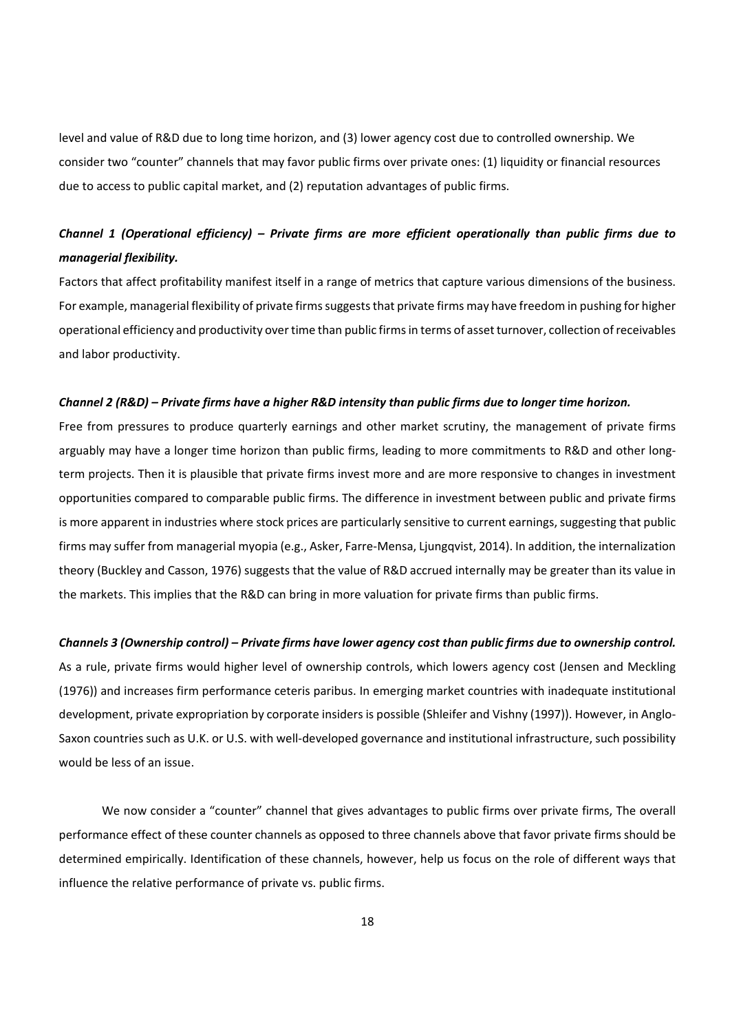level and value of R&D due to long time horizon, and (3) lower agency cost due to controlled ownership. We consider two "counter" channels that may favor public firms over private ones: (1) liquidity or financial resources due to access to public capital market, and (2) reputation advantages of public firms.

***Channel 1 (Operational efficiency) – Private firms are more efficient operationally than public firms due to managerial flexibility.***

Factors that affect profitability manifest itself in a range of metrics that capture various dimensions of the business. For example, managerial flexibility of private firms suggests that private firms may have freedom in pushing for higher operational efficiency and productivity over time than public firms in terms of asset turnover, collection of receivables and labor productivity.

***Channel 2 (R&D) – Private firms have a higher R&D intensity than public firms due to longer time horizon.***

Free from pressures to produce quarterly earnings and other market scrutiny, the management of private firms arguably may have a longer time horizon than public firms, leading to more commitments to R&D and other long-term projects. Then it is plausible that private firms invest more and are more responsive to changes in investment opportunities compared to comparable public firms. The difference in investment between public and private firms is more apparent in industries where stock prices are particularly sensitive to current earnings, suggesting that public firms may suffer from managerial myopia (e.g., Asker, Farre-Mensa, Ljungqvist, 2014). In addition, the internalization theory (Buckley and Casson, 1976) suggests that the value of R&D accrued internally may be greater than its value in the markets. This implies that the R&D can bring in more valuation for private firms than public firms.

***Channels 3 (Ownership control) – Private firms have lower agency cost than public firms due to ownership control.***

As a rule, private firms would higher level of ownership controls, which lowers agency cost (Jensen and Meckling (1976)) and increases firm performance ceteris paribus. In emerging market countries with inadequate institutional development, private expropriation by corporate insiders is possible (Shleifer and Vishny (1997)). However, in Anglo-Saxon countries such as U.K. or U.S. with well-developed governance and institutional infrastructure, such possibility would be less of an issue.

We now consider a "counter" channel that gives advantages to public firms over private firms, The overall performance effect of these counter channels as opposed to three channels above that favor private firms should be determined empirically. Identification of these channels, however, help us focus on the role of different ways that influence the relative performance of private vs. public firms.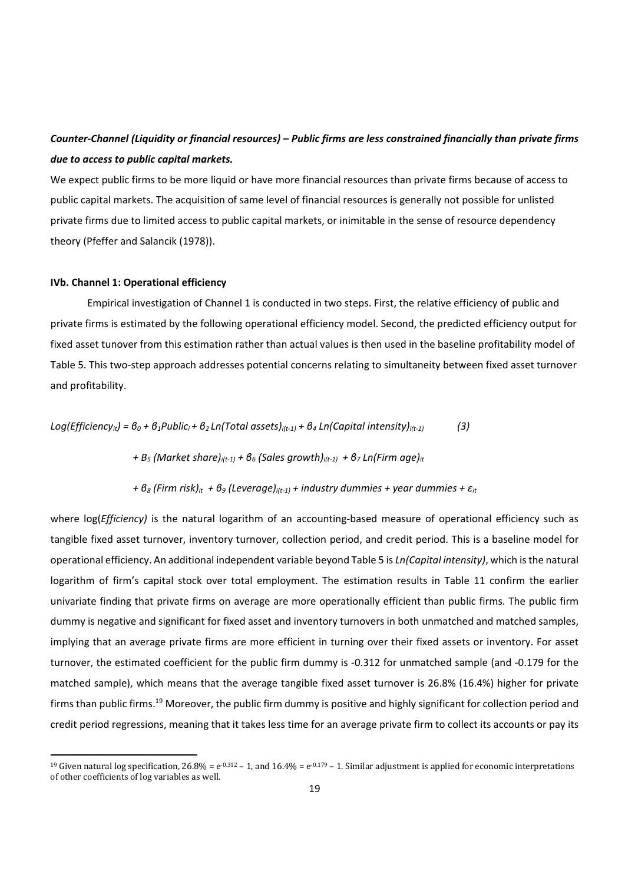***Counter-Channel (Liquidity or financial resources) – Public firms are less constrained financially than private firms due to access to public capital markets.***

We expect public firms to be more liquid or have more financial resources than private firms because of access to public capital markets. The acquisition of same level of financial resources is generally not possible for unlisted private firms due to limited access to public capital markets, or inimitable in the sense of resource dependency theory (Pfeffer and Salancik (1978)).

#### IVb. Channel 1: Operational efficiency

Empirical investigation of Channel 1 is conducted in two steps. First, the relative efficiency of public and private firms is estimated by the following operational efficiency model. Second, the predicted efficiency output for fixed asset tunover from this estimation rather than actual values is then used in the baseline profitability model of Table 5. This two-step approach addresses potential concerns relating to simultaneity between fixed asset turnover and profitability.

$$Log(Efficiency_{it}) = \beta_0 + \beta_1 Public_i + \beta_2 Ln(Total\ assets)_{i(t-1)} + \beta_4\ Ln(Capital\ intensity)_{i(t-1)} \quad (3)$$

$$+ B_5\ (Market\ share)_{i(t-1)} + \beta_6\ (Sales\ growth)_{i(t-1)} + \beta_7\ Ln(Firm\ age)_{it}$$

$$+ \beta_8\ (Firm\ risk)_{it} + \beta_9\ (Leverage)_{i(t-1)} + industry\ dummies + year\ dummies + \varepsilon_{it}$$

where log(*Efficiency)* is the natural logarithm of an accounting-based measure of operational efficiency such as tangible fixed asset turnover, inventory turnover, collection period, and credit period. This is a baseline model for operational efficiency. An additional independent variable beyond Table 5 is *Ln(Capital intensity)*, which is the natural logarithm of firm's capital stock over total employment. The estimation results in Table 11 confirm the earlier univariate finding that private firms on average are more operationally efficient than public firms. The public firm dummy is negative and significant for fixed asset and inventory turnovers in both unmatched and matched samples, implying that an average private firms are more efficient in turning over their fixed assets or inventory. For asset turnover, the estimated coefficient for the public firm dummy is -0.312 for unmatched sample (and -0.179 for the matched sample), which means that the average tangible fixed asset turnover is 26.8% (16.4%) higher for private firms than public firms.[19] Moreover, the public firm dummy is positive and highly significant for collection period and credit period regressions, meaning that it takes less time for an average private firm to collect its accounts or pay its

[19] Given natural log specification, 26.8% = $e^{-0.312} - 1$, and 16.4% = $e^{-0.179} - 1$. Similar adjustment is applied for economic interpretations of other coefficients of log variables as well.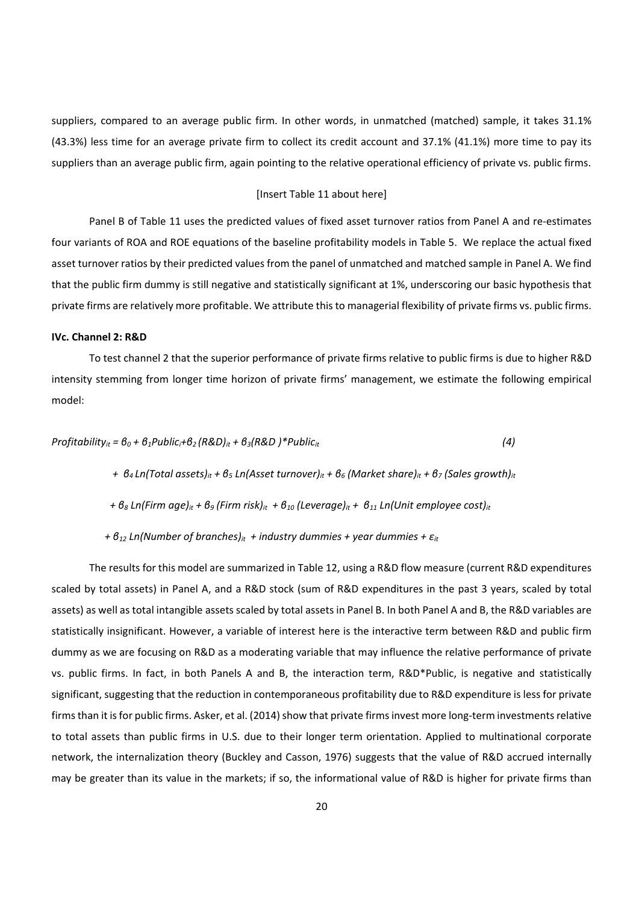suppliers, compared to an average public firm. In other words, in unmatched (matched) sample, it takes 31.1% (43.3%) less time for an average private firm to collect its credit account and 37.1% (41.1%) more time to pay its suppliers than an average public firm, again pointing to the relative operational efficiency of private vs. public firms.

[Insert Table 11 about here]

Panel B of Table 11 uses the predicted values of fixed asset turnover ratios from Panel A and re-estimates four variants of ROA and ROE equations of the baseline profitability models in Table 5. We replace the actual fixed asset turnover ratios by their predicted values from the panel of unmatched and matched sample in Panel A. We find that the public firm dummy is still negative and statistically significant at 1%, underscoring our basic hypothesis that private firms are relatively more profitable. We attribute this to managerial flexibility of private firms vs. public firms.

### IVc. Channel 2: R&D

To test channel 2 that the superior performance of private firms relative to public firms is due to higher R&D intensity stemming from longer time horizon of private firms' management, we estimate the following empirical model:

$$
\begin{aligned}
Profitability_{it} = \beta_0 + \beta_1 Public_i + \beta_2 (R\&D)_{it} + \beta_3 (R\&D)*Public_{it} \qquad (4) \\
+ \beta_4 Ln(Total\ assets)_{it} + \beta_5 Ln(Asset\ turnover)_{it} + \beta_6 (Market\ share)_{it} + \beta_7 (Sales\ growth)_{it} \\
+ \beta_8 Ln(Firm\ age)_{it} + \beta_9 (Firm\ risk)_{it} + \beta_{10} (Leverage)_{it} + \beta_{11} Ln(Unit\ employee\ cost)_{it} \\
+ \beta_{12} Ln(Number\ of\ branches)_{it} + industry\ dummies + year\ dummies + \varepsilon_{it}
\end{aligned}
$$

The results for this model are summarized in Table 12, using a R&D flow measure (current R&D expenditures scaled by total assets) in Panel A, and a R&D stock (sum of R&D expenditures in the past 3 years, scaled by total assets) as well as total intangible assets scaled by total assets in Panel B. In both Panel A and B, the R&D variables are statistically insignificant. However, a variable of interest here is the interactive term between R&D and public firm dummy as we are focusing on R&D as a moderating variable that may influence the relative performance of private vs. public firms. In fact, in both Panels A and B, the interaction term, R&D*Public, is negative and statistically significant, suggesting that the reduction in contemporaneous profitability due to R&D expenditure is less for private firms than it is for public firms. Asker, et al. (2014) show that private firms invest more long-term investments relative to total assets than public firms in U.S. due to their longer term orientation. Applied to multinational corporate network, the internalization theory (Buckley and Casson, 1976) suggests that the value of R&D accrued internally may be greater than its value in the markets; if so, the informational value of R&D is higher for private firms than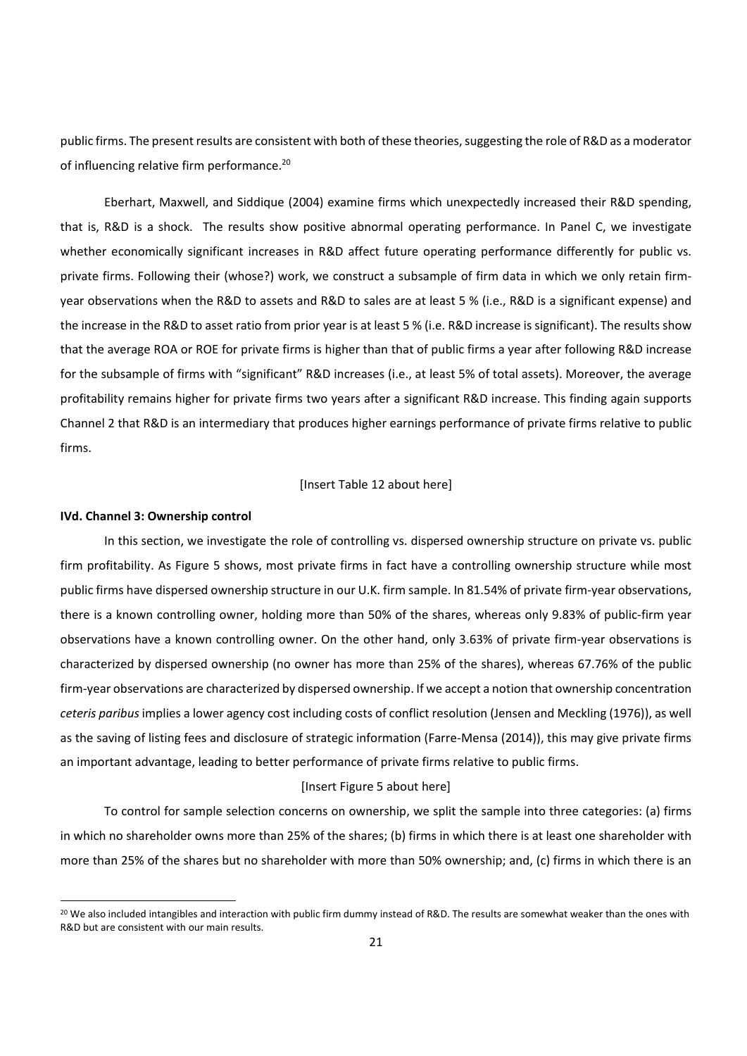public firms. The present results are consistent with both of these theories, suggesting the role of R&D as a moderator of influencing relative firm performance.[20]

Eberhart, Maxwell, and Siddique (2004) examine firms which unexpectedly increased their R&D spending, that is, R&D is a shock. The results show positive abnormal operating performance. In Panel C, we investigate whether economically significant increases in R&D affect future operating performance differently for public vs. private firms. Following their (whose?) work, we construct a subsample of firm data in which we only retain firm-year observations when the R&D to assets and R&D to sales are at least 5 % (i.e., R&D is a significant expense) and the increase in the R&D to asset ratio from prior year is at least 5 % (i.e. R&D increase is significant). The results show that the average ROA or ROE for private firms is higher than that of public firms a year after following R&D increase for the subsample of firms with "significant" R&D increases (i.e., at least 5% of total assets). Moreover, the average profitability remains higher for private firms two years after a significant R&D increase. This finding again supports Channel 2 that R&D is an intermediary that produces higher earnings performance of private firms relative to public firms.

[Insert Table 12 about here]

**IVd. Channel 3: Ownership control**

In this section, we investigate the role of controlling vs. dispersed ownership structure on private vs. public firm profitability. As Figure 5 shows, most private firms in fact have a controlling ownership structure while most public firms have dispersed ownership structure in our U.K. firm sample. In 81.54% of private firm-year observations, there is a known controlling owner, holding more than 50% of the shares, whereas only 9.83% of public-firm year observations have a known controlling owner. On the other hand, only 3.63% of private firm-year observations is characterized by dispersed ownership (no owner has more than 25% of the shares), whereas 67.76% of the public firm-year observations are characterized by dispersed ownership. If we accept a notion that ownership concentration *ceteris paribus* implies a lower agency cost including costs of conflict resolution (Jensen and Meckling (1976)), as well as the saving of listing fees and disclosure of strategic information (Farre-Mensa (2014)), this may give private firms an important advantage, leading to better performance of private firms relative to public firms.

[Insert Figure 5 about here]

To control for sample selection concerns on ownership, we split the sample into three categories: (a) firms in which no shareholder owns more than 25% of the shares; (b) firms in which there is at least one shareholder with more than 25% of the shares but no shareholder with more than 50% ownership; and, (c) firms in which there is an

[20] We also included intangibles and interaction with public firm dummy instead of R&D. The results are somewhat weaker than the ones with R&D but are consistent with our main results.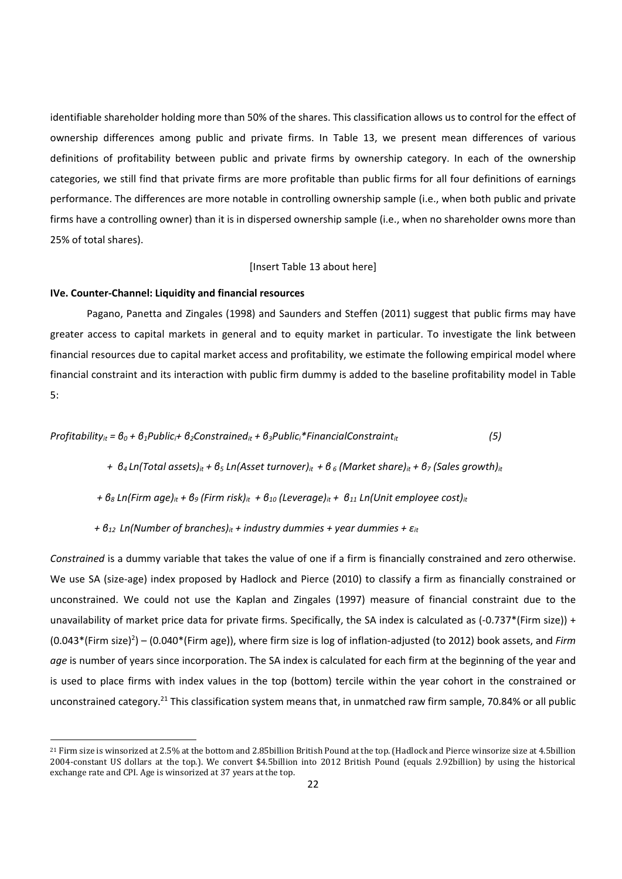identifiable shareholder holding more than 50% of the shares. This classification allows us to control for the effect of ownership differences among public and private firms. In Table 13, we present mean differences of various definitions of profitability between public and private firms by ownership category. In each of the ownership categories, we still find that private firms are more profitable than public firms for all four definitions of earnings performance. The differences are more notable in controlling ownership sample (i.e., when both public and private firms have a controlling owner) than it is in dispersed ownership sample (i.e., when no shareholder owns more than 25% of total shares).

[Insert Table 13 about here]

### IVe. Counter-Channel: Liquidity and financial resources

Pagano, Panetta and Zingales (1998) and Saunders and Steffen (2011) suggest that public firms may have greater access to capital markets in general and to equity market in particular. To investigate the link between financial resources due to capital market access and profitability, we estimate the following empirical model where financial constraint and its interaction with public firm dummy is added to the baseline profitability model in Table 5:

$$Profitability_{it} = \beta_0 + \beta_1 Public_i + \beta_2 Constrained_{it} + \beta_3 Public_i{*}FinancialConstraint_{it} \quad (5)$$

$$+ \beta_4 Ln(Total\ assets)_{it} + \beta_5 Ln(Asset\ turnover)_{it} + \beta_6 (Market\ share)_{it} + \beta_7 (Sales\ growth)_{it}$$

$$+ \beta_8 Ln(Firm\ age)_{it} + \beta_9 (Firm\ risk)_{it} + \beta_{10} (Leverage)_{it} + \beta_{11} Ln(Unit\ employee\ cost)_{it}$$

$$+ \beta_{12} Ln(Number\ of\ branches)_{it} + industry\ dummies + year\ dummies + \varepsilon_{it}$$

*Constrained* is a dummy variable that takes the value of one if a firm is financially constrained and zero otherwise. We use SA (size-age) index proposed by Hadlock and Pierce (2010) to classify a firm as financially constrained or unconstrained. We could not use the Kaplan and Zingales (1997) measure of financial constraint due to the unavailability of market price data for private firms. Specifically, the SA index is calculated as (-0.737*(Firm size)) + (0.043*(Firm size)$^2$) – (0.040*(Firm age)), where firm size is log of inflation-adjusted (to 2012) book assets, and *Firm age* is number of years since incorporation. The SA index is calculated for each firm at the beginning of the year and is used to place firms with index values in the top (bottom) tercile within the year cohort in the constrained or unconstrained category.[21] This classification system means that, in unmatched raw firm sample, 70.84% or all public

[21] Firm size is winsorized at 2.5% at the bottom and 2.85billion British Pound at the top. (Hadlock and Pierce winsorize size at 4.5billion 2004-constant US dollars at the top.). We convert $4.5billion into 2012 British Pound (equals 2.92billion) by using the historical exchange rate and CPI. Age is winsorized at 37 years at the top.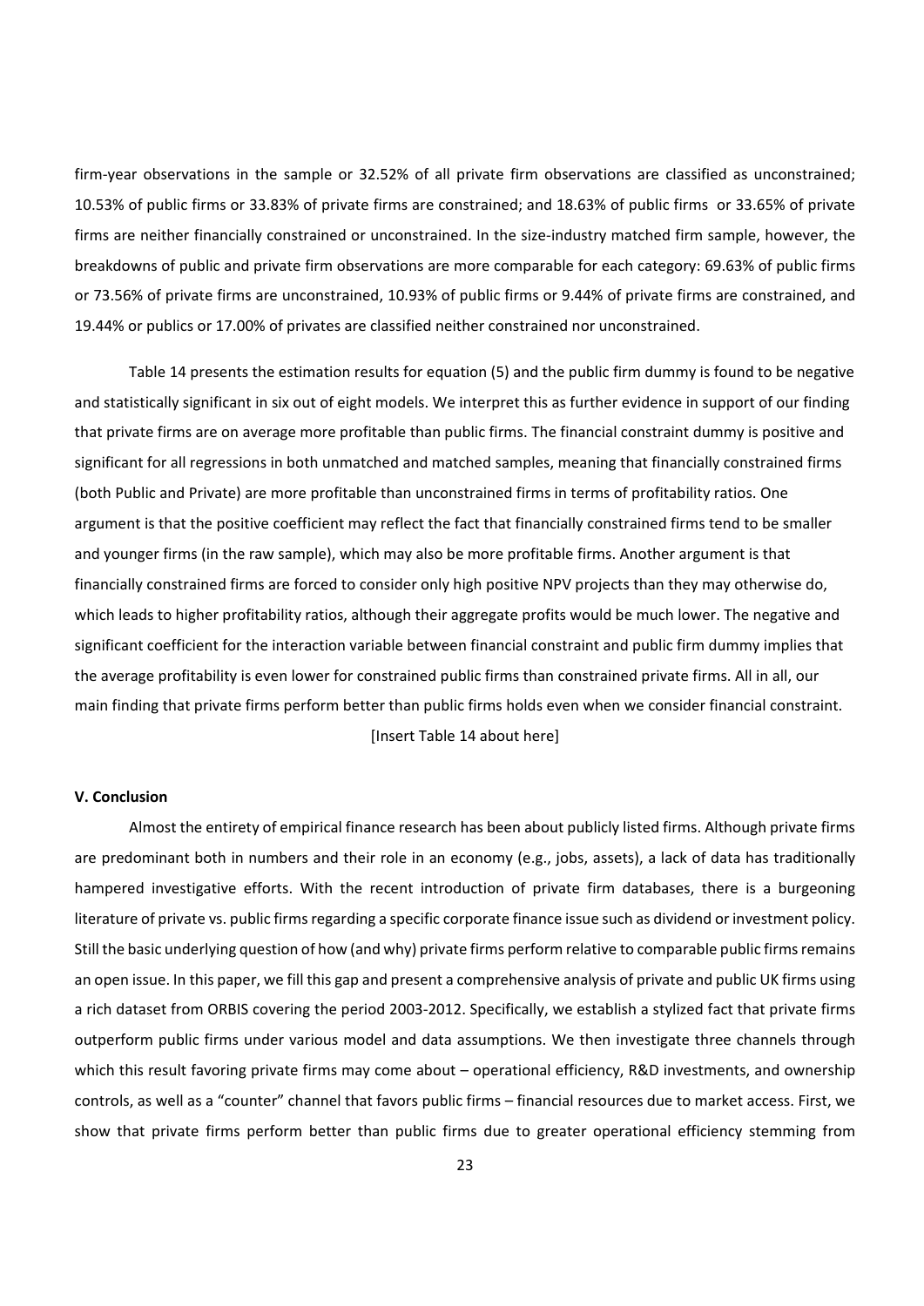firm-year observations in the sample or 32.52% of all private firm observations are classified as unconstrained; 10.53% of public firms or 33.83% of private firms are constrained; and 18.63% of public firms or 33.65% of private firms are neither financially constrained or unconstrained. In the size-industry matched firm sample, however, the breakdowns of public and private firm observations are more comparable for each category: 69.63% of public firms or 73.56% of private firms are unconstrained, 10.93% of public firms or 9.44% of private firms are constrained, and 19.44% or publics or 17.00% of privates are classified neither constrained nor unconstrained.

Table 14 presents the estimation results for equation (5) and the public firm dummy is found to be negative and statistically significant in six out of eight models. We interpret this as further evidence in support of our finding that private firms are on average more profitable than public firms. The financial constraint dummy is positive and significant for all regressions in both unmatched and matched samples, meaning that financially constrained firms (both Public and Private) are more profitable than unconstrained firms in terms of profitability ratios. One argument is that the positive coefficient may reflect the fact that financially constrained firms tend to be smaller and younger firms (in the raw sample), which may also be more profitable firms. Another argument is that financially constrained firms are forced to consider only high positive NPV projects than they may otherwise do, which leads to higher profitability ratios, although their aggregate profits would be much lower. The negative and significant coefficient for the interaction variable between financial constraint and public firm dummy implies that the average profitability is even lower for constrained public firms than constrained private firms. All in all, our main finding that private firms perform better than public firms holds even when we consider financial constraint.

[Insert Table 14 about here]

## V. Conclusion

Almost the entirety of empirical finance research has been about publicly listed firms. Although private firms are predominant both in numbers and their role in an economy (e.g., jobs, assets), a lack of data has traditionally hampered investigative efforts. With the recent introduction of private firm databases, there is a burgeoning literature of private vs. public firms regarding a specific corporate finance issue such as dividend or investment policy. Still the basic underlying question of how (and why) private firms perform relative to comparable public firms remains an open issue. In this paper, we fill this gap and present a comprehensive analysis of private and public UK firms using a rich dataset from ORBIS covering the period 2003-2012. Specifically, we establish a stylized fact that private firms outperform public firms under various model and data assumptions. We then investigate three channels through which this result favoring private firms may come about – operational efficiency, R&D investments, and ownership controls, as well as a "counter" channel that favors public firms – financial resources due to market access. First, we show that private firms perform better than public firms due to greater operational efficiency stemming from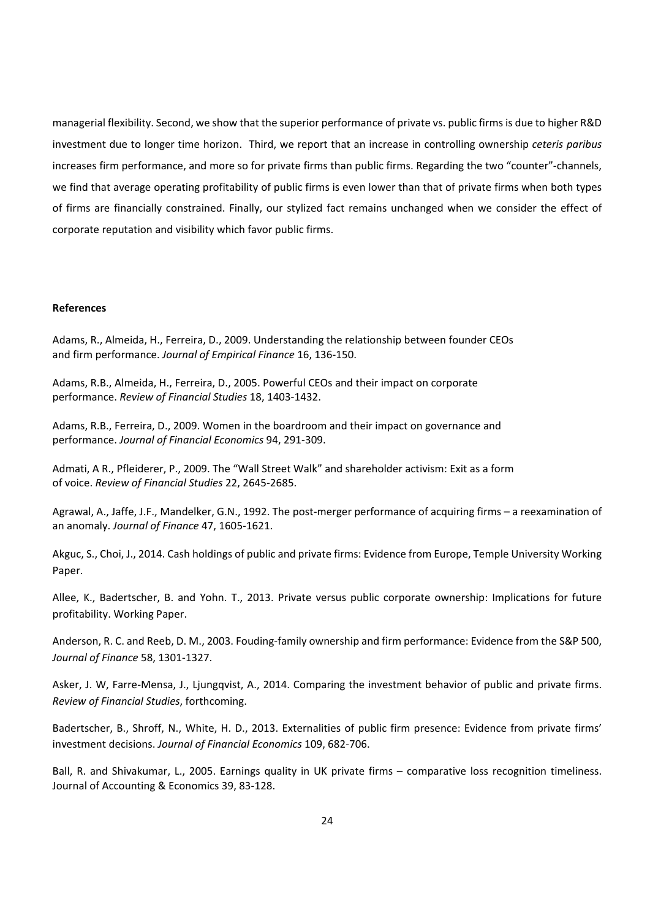managerial flexibility. Second, we show that the superior performance of private vs. public firms is due to higher R&D investment due to longer time horizon. Third, we report that an increase in controlling ownership *ceteris paribus* increases firm performance, and more so for private firms than public firms. Regarding the two "counter"-channels, we find that average operating profitability of public firms is even lower than that of private firms when both types of firms are financially constrained. Finally, our stylized fact remains unchanged when we consider the effect of corporate reputation and visibility which favor public firms.

**References**

Adams, R., Almeida, H., Ferreira, D., 2009. Understanding the relationship between founder CEOs and firm performance. *Journal of Empirical Finance* 16, 136-150.

Adams, R.B., Almeida, H., Ferreira, D., 2005. Powerful CEOs and their impact on corporate performance. *Review of Financial Studies* 18, 1403-1432.

Adams, R.B., Ferreira, D., 2009. Women in the boardroom and their impact on governance and performance. *Journal of Financial Economics* 94, 291-309.

Admati, A R., Pfleiderer, P., 2009. The "Wall Street Walk" and shareholder activism: Exit as a form of voice. *Review of Financial Studies* 22, 2645-2685.

Agrawal, A., Jaffe, J.F., Mandelker, G.N., 1992. The post-merger performance of acquiring firms – a reexamination of an anomaly. *Journal of Finance* 47, 1605-1621.

Akguc, S., Choi, J., 2014. Cash holdings of public and private firms: Evidence from Europe, Temple University Working Paper.

Allee, K., Badertscher, B. and Yohn. T., 2013. Private versus public corporate ownership: Implications for future profitability. Working Paper.

Anderson, R. C. and Reeb, D. M., 2003. Fouding-family ownership and firm performance: Evidence from the S&P 500, *Journal of Finance* 58, 1301-1327.

Asker, J. W, Farre-Mensa, J., Ljungqvist, A., 2014. Comparing the investment behavior of public and private firms. *Review of Financial Studies*, forthcoming.

Badertscher, B., Shroff, N., White, H. D., 2013. Externalities of public firm presence: Evidence from private firms' investment decisions. *Journal of Financial Economics* 109, 682-706.

Ball, R. and Shivakumar, L., 2005. Earnings quality in UK private firms – comparative loss recognition timeliness. Journal of Accounting & Economics 39, 83-128.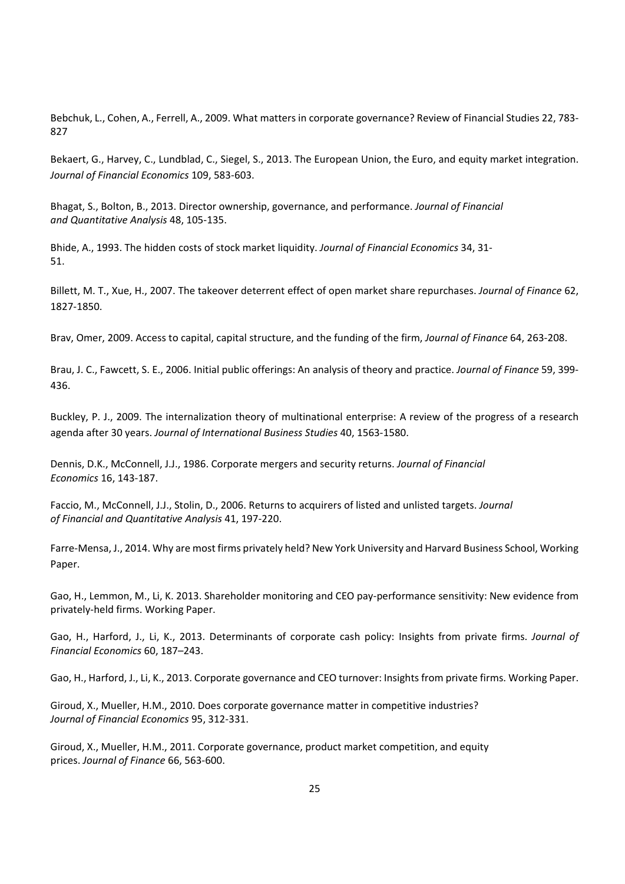Bebchuk, L., Cohen, A., Ferrell, A., 2009. What matters in corporate governance? Review of Financial Studies 22, 783-827

Bekaert, G., Harvey, C., Lundblad, C., Siegel, S., 2013. The European Union, the Euro, and equity market integration. *Journal of Financial Economics* 109, 583-603.

Bhagat, S., Bolton, B., 2013. Director ownership, governance, and performance. *Journal of Financial and Quantitative Analysis* 48, 105-135.

Bhide, A., 1993. The hidden costs of stock market liquidity. *Journal of Financial Economics* 34, 31-51.

Billett, M. T., Xue, H., 2007. The takeover deterrent effect of open market share repurchases. *Journal of Finance* 62, 1827-1850.

Brav, Omer, 2009. Access to capital, capital structure, and the funding of the firm, *Journal of Finance* 64, 263-208.

Brau, J. C., Fawcett, S. E., 2006. Initial public offerings: An analysis of theory and practice. *Journal of Finance* 59, 399-436.

Buckley, P. J., 2009. The internalization theory of multinational enterprise: A review of the progress of a research agenda after 30 years. *Journal of International Business Studies* 40, 1563-1580.

Dennis, D.K., McConnell, J.J., 1986. Corporate mergers and security returns. *Journal of Financial Economics* 16, 143-187.

Faccio, M., McConnell, J.J., Stolin, D., 2006. Returns to acquirers of listed and unlisted targets. *Journal of Financial and Quantitative Analysis* 41, 197-220.

Farre-Mensa, J., 2014. Why are most firms privately held? New York University and Harvard Business School, Working Paper.

Gao, H., Lemmon, M., Li, K. 2013. Shareholder monitoring and CEO pay-performance sensitivity: New evidence from privately-held firms. Working Paper.

Gao, H., Harford, J., Li, K., 2013. Determinants of corporate cash policy: Insights from private firms. *Journal of Financial Economics* 60, 187–243.

Gao, H., Harford, J., Li, K., 2013. Corporate governance and CEO turnover: Insights from private firms. Working Paper.

Giroud, X., Mueller, H.M., 2010. Does corporate governance matter in competitive industries? *Journal of Financial Economics* 95, 312-331.

Giroud, X., Mueller, H.M., 2011. Corporate governance, product market competition, and equity prices. *Journal of Finance* 66, 563-600.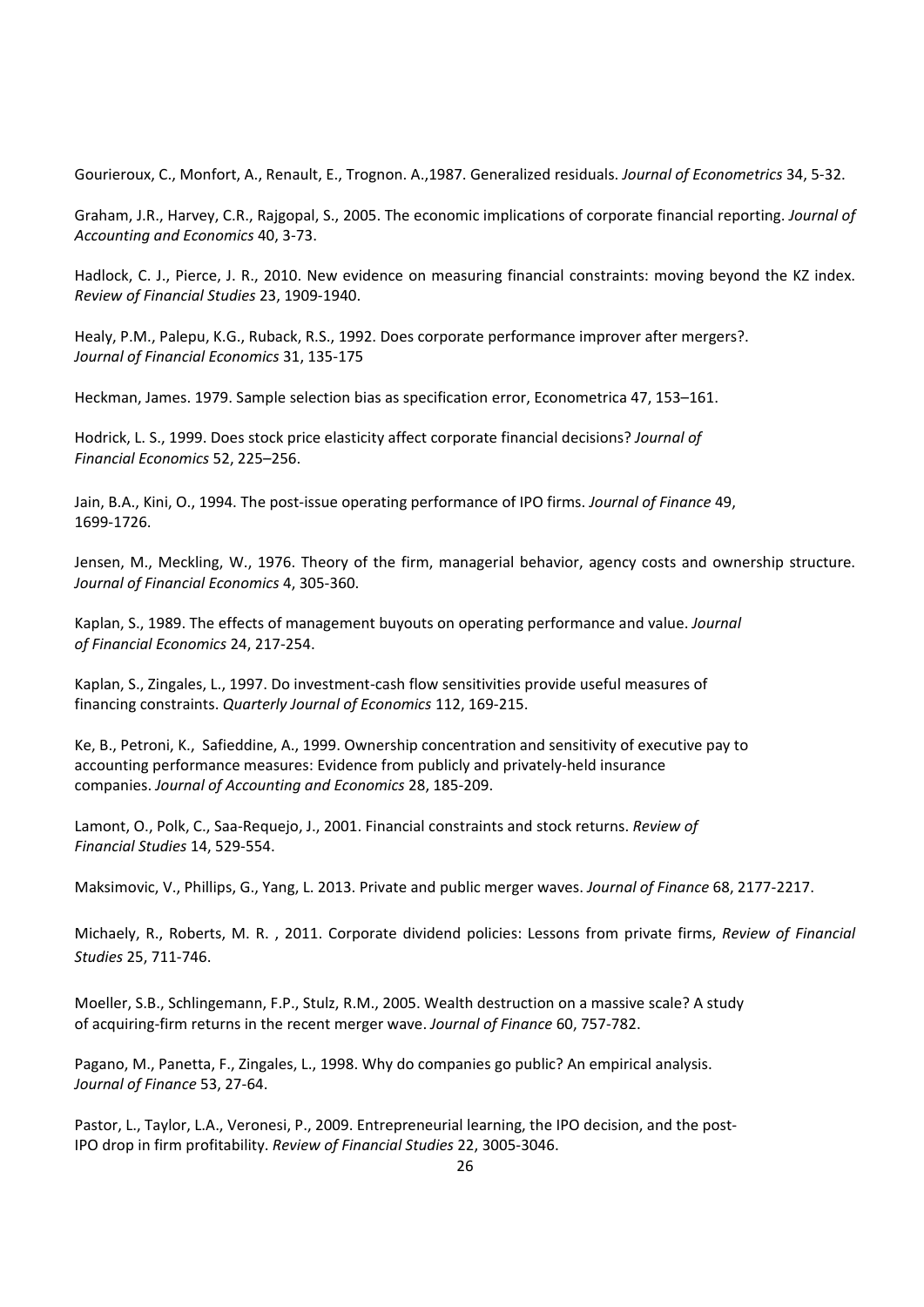Gourieroux, C., Monfort, A., Renault, E., Trognon. A.,1987. Generalized residuals. *Journal of Econometrics* 34, 5-32.

Graham, J.R., Harvey, C.R., Rajgopal, S., 2005. The economic implications of corporate financial reporting. *Journal of Accounting and Economics* 40, 3-73.

Hadlock, C. J., Pierce, J. R., 2010. New evidence on measuring financial constraints: moving beyond the KZ index. *Review of Financial Studies* 23, 1909-1940.

Healy, P.M., Palepu, K.G., Ruback, R.S., 1992. Does corporate performance improver after mergers?. *Journal of Financial Economics* 31, 135-175

Heckman, James. 1979. Sample selection bias as specification error, Econometrica 47, 153–161.

Hodrick, L. S., 1999. Does stock price elasticity affect corporate financial decisions? *Journal of Financial Economics* 52, 225–256.

Jain, B.A., Kini, O., 1994. The post-issue operating performance of IPO firms. *Journal of Finance* 49, 1699-1726.

Jensen, M., Meckling, W., 1976. Theory of the firm, managerial behavior, agency costs and ownership structure. *Journal of Financial Economics* 4, 305-360.

Kaplan, S., 1989. The effects of management buyouts on operating performance and value. *Journal of Financial Economics* 24, 217-254.

Kaplan, S., Zingales, L., 1997. Do investment-cash flow sensitivities provide useful measures of financing constraints. *Quarterly Journal of Economics* 112, 169-215.

Ke, B., Petroni, K., Safieddine, A., 1999. Ownership concentration and sensitivity of executive pay to accounting performance measures: Evidence from publicly and privately-held insurance companies. *Journal of Accounting and Economics* 28, 185-209.

Lamont, O., Polk, C., Saa-Requejo, J., 2001. Financial constraints and stock returns. *Review of Financial Studies* 14, 529-554.

Maksimovic, V., Phillips, G., Yang, L. 2013. Private and public merger waves. *Journal of Finance* 68, 2177-2217.

Michaely, R., Roberts, M. R. , 2011. Corporate dividend policies: Lessons from private firms, *Review of Financial Studies* 25, 711-746.

Moeller, S.B., Schlingemann, F.P., Stulz, R.M., 2005. Wealth destruction on a massive scale? A study of acquiring-firm returns in the recent merger wave. *Journal of Finance* 60, 757-782.

Pagano, M., Panetta, F., Zingales, L., 1998. Why do companies go public? An empirical analysis. *Journal of Finance* 53, 27-64.

Pastor, L., Taylor, L.A., Veronesi, P., 2009. Entrepreneurial learning, the IPO decision, and the post-IPO drop in firm profitability. *Review of Financial Studies* 22, 3005-3046.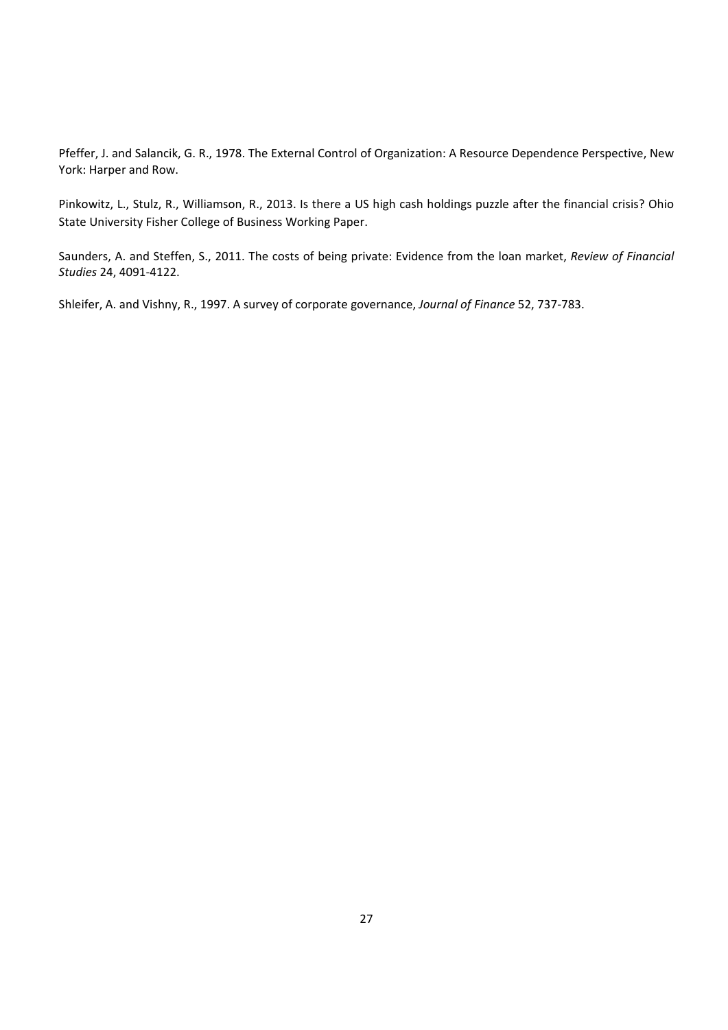Pfeffer, J. and Salancik, G. R., 1978. The External Control of Organization: A Resource Dependence Perspective, New York: Harper and Row.

Pinkowitz, L., Stulz, R., Williamson, R., 2013. Is there a US high cash holdings puzzle after the financial crisis? Ohio State University Fisher College of Business Working Paper.

Saunders, A. and Steffen, S., 2011. The costs of being private: Evidence from the loan market, *Review of Financial Studies* 24, 4091-4122.

Shleifer, A. and Vishny, R., 1997. A survey of corporate governance, *Journal of Finance* 52, 737-783.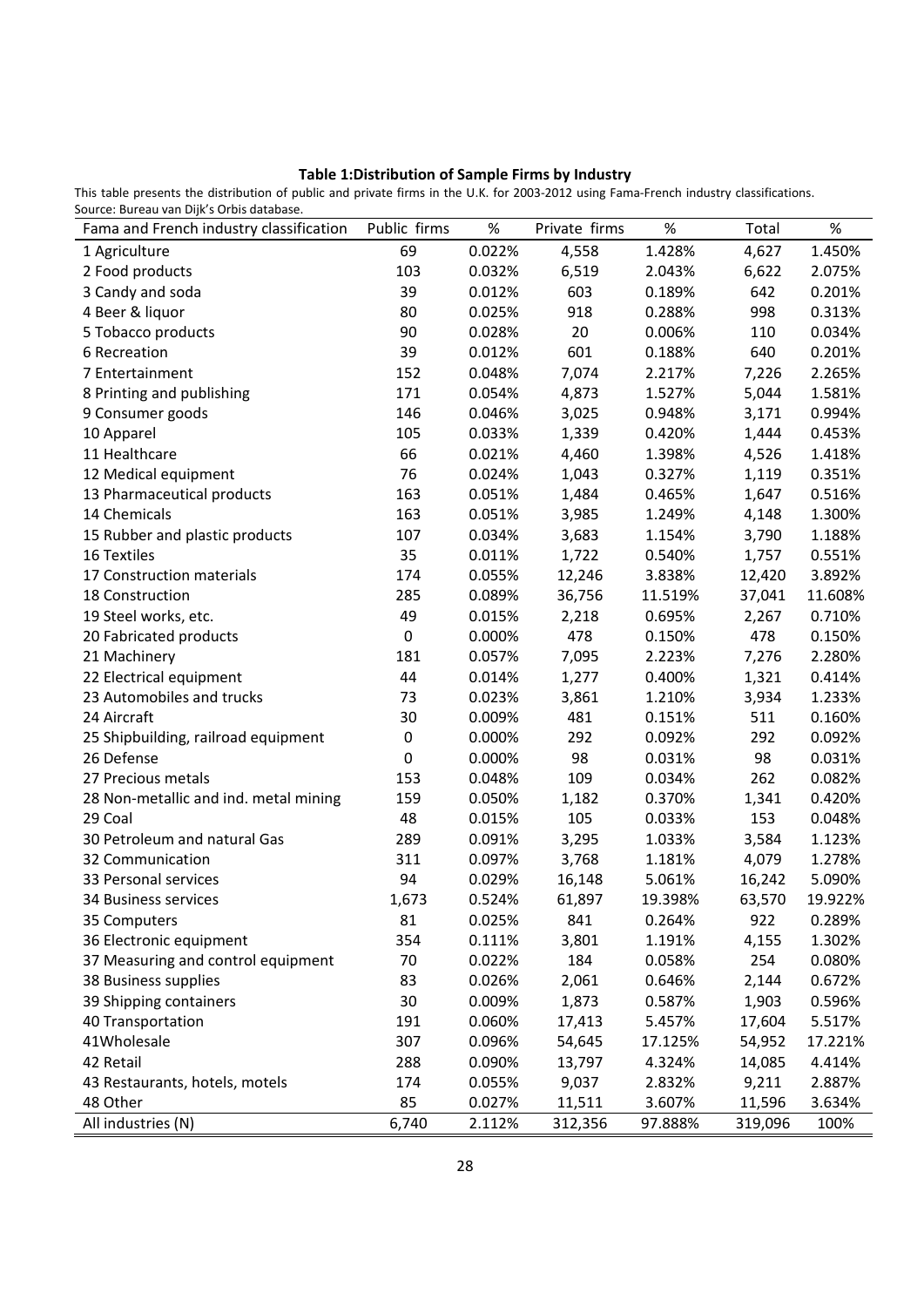**Table 1:Distribution of Sample Firms by Industry**

This table presents the distribution of public and private firms in the U.K. for 2003-2012 using Fama-French industry classifications. Source: Bureau van Dijk's Orbis database.

| Fama and French industry classification | Public firms | % | Private firms | % | Total | % |
|---|---|---|---|---|---|---|
| 1 Agriculture | 69 | 0.022% | 4,558 | 1.428% | 4,627 | 1.450% |
| 2 Food products | 103 | 0.032% | 6,519 | 2.043% | 6,622 | 2.075% |
| 3 Candy and soda | 39 | 0.012% | 603 | 0.189% | 642 | 0.201% |
| 4 Beer & liquor | 80 | 0.025% | 918 | 0.288% | 998 | 0.313% |
| 5 Tobacco products | 90 | 0.028% | 20 | 0.006% | 110 | 0.034% |
| 6 Recreation | 39 | 0.012% | 601 | 0.188% | 640 | 0.201% |
| 7 Entertainment | 152 | 0.048% | 7,074 | 2.217% | 7,226 | 2.265% |
| 8 Printing and publishing | 171 | 0.054% | 4,873 | 1.527% | 5,044 | 1.581% |
| 9 Consumer goods | 146 | 0.046% | 3,025 | 0.948% | 3,171 | 0.994% |
| 10 Apparel | 105 | 0.033% | 1,339 | 0.420% | 1,444 | 0.453% |
| 11 Healthcare | 66 | 0.021% | 4,460 | 1.398% | 4,526 | 1.418% |
| 12 Medical equipment | 76 | 0.024% | 1,043 | 0.327% | 1,119 | 0.351% |
| 13 Pharmaceutical products | 163 | 0.051% | 1,484 | 0.465% | 1,647 | 0.516% |
| 14 Chemicals | 163 | 0.051% | 3,985 | 1.249% | 4,148 | 1.300% |
| 15 Rubber and plastic products | 107 | 0.034% | 3,683 | 1.154% | 3,790 | 1.188% |
| 16 Textiles | 35 | 0.011% | 1,722 | 0.540% | 1,757 | 0.551% |
| 17 Construction materials | 174 | 0.055% | 12,246 | 3.838% | 12,420 | 3.892% |
| 18 Construction | 285 | 0.089% | 36,756 | 11.519% | 37,041 | 11.608% |
| 19 Steel works, etc. | 49 | 0.015% | 2,218 | 0.695% | 2,267 | 0.710% |
| 20 Fabricated products | 0 | 0.000% | 478 | 0.150% | 478 | 0.150% |
| 21 Machinery | 181 | 0.057% | 7,095 | 2.223% | 7,276 | 2.280% |
| 22 Electrical equipment | 44 | 0.014% | 1,277 | 0.400% | 1,321 | 0.414% |
| 23 Automobiles and trucks | 73 | 0.023% | 3,861 | 1.210% | 3,934 | 1.233% |
| 24 Aircraft | 30 | 0.009% | 481 | 0.151% | 511 | 0.160% |
| 25 Shipbuilding, railroad equipment | 0 | 0.000% | 292 | 0.092% | 292 | 0.092% |
| 26 Defense | 0 | 0.000% | 98 | 0.031% | 98 | 0.031% |
| 27 Precious metals | 153 | 0.048% | 109 | 0.034% | 262 | 0.082% |
| 28 Non-metallic and ind. metal mining | 159 | 0.050% | 1,182 | 0.370% | 1,341 | 0.420% |
| 29 Coal | 48 | 0.015% | 105 | 0.033% | 153 | 0.048% |
| 30 Petroleum and natural Gas | 289 | 0.091% | 3,295 | 1.033% | 3,584 | 1.123% |
| 32 Communication | 311 | 0.097% | 3,768 | 1.181% | 4,079 | 1.278% |
| 33 Personal services | 94 | 0.029% | 16,148 | 5.061% | 16,242 | 5.090% |
| 34 Business services | 1,673 | 0.524% | 61,897 | 19.398% | 63,570 | 19.922% |
| 35 Computers | 81 | 0.025% | 841 | 0.264% | 922 | 0.289% |
| 36 Electronic equipment | 354 | 0.111% | 3,801 | 1.191% | 4,155 | 1.302% |
| 37 Measuring and control equipment | 70 | 0.022% | 184 | 0.058% | 254 | 0.080% |
| 38 Business supplies | 83 | 0.026% | 2,061 | 0.646% | 2,144 | 0.672% |
| 39 Shipping containers | 30 | 0.009% | 1,873 | 0.587% | 1,903 | 0.596% |
| 40 Transportation | 191 | 0.060% | 17,413 | 5.457% | 17,604 | 5.517% |
| 41Wholesale | 307 | 0.096% | 54,645 | 17.125% | 54,952 | 17.221% |
| 42 Retail | 288 | 0.090% | 13,797 | 4.324% | 14,085 | 4.414% |
| 43 Restaurants, hotels, motels | 174 | 0.055% | 9,037 | 2.832% | 9,211 | 2.887% |
| 48 Other | 85 | 0.027% | 11,511 | 3.607% | 11,596 | 3.634% |
| All industries (N) | 6,740 | 2.112% | 312,356 | 97.888% | 319,096 | 100% |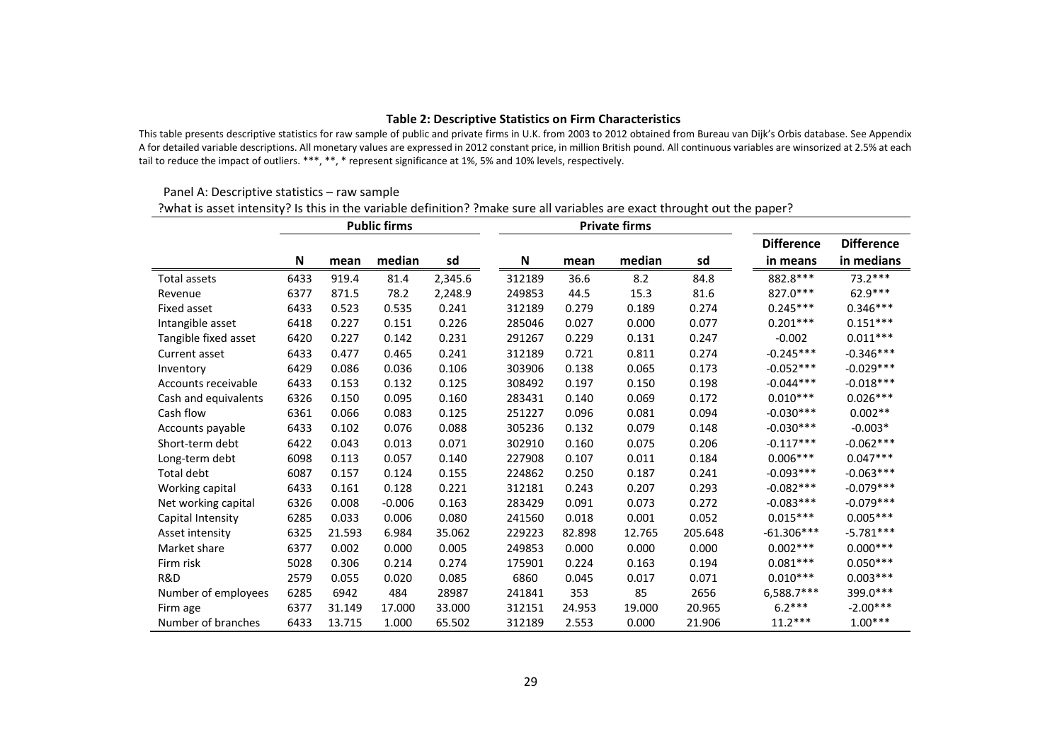**Table 2: Descriptive Statistics on Firm Characteristics**

This table presents descriptive statistics for raw sample of public and private firms in U.K. from 2003 to 2012 obtained from Bureau van Dijk's Orbis database. See Appendix A for detailed variable descriptions. All monetary values are expressed in 2012 constant price, in million British pound. All continuous variables are winsorized at 2.5% at each tail to reduce the impact of outliers. ***, **, * represent significance at 1%, 5% and 10% levels, respectively.

Panel A: Descriptive statistics – raw sample

?what is asset intensity? Is this in the variable definition? ?make sure all variables are exact throught out the paper?

| | Public firms | | | | Private firms | | | | | |
|---|---|---|---|---|---|---|---|---|---|---|
| | N | mean | median | sd | N | mean | median | sd | Difference in means | Difference in medians |
| Total assets | 6433 | 919.4 | 81.4 | 2,345.6 | 312189 | 36.6 | 8.2 | 84.8 | 882.8*** | 73.2*** |
| Revenue | 6377 | 871.5 | 78.2 | 2,248.9 | 249853 | 44.5 | 15.3 | 81.6 | 827.0*** | 62.9*** |
| Fixed asset | 6433 | 0.523 | 0.535 | 0.241 | 312189 | 0.279 | 0.189 | 0.274 | 0.245*** | 0.346*** |
| Intangible asset | 6418 | 0.227 | 0.151 | 0.226 | 285046 | 0.027 | 0.000 | 0.077 | 0.201*** | 0.151*** |
| Tangible fixed asset | 6420 | 0.227 | 0.142 | 0.231 | 291267 | 0.229 | 0.131 | 0.247 | -0.002 | 0.011*** |
| Current asset | 6433 | 0.477 | 0.465 | 0.241 | 312189 | 0.721 | 0.811 | 0.274 | -0.245*** | -0.346*** |
| Inventory | 6429 | 0.086 | 0.036 | 0.106 | 303906 | 0.138 | 0.065 | 0.173 | -0.052*** | -0.029*** |
| Accounts receivable | 6433 | 0.153 | 0.132 | 0.125 | 308492 | 0.197 | 0.150 | 0.198 | -0.044*** | -0.018*** |
| Cash and equivalents | 6326 | 0.150 | 0.095 | 0.160 | 283431 | 0.140 | 0.069 | 0.172 | 0.010*** | 0.026*** |
| Cash flow | 6361 | 0.066 | 0.083 | 0.125 | 251227 | 0.096 | 0.081 | 0.094 | -0.030*** | 0.002** |
| Accounts payable | 6433 | 0.102 | 0.076 | 0.088 | 305236 | 0.132 | 0.079 | 0.148 | -0.030*** | -0.003* |
| Short-term debt | 6422 | 0.043 | 0.013 | 0.071 | 302910 | 0.160 | 0.075 | 0.206 | -0.117*** | -0.062*** |
| Long-term debt | 6098 | 0.113 | 0.057 | 0.140 | 227908 | 0.107 | 0.011 | 0.184 | 0.006*** | 0.047*** |
| Total debt | 6087 | 0.157 | 0.124 | 0.155 | 224862 | 0.250 | 0.187 | 0.241 | -0.093*** | -0.063*** |
| Working capital | 6433 | 0.161 | 0.128 | 0.221 | 312181 | 0.243 | 0.207 | 0.293 | -0.082*** | -0.079*** |
| Net working capital | 6326 | 0.008 | -0.006 | 0.163 | 283429 | 0.091 | 0.073 | 0.272 | -0.083*** | -0.079*** |
| Capital Intensity | 6285 | 0.033 | 0.006 | 0.080 | 241560 | 0.018 | 0.001 | 0.052 | 0.015*** | 0.005*** |
| Asset intensity | 6325 | 21.593 | 6.984 | 35.062 | 229223 | 82.898 | 12.765 | 205.648 | -61.306*** | -5.781*** |
| Market share | 6377 | 0.002 | 0.000 | 0.005 | 249853 | 0.000 | 0.000 | 0.000 | 0.002*** | 0.000*** |
| Firm risk | 5028 | 0.306 | 0.214 | 0.274 | 175901 | 0.224 | 0.163 | 0.194 | 0.081*** | 0.050*** |
| R&D | 2579 | 0.055 | 0.020 | 0.085 | 6860 | 0.045 | 0.017 | 0.071 | 0.010*** | 0.003*** |
| Number of employees | 6285 | 6942 | 484 | 28987 | 241841 | 353 | 85 | 2656 | 6,588.7*** | 399.0*** |
| Firm age | 6377 | 31.149 | 17.000 | 33.000 | 312151 | 24.953 | 19.000 | 20.965 | 6.2*** | -2.00*** |
| Number of branches | 6433 | 13.715 | 1.000 | 65.502 | 312189 | 2.553 | 0.000 | 21.906 | 11.2*** | 1.00*** |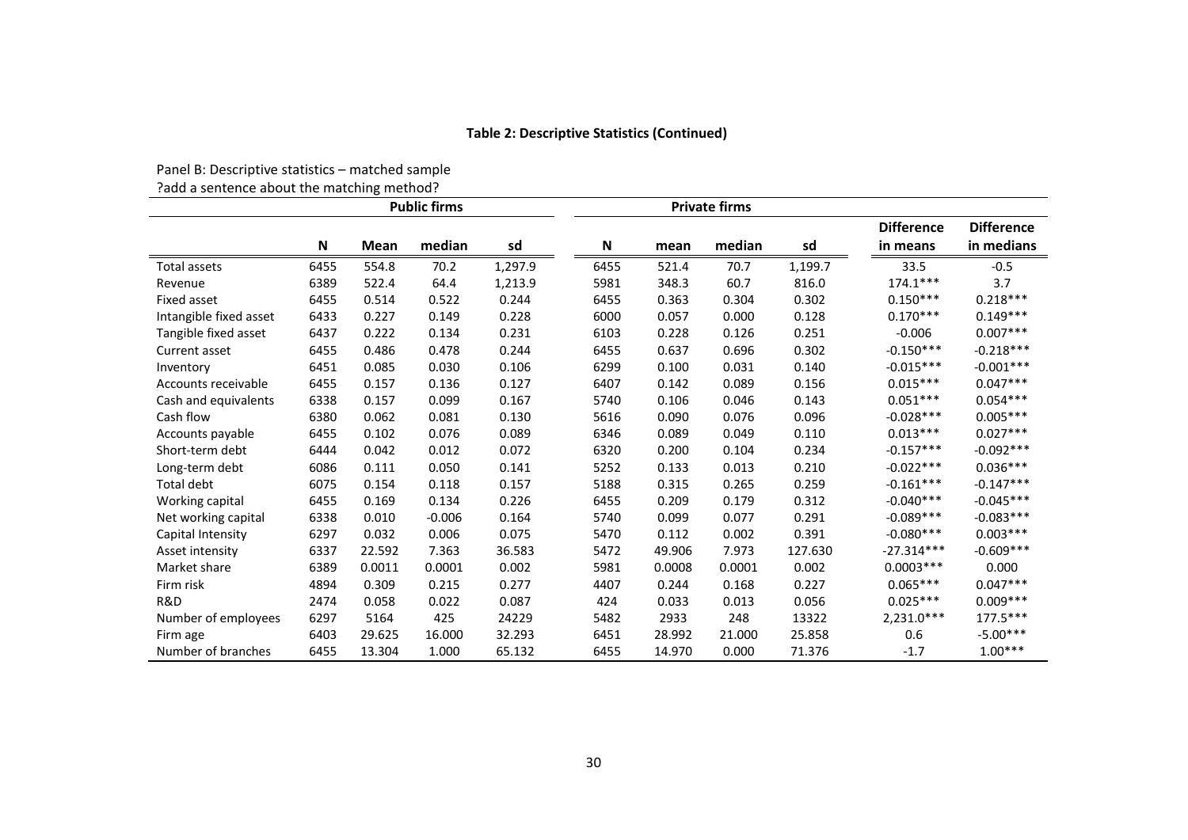**Table 2: Descriptive Statistics (Continued)**

Panel B: Descriptive statistics – matched sample

?add a sentence about the matching method?

| | Public firms | | | | Private firms | | | | | |
|---|---|---|---|---|---|---|---|---|---|---|
| | N | Mean | median | sd | N | mean | median | sd | Difference in means | Difference in medians |
| Total assets | 6455 | 554.8 | 70.2 | 1,297.9 | 6455 | 521.4 | 70.7 | 1,199.7 | 33.5 | -0.5 |
| Revenue | 6389 | 522.4 | 64.4 | 1,213.9 | 5981 | 348.3 | 60.7 | 816.0 | 174.1*** | 3.7 |
| Fixed asset | 6455 | 0.514 | 0.522 | 0.244 | 6455 | 0.363 | 0.304 | 0.302 | 0.150*** | 0.218*** |
| Intangible fixed asset | 6433 | 0.227 | 0.149 | 0.228 | 6000 | 0.057 | 0.000 | 0.128 | 0.170*** | 0.149*** |
| Tangible fixed asset | 6437 | 0.222 | 0.134 | 0.231 | 6103 | 0.228 | 0.126 | 0.251 | -0.006 | 0.007*** |
| Current asset | 6455 | 0.486 | 0.478 | 0.244 | 6455 | 0.637 | 0.696 | 0.302 | -0.150*** | -0.218*** |
| Inventory | 6451 | 0.085 | 0.030 | 0.106 | 6299 | 0.100 | 0.031 | 0.140 | -0.015*** | -0.001*** |
| Accounts receivable | 6455 | 0.157 | 0.136 | 0.127 | 6407 | 0.142 | 0.089 | 0.156 | 0.015*** | 0.047*** |
| Cash and equivalents | 6338 | 0.157 | 0.099 | 0.167 | 5740 | 0.106 | 0.046 | 0.143 | 0.051*** | 0.054*** |
| Cash flow | 6380 | 0.062 | 0.081 | 0.130 | 5616 | 0.090 | 0.076 | 0.096 | -0.028*** | 0.005*** |
| Accounts payable | 6455 | 0.102 | 0.076 | 0.089 | 6346 | 0.089 | 0.049 | 0.110 | 0.013*** | 0.027*** |
| Short-term debt | 6444 | 0.042 | 0.012 | 0.072 | 6320 | 0.200 | 0.104 | 0.234 | -0.157*** | -0.092*** |
| Long-term debt | 6086 | 0.111 | 0.050 | 0.141 | 5252 | 0.133 | 0.013 | 0.210 | -0.022*** | 0.036*** |
| Total debt | 6075 | 0.154 | 0.118 | 0.157 | 5188 | 0.315 | 0.265 | 0.259 | -0.161*** | -0.147*** |
| Working capital | 6455 | 0.169 | 0.134 | 0.226 | 6455 | 0.209 | 0.179 | 0.312 | -0.040*** | -0.045*** |
| Net working capital | 6338 | 0.010 | -0.006 | 0.164 | 5740 | 0.099 | 0.077 | 0.291 | -0.089*** | -0.083*** |
| Capital Intensity | 6297 | 0.032 | 0.006 | 0.075 | 5470 | 0.112 | 0.002 | 0.391 | -0.080*** | 0.003*** |
| Asset intensity | 6337 | 22.592 | 7.363 | 36.583 | 5472 | 49.906 | 7.973 | 127.630 | -27.314*** | -0.609*** |
| Market share | 6389 | 0.0011 | 0.0001 | 0.002 | 5981 | 0.0008 | 0.0001 | 0.002 | 0.0003*** | 0.000 |
| Firm risk | 4894 | 0.309 | 0.215 | 0.277 | 4407 | 0.244 | 0.168 | 0.227 | 0.065*** | 0.047*** |
| R&D | 2474 | 0.058 | 0.022 | 0.087 | 424 | 0.033 | 0.013 | 0.056 | 0.025*** | 0.009*** |
| Number of employees | 6297 | 5164 | 425 | 24229 | 5482 | 2933 | 248 | 13322 | 2,231.0*** | 177.5*** |
| Firm age | 6403 | 29.625 | 16.000 | 32.293 | 6451 | 28.992 | 21.000 | 25.858 | 0.6 | -5.00*** |
| Number of branches | 6455 | 13.304 | 1.000 | 65.132 | 6455 | 14.970 | 0.000 | 71.376 | -1.7 | 1.00*** |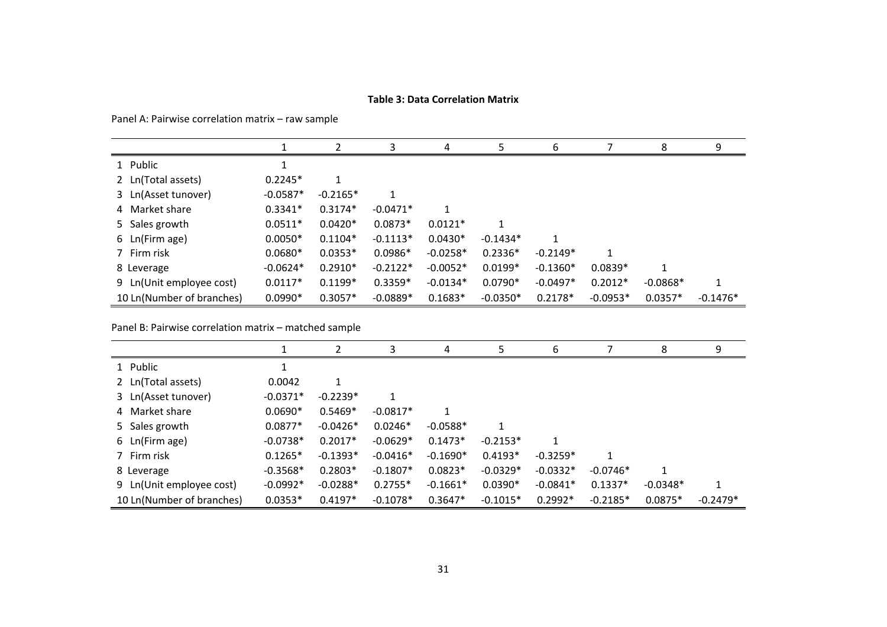**Table 3: Data Correlation Matrix**

Panel A: Pairwise correlation matrix – raw sample

| | 1 | 2 | 3 | 4 | 5 | 6 | 7 | 8 | 9 |
|---|---|---|---|---|---|---|---|---|---|
| 1 Public | 1 | | | | | | | | |
| 2 Ln(Total assets) | 0.2245* | 1 | | | | | | | |
| 3 Ln(Asset tunover) | -0.0587* | -0.2165* | 1 | | | | | | |
| 4 Market share | 0.3341* | 0.3174* | -0.0471* | 1 | | | | | |
| 5 Sales growth | 0.0511* | 0.0420* | 0.0873* | 0.0121* | 1 | | | | |
| 6 Ln(Firm age) | 0.0050* | 0.1104* | -0.1113* | 0.0430* | -0.1434* | 1 | | | |
| 7 Firm risk | 0.0680* | 0.0353* | 0.0986* | -0.0258* | 0.2336* | -0.2149* | 1 | | |
| 8 Leverage | -0.0624* | 0.2910* | -0.2122* | -0.0052* | 0.0199* | -0.1360* | 0.0839* | 1 | |
| 9 Ln(Unit employee cost) | 0.0117* | 0.1199* | 0.3359* | -0.0134* | 0.0790* | -0.0497* | 0.2012* | -0.0868* | 1 |
| 10 Ln(Number of branches) | 0.0990* | 0.3057* | -0.0889* | 0.1683* | -0.0350* | 0.2178* | -0.0953* | 0.0357* | -0.1476* |

Panel B: Pairwise correlation matrix – matched sample

| | 1 | 2 | 3 | 4 | 5 | 6 | 7 | 8 | 9 |
|---|---|---|---|---|---|---|---|---|---|
| 1 Public | 1 | | | | | | | | |
| 2 Ln(Total assets) | 0.0042 | 1 | | | | | | | |
| 3 Ln(Asset tunover) | -0.0371* | -0.2239* | 1 | | | | | | |
| 4 Market share | 0.0690* | 0.5469* | -0.0817* | 1 | | | | | |
| 5 Sales growth | 0.0877* | -0.0426* | 0.0246* | -0.0588* | 1 | | | | |
| 6 Ln(Firm age) | -0.0738* | 0.2017* | -0.0629* | 0.1473* | -0.2153* | 1 | | | |
| 7 Firm risk | 0.1265* | -0.1393* | -0.0416* | -0.1690* | 0.4193* | -0.3259* | 1 | | |
| 8 Leverage | -0.3568* | 0.2803* | -0.1807* | 0.0823* | -0.0329* | -0.0332* | -0.0746* | 1 | |
| 9 Ln(Unit employee cost) | -0.0992* | -0.0288* | 0.2755* | -0.1661* | 0.0390* | -0.0841* | 0.1337* | -0.0348* | 1 |
| 10 Ln(Number of branches) | 0.0353* | 0.4197* | -0.1078* | 0.3647* | -0.1015* | 0.2992* | -0.2185* | 0.0875* | -0.2479* |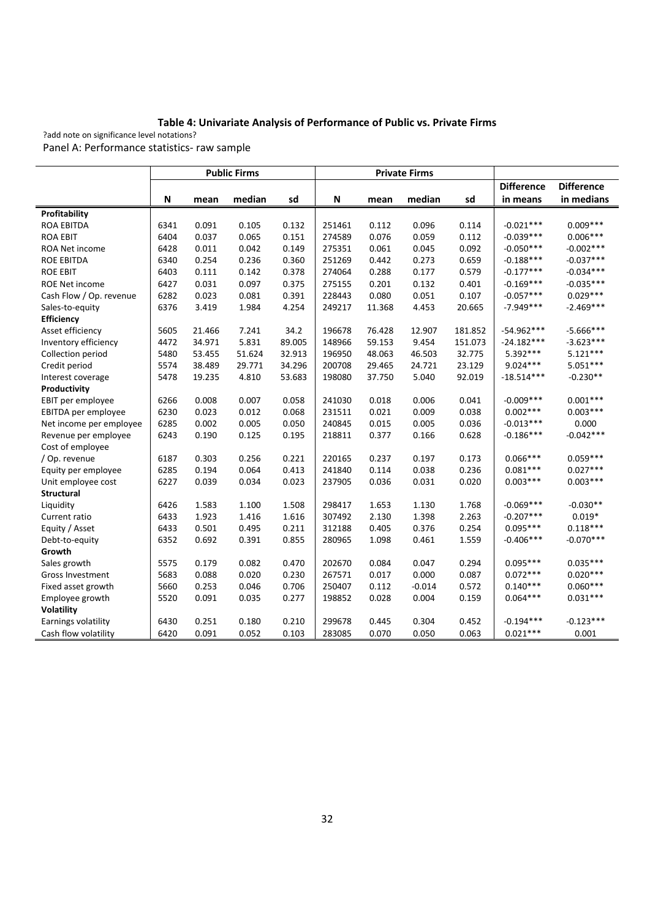### Table 4: Univariate Analysis of Performance of Public vs. Private Firms

?add note on significance level notations?

Panel A: Performance statistics- raw sample

| | Public Firms | | | | Private Firms | | | | | |
|---|---|---|---|---|---|---|---|---|---|---|
| | N | mean | median | sd | N | mean | median | sd | Difference in means | Difference in medians |
| **Profitability** | | | | | | | | | | |
| ROA EBITDA | 6341 | 0.091 | 0.105 | 0.132 | 251461 | 0.112 | 0.096 | 0.114 | -0.021*** | 0.009*** |
| ROA EBIT | 6404 | 0.037 | 0.065 | 0.151 | 274589 | 0.076 | 0.059 | 0.112 | -0.039*** | 0.006*** |
| ROA Net income | 6428 | 0.011 | 0.042 | 0.149 | 275351 | 0.061 | 0.045 | 0.092 | -0.050*** | -0.002*** |
| ROE EBITDA | 6340 | 0.254 | 0.236 | 0.360 | 251269 | 0.442 | 0.273 | 0.659 | -0.188*** | -0.037*** |
| ROE EBIT | 6403 | 0.111 | 0.142 | 0.378 | 274064 | 0.288 | 0.177 | 0.579 | -0.177*** | -0.034*** |
| ROE Net income | 6427 | 0.031 | 0.097 | 0.375 | 275155 | 0.201 | 0.132 | 0.401 | -0.169*** | -0.035*** |
| Cash Flow / Op. revenue | 6282 | 0.023 | 0.081 | 0.391 | 228443 | 0.080 | 0.051 | 0.107 | -0.057*** | 0.029*** |
| Sales-to-equity | 6376 | 3.419 | 1.984 | 4.254 | 249217 | 11.368 | 4.453 | 20.665 | -7.949*** | -2.469*** |
| **Efficiency** | | | | | | | | | | |
| Asset efficiency | 5605 | 21.466 | 7.241 | 34.2 | 196678 | 76.428 | 12.907 | 181.852 | -54.962*** | -5.666*** |
| Inventory efficiency | 4472 | 34.971 | 5.831 | 89.005 | 148966 | 59.153 | 9.454 | 151.073 | -24.182*** | -3.623*** |
| Collection period | 5480 | 53.455 | 51.624 | 32.913 | 196950 | 48.063 | 46.503 | 32.775 | 5.392*** | 5.121*** |
| Credit period | 5574 | 38.489 | 29.771 | 34.296 | 200708 | 29.465 | 24.721 | 23.129 | 9.024*** | 5.051*** |
| Interest coverage | 5478 | 19.235 | 4.810 | 53.683 | 198080 | 37.750 | 5.040 | 92.019 | -18.514*** | -0.230** |
| **Productivity** | | | | | | | | | | |
| EBIT per employee | 6266 | 0.008 | 0.007 | 0.058 | 241030 | 0.018 | 0.006 | 0.041 | -0.009*** | 0.001*** |
| EBITDA per employee | 6230 | 0.023 | 0.012 | 0.068 | 231511 | 0.021 | 0.009 | 0.038 | 0.002*** | 0.003*** |
| Net income per employee | 6285 | 0.002 | 0.005 | 0.050 | 240845 | 0.015 | 0.005 | 0.036 | -0.013*** | 0.000 |
| Revenue per employee | 6243 | 0.190 | 0.125 | 0.195 | 218811 | 0.377 | 0.166 | 0.628 | -0.186*** | -0.042*** |
| Cost of employee / Op. revenue | 6187 | 0.303 | 0.256 | 0.221 | 220165 | 0.237 | 0.197 | 0.173 | 0.066*** | 0.059*** |
| Equity per employee | 6285 | 0.194 | 0.064 | 0.413 | 241840 | 0.114 | 0.038 | 0.236 | 0.081*** | 0.027*** |
| Unit employee cost | 6227 | 0.039 | 0.034 | 0.023 | 237905 | 0.036 | 0.031 | 0.020 | 0.003*** | 0.003*** |
| **Structural** | | | | | | | | | | |
| Liquidity | 6426 | 1.583 | 1.100 | 1.508 | 298417 | 1.653 | 1.130 | 1.768 | -0.069*** | -0.030** |
| Current ratio | 6433 | 1.923 | 1.416 | 1.616 | 307492 | 2.130 | 1.398 | 2.263 | -0.207*** | 0.019* |
| Equity / Asset | 6433 | 0.501 | 0.495 | 0.211 | 312188 | 0.405 | 0.376 | 0.254 | 0.095*** | 0.118*** |
| Debt-to-equity | 6352 | 0.692 | 0.391 | 0.855 | 280965 | 1.098 | 0.461 | 1.559 | -0.406*** | -0.070*** |
| **Growth** | | | | | | | | | | |
| Sales growth | 5575 | 0.179 | 0.082 | 0.470 | 202670 | 0.084 | 0.047 | 0.294 | 0.095*** | 0.035*** |
| Gross Investment | 5683 | 0.088 | 0.020 | 0.230 | 267571 | 0.017 | 0.000 | 0.087 | 0.072*** | 0.020*** |
| Fixed asset growth | 5660 | 0.253 | 0.046 | 0.706 | 250407 | 0.112 | -0.014 | 0.572 | 0.140*** | 0.060*** |
| Employee growth | 5520 | 0.091 | 0.035 | 0.277 | 198852 | 0.028 | 0.004 | 0.159 | 0.064*** | 0.031*** |
| **Volatility** | | | | | | | | | | |
| Earnings volatility | 6430 | 0.251 | 0.180 | 0.210 | 299678 | 0.445 | 0.304 | 0.452 | -0.194*** | -0.123*** |
| Cash flow volatility | 6420 | 0.091 | 0.052 | 0.103 | 283085 | 0.070 | 0.050 | 0.063 | 0.021*** | 0.001 |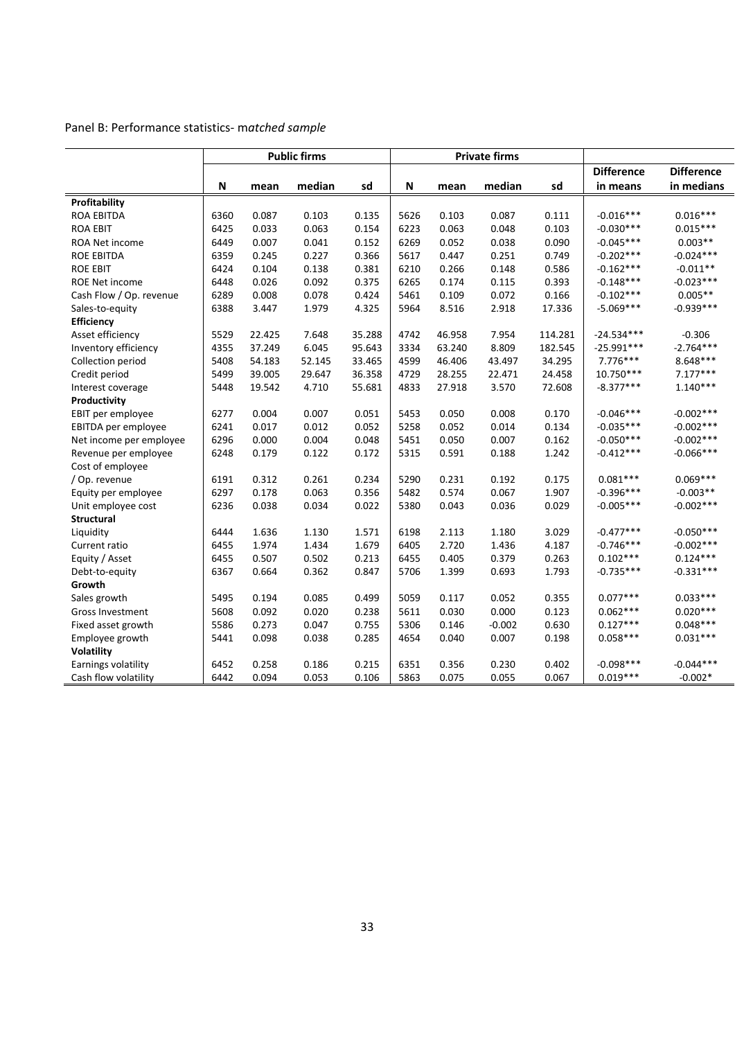Panel B: Performance statistics- m*atched sample*

| | Public firms | | | | Private firms | | | | | |
|---|---|---|---|---|---|---|---|---|---|---|
| | N | mean | median | sd | N | mean | median | sd | Difference in means | Difference in medians |
| **Profitability** | | | | | | | | | | |
| ROA EBITDA | 6360 | 0.087 | 0.103 | 0.135 | 5626 | 0.103 | 0.087 | 0.111 | -0.016*** | 0.016*** |
| ROA EBIT | 6425 | 0.033 | 0.063 | 0.154 | 6223 | 0.063 | 0.048 | 0.103 | -0.030*** | 0.015*** |
| ROA Net income | 6449 | 0.007 | 0.041 | 0.152 | 6269 | 0.052 | 0.038 | 0.090 | -0.045*** | 0.003** |
| ROE EBITDA | 6359 | 0.245 | 0.227 | 0.366 | 5617 | 0.447 | 0.251 | 0.749 | -0.202*** | -0.024*** |
| ROE EBIT | 6424 | 0.104 | 0.138 | 0.381 | 6210 | 0.266 | 0.148 | 0.586 | -0.162*** | -0.011** |
| ROE Net income | 6448 | 0.026 | 0.092 | 0.375 | 6265 | 0.174 | 0.115 | 0.393 | -0.148*** | -0.023*** |
| Cash Flow / Op. revenue | 6289 | 0.008 | 0.078 | 0.424 | 5461 | 0.109 | 0.072 | 0.166 | -0.102*** | 0.005** |
| Sales-to-equity | 6388 | 3.447 | 1.979 | 4.325 | 5964 | 8.516 | 2.918 | 17.336 | -5.069*** | -0.939*** |
| **Efficiency** | | | | | | | | | | |
| Asset efficiency | 5529 | 22.425 | 7.648 | 35.288 | 4742 | 46.958 | 7.954 | 114.281 | -24.534*** | -0.306 |
| Inventory efficiency | 4355 | 37.249 | 6.045 | 95.643 | 3334 | 63.240 | 8.809 | 182.545 | -25.991*** | -2.764*** |
| Collection period | 5408 | 54.183 | 52.145 | 33.465 | 4599 | 46.406 | 43.497 | 34.295 | 7.776*** | 8.648*** |
| Credit period | 5499 | 39.005 | 29.647 | 36.358 | 4729 | 28.255 | 22.471 | 24.458 | 10.750*** | 7.177*** |
| Interest coverage | 5448 | 19.542 | 4.710 | 55.681 | 4833 | 27.918 | 3.570 | 72.608 | -8.377*** | 1.140*** |
| **Productivity** | | | | | | | | | | |
| EBIT per employee | 6277 | 0.004 | 0.007 | 0.051 | 5453 | 0.050 | 0.008 | 0.170 | -0.046*** | -0.002*** |
| EBITDA per employee | 6241 | 0.017 | 0.012 | 0.052 | 5258 | 0.052 | 0.014 | 0.134 | -0.035*** | -0.002*** |
| Net income per employee | 6296 | 0.000 | 0.004 | 0.048 | 5451 | 0.050 | 0.007 | 0.162 | -0.050*** | -0.002*** |
| Revenue per employee | 6248 | 0.179 | 0.122 | 0.172 | 5315 | 0.591 | 0.188 | 1.242 | -0.412*** | -0.066*** |
| Cost of employee / Op. revenue | 6191 | 0.312 | 0.261 | 0.234 | 5290 | 0.231 | 0.192 | 0.175 | 0.081*** | 0.069*** |
| Equity per employee | 6297 | 0.178 | 0.063 | 0.356 | 5482 | 0.574 | 0.067 | 1.907 | -0.396*** | -0.003** |
| Unit employee cost | 6236 | 0.038 | 0.034 | 0.022 | 5380 | 0.043 | 0.036 | 0.029 | -0.005*** | -0.002*** |
| **Structural** | | | | | | | | | | |
| Liquidity | 6444 | 1.636 | 1.130 | 1.571 | 6198 | 2.113 | 1.180 | 3.029 | -0.477*** | -0.050*** |
| Current ratio | 6455 | 1.974 | 1.434 | 1.679 | 6405 | 2.720 | 1.436 | 4.187 | -0.746*** | -0.002*** |
| Equity / Asset | 6455 | 0.507 | 0.502 | 0.213 | 6455 | 0.405 | 0.379 | 0.263 | 0.102*** | 0.124*** |
| Debt-to-equity | 6367 | 0.664 | 0.362 | 0.847 | 5706 | 1.399 | 0.693 | 1.793 | -0.735*** | -0.331*** |
| **Growth** | | | | | | | | | | |
| Sales growth | 5495 | 0.194 | 0.085 | 0.499 | 5059 | 0.117 | 0.052 | 0.355 | 0.077*** | 0.033*** |
| Gross Investment | 5608 | 0.092 | 0.020 | 0.238 | 5611 | 0.030 | 0.000 | 0.123 | 0.062*** | 0.020*** |
| Fixed asset growth | 5586 | 0.273 | 0.047 | 0.755 | 5306 | 0.146 | -0.002 | 0.630 | 0.127*** | 0.048*** |
| Employee growth | 5441 | 0.098 | 0.038 | 0.285 | 4654 | 0.040 | 0.007 | 0.198 | 0.058*** | 0.031*** |
| **Volatility** | | | | | | | | | | |
| Earnings volatility | 6452 | 0.258 | 0.186 | 0.215 | 6351 | 0.356 | 0.230 | 0.402 | -0.098*** | -0.044*** |
| Cash flow volatility | 6442 | 0.094 | 0.053 | 0.106 | 5863 | 0.075 | 0.055 | 0.067 | 0.019*** | -0.002* |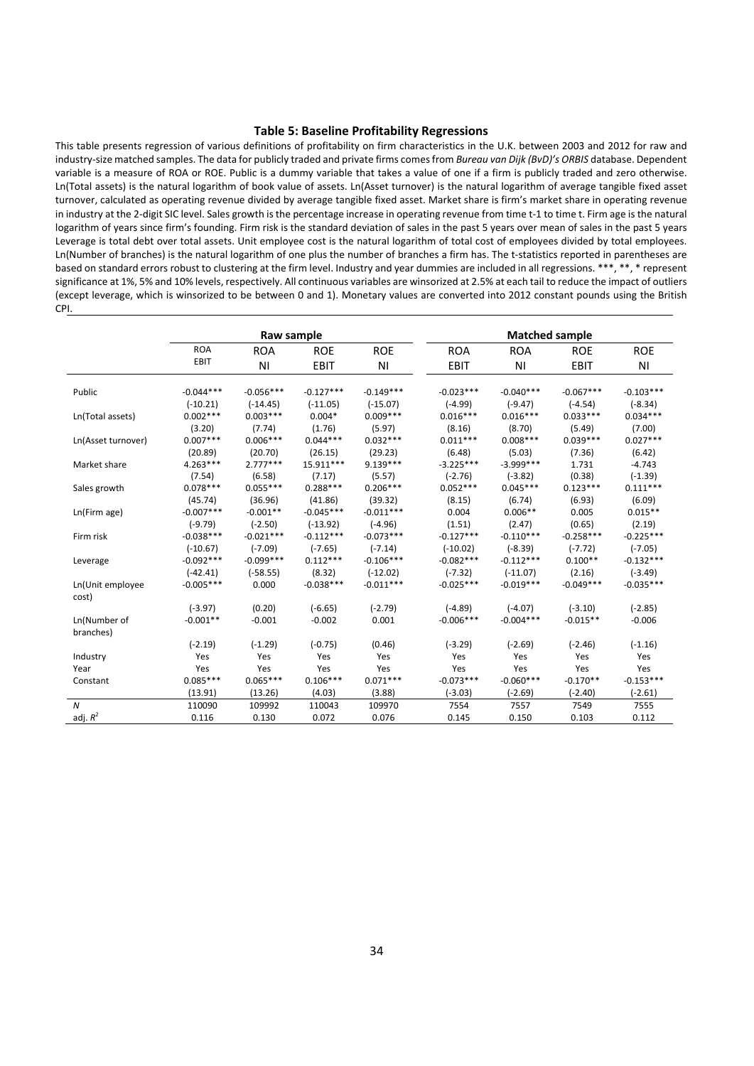### Table 5: Baseline Profitability Regressions

This table presents regression of various definitions of profitability on firm characteristics in the U.K. between 2003 and 2012 for raw and industry-size matched samples. The data for publicly traded and private firms comes from *Bureau van Dijk (BvD)'s ORBIS* database. Dependent variable is a measure of ROA or ROE. Public is a dummy variable that takes a value of one if a firm is publicly traded and zero otherwise. Ln(Total assets) is the natural logarithm of book value of assets. Ln(Asset turnover) is the natural logarithm of average tangible fixed asset turnover, calculated as operating revenue divided by average tangible fixed asset. Market share is firm's market share in operating revenue in industry at the 2-digit SIC level. Sales growth is the percentage increase in operating revenue from time t-1 to time t. Firm age is the natural logarithm of years since firm's founding. Firm risk is the standard deviation of sales in the past 5 years over mean of sales in the past 5 years Leverage is total debt over total assets. Unit employee cost is the natural logarithm of total cost of employees divided by total employees. Ln(Number of branches) is the natural logarithm of one plus the number of branches a firm has. The t-statistics reported in parentheses are based on standard errors robust to clustering at the firm level. Industry and year dummies are included in all regressions. ***, **, * represent significance at 1%, 5% and 10% levels, respectively. All continuous variables are winsorized at 2.5% at each tail to reduce the impact of outliers (except leverage, which is winsorized to be between 0 and 1). Monetary values are converted into 2012 constant pounds using the British CPI.

| | Raw sample | | | | Matched sample | | | |
|---|---|---|---|---|---|---|---|---|
| | ROA EBIT | ROA NI | ROE EBIT | ROE NI | ROA EBIT | ROA NI | ROE EBIT | ROE NI |
| Public | -0.044*** | -0.056*** | -0.127*** | -0.149*** | -0.023*** | -0.040*** | -0.067*** | -0.103*** |
| | (-10.21) | (-14.45) | (-11.05) | (-15.07) | (-4.99) | (-9.47) | (-4.54) | (-8.34) |
| Ln(Total assets) | 0.002*** | 0.003*** | 0.004* | 0.009*** | 0.016*** | 0.016*** | 0.033*** | 0.034*** |
| | (3.20) | (7.74) | (1.76) | (5.97) | (8.16) | (8.70) | (5.49) | (7.00) |
| Ln(Asset turnover) | 0.007*** | 0.006*** | 0.044*** | 0.032*** | 0.011*** | 0.008*** | 0.039*** | 0.027*** |
| | (20.89) | (20.70) | (26.15) | (29.23) | (6.48) | (5.03) | (7.36) | (6.42) |
| Market share | 4.263*** | 2.777*** | 15.911*** | 9.139*** | -3.225*** | -3.999*** | 1.731 | -4.743 |
| | (7.54) | (6.58) | (7.17) | (5.57) | (-2.76) | (-3.82) | (0.38) | (-1.39) |
| Sales growth | 0.078*** | 0.055*** | 0.288*** | 0.206*** | 0.052*** | 0.045*** | 0.123*** | 0.111*** |
| | (45.74) | (36.96) | (41.86) | (39.32) | (8.15) | (6.74) | (6.93) | (6.09) |
| Ln(Firm age) | -0.007*** | -0.001** | -0.045*** | -0.011*** | 0.004 | 0.006** | 0.005 | 0.015** |
| | (-9.79) | (-2.50) | (-13.92) | (-4.96) | (1.51) | (2.47) | (0.65) | (2.19) |
| Firm risk | -0.038*** | -0.021*** | -0.112*** | -0.073*** | -0.127*** | -0.110*** | -0.258*** | -0.225*** |
| | (-10.67) | (-7.09) | (-7.65) | (-7.14) | (-10.02) | (-8.39) | (-7.72) | (-7.05) |
| Leverage | -0.092*** | -0.099*** | 0.112*** | -0.106*** | -0.082*** | -0.112*** | 0.100** | -0.132*** |
| | (-42.41) | (-58.55) | (8.32) | (-12.02) | (-7.32) | (-11.07) | (2.16) | (-3.49) |
| Ln(Unit employee cost) | -0.005*** | 0.000 | -0.038*** | -0.011*** | -0.025*** | -0.019*** | -0.049*** | -0.035*** |
| | (-3.97) | (0.20) | (-6.65) | (-2.79) | (-4.89) | (-4.07) | (-3.10) | (-2.85) |
| Ln(Number of branches) | -0.001** | -0.001 | -0.002 | 0.001 | -0.006*** | -0.004*** | -0.015** | -0.006 |
| | (-2.19) | (-1.29) | (-0.75) | (0.46) | (-3.29) | (-2.69) | (-2.46) | (-1.16) |
| Industry | Yes | Yes | Yes | Yes | Yes | Yes | Yes | Yes |
| Year | Yes | Yes | Yes | Yes | Yes | Yes | Yes | Yes |
| Constant | 0.085*** | 0.065*** | 0.106*** | 0.071*** | -0.073*** | -0.060*** | -0.170** | -0.153*** |
| | (13.91) | (13.26) | (4.03) | (3.88) | (-3.03) | (-2.69) | (-2.40) | (-2.61) |
| $N$ | 110090 | 109992 | 110043 | 109970 | 7554 | 7557 | 7549 | 7555 |
| adj. $R^2$ | 0.116 | 0.130 | 0.072 | 0.076 | 0.145 | 0.150 | 0.103 | 0.112 |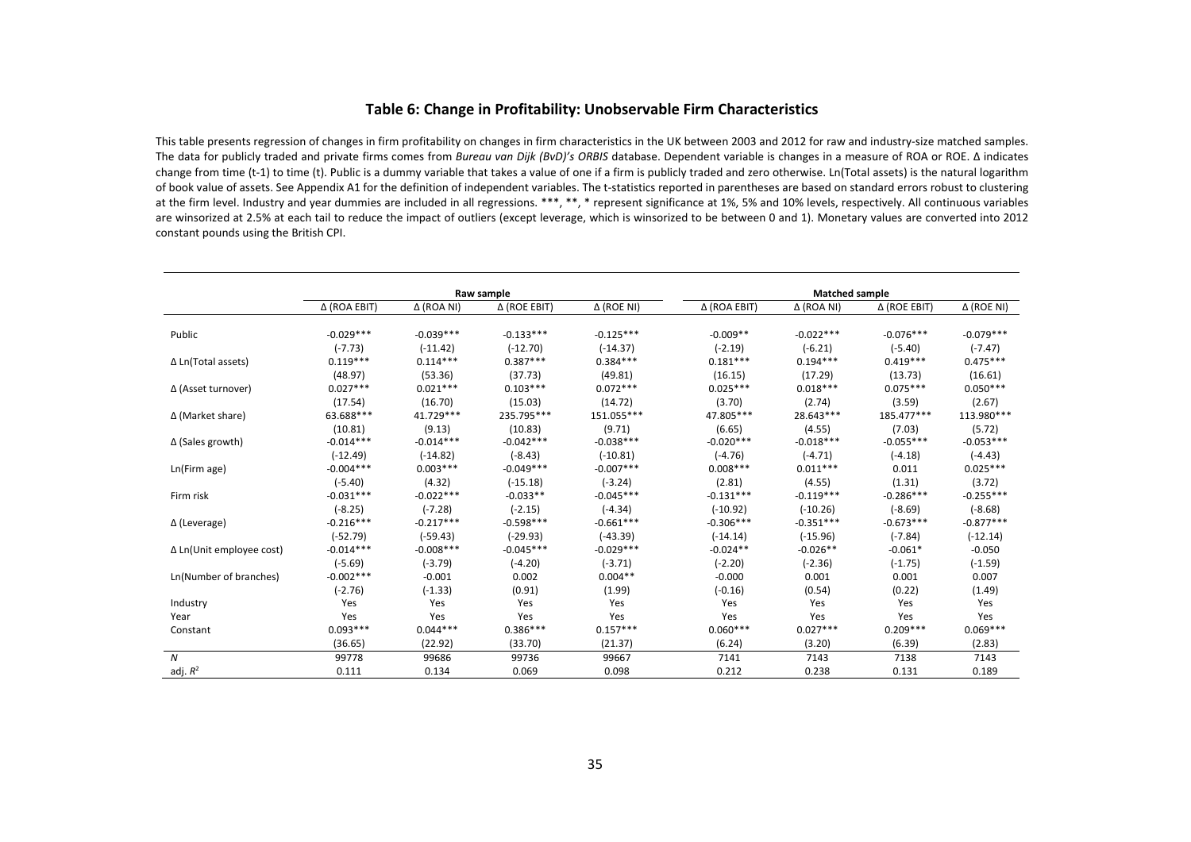## Table 6: Change in Profitability: Unobservable Firm Characteristics

This table presents regression of changes in firm profitability on changes in firm characteristics in the UK between 2003 and 2012 for raw and industry-size matched samples. The data for publicly traded and private firms comes from *Bureau van Dijk (BvD)'s ORBIS* database. Dependent variable is changes in a measure of ROA or ROE. Δ indicates change from time (t-1) to time (t). Public is a dummy variable that takes a value of one if a firm is publicly traded and zero otherwise. Ln(Total assets) is the natural logarithm of book value of assets. See Appendix A1 for the definition of independent variables. The t-statistics reported in parentheses are based on standard errors robust to clustering at the firm level. Industry and year dummies are included in all regressions. ***, **, * represent significance at 1%, 5% and 10% levels, respectively. All continuous variables are winsorized at 2.5% at each tail to reduce the impact of outliers (except leverage, which is winsorized to be between 0 and 1). Monetary values are converted into 2012 constant pounds using the British CPI.

| | Raw sample | | | | Matched sample | | | |
|---|---|---|---|---|---|---|---|---|
| | Δ (ROA EBIT) | Δ (ROA NI) | Δ (ROE EBIT) | Δ (ROE NI) | Δ (ROA EBIT) | Δ (ROA NI) | Δ (ROE EBIT) | Δ (ROE NI) |
| Public | -0.029*** | -0.039*** | -0.133*** | -0.125*** | -0.009** | -0.022*** | -0.076*** | -0.079*** |
| | (-7.73) | (-11.42) | (-12.70) | (-14.37) | (-2.19) | (-6.21) | (-5.40) | (-7.47) |
| Δ Ln(Total assets) | 0.119*** | 0.114*** | 0.387*** | 0.384*** | 0.181*** | 0.194*** | 0.419*** | 0.475*** |
| | (48.97) | (53.36) | (37.73) | (49.81) | (16.15) | (17.29) | (13.73) | (16.61) |
| Δ (Asset turnover) | 0.027*** | 0.021*** | 0.103*** | 0.072*** | 0.025*** | 0.018*** | 0.075*** | 0.050*** |
| | (17.54) | (16.70) | (15.03) | (14.72) | (3.70) | (2.74) | (3.59) | (2.67) |
| Δ (Market share) | 63.688*** | 41.729*** | 235.795*** | 151.055*** | 47.805*** | 28.643*** | 185.477*** | 113.980*** |
| | (10.81) | (9.13) | (10.83) | (9.71) | (6.65) | (4.55) | (7.03) | (5.72) |
| Δ (Sales growth) | -0.014*** | -0.014*** | -0.042*** | -0.038*** | -0.020*** | -0.018*** | -0.055*** | -0.053*** |
| | (-12.49) | (-14.82) | (-8.43) | (-10.81) | (-4.76) | (-4.71) | (-4.18) | (-4.43) |
| Ln(Firm age) | -0.004*** | 0.003*** | -0.049*** | -0.007*** | 0.008*** | 0.011*** | 0.011 | 0.025*** |
| | (-5.40) | (4.32) | (-15.18) | (-3.24) | (2.81) | (4.55) | (1.31) | (3.72) |
| Firm risk | -0.031*** | -0.022*** | -0.033** | -0.045*** | -0.131*** | -0.119*** | -0.286*** | -0.255*** |
| | (-8.25) | (-7.28) | (-2.15) | (-4.34) | (-10.92) | (-10.26) | (-8.69) | (-8.68) |
| Δ (Leverage) | -0.216*** | -0.217*** | -0.598*** | -0.661*** | -0.306*** | -0.351*** | -0.673*** | -0.877*** |
| | (-52.79) | (-59.43) | (-29.93) | (-43.39) | (-14.14) | (-15.96) | (-7.84) | (-12.14) |
| Δ Ln(Unit employee cost) | -0.014*** | -0.008*** | -0.045*** | -0.029*** | -0.024** | -0.026** | -0.061* | -0.050 |
| | (-5.69) | (-3.79) | (-4.20) | (-3.71) | (-2.20) | (-2.36) | (-1.75) | (-1.59) |
| Ln(Number of branches) | -0.002*** | -0.001 | 0.002 | 0.004** | -0.000 | 0.001 | 0.001 | 0.007 |
| | (-2.76) | (-1.33) | (0.91) | (1.99) | (-0.16) | (0.54) | (0.22) | (1.49) |
| Industry | Yes | Yes | Yes | Yes | Yes | Yes | Yes | Yes |
| Year | Yes | Yes | Yes | Yes | Yes | Yes | Yes | Yes |
| Constant | 0.093*** | 0.044*** | 0.386*** | 0.157*** | 0.060*** | 0.027*** | 0.209*** | 0.069*** |
| | (36.65) | (22.92) | (33.70) | (21.37) | (6.24) | (3.20) | (6.39) | (2.83) |
| *N* | 99778 | 99686 | 99736 | 99667 | 7141 | 7143 | 7138 | 7143 |
| adj. $R^2$ | 0.111 | 0.134 | 0.069 | 0.098 | 0.212 | 0.238 | 0.131 | 0.189 |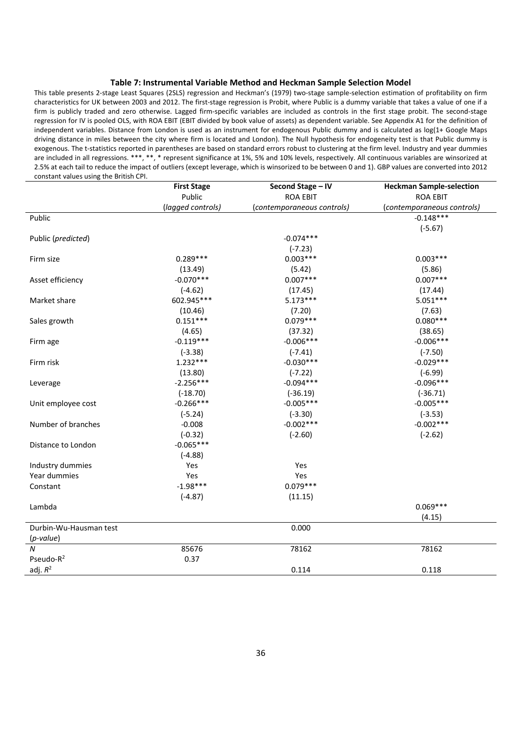### Table 7: Instrumental Variable Method and Heckman Sample Selection Model

This table presents 2-stage Least Squares (2SLS) regression and Heckman's (1979) two-stage sample-selection estimation of profitability on firm characteristics for UK between 2003 and 2012. The first-stage regression is Probit, where Public is a dummy variable that takes a value of one if a firm is publicly traded and zero otherwise. Lagged firm-specific variables are included as controls in the first stage probit. The second-stage regression for IV is pooled OLS, with ROA EBIT (EBIT divided by book value of assets) as dependent variable. See Appendix A1 for the definition of independent variables. Distance from London is used as an instrument for endogenous Public dummy and is calculated as log(1+ Google Maps driving distance in miles between the city where firm is located and London). The Null hypothesis for endogeneity test is that Public dummy is exogenous. The t-statistics reported in parentheses are based on standard errors robust to clustering at the firm level. Industry and year dummies are included in all regressions. ***, **, * represent significance at 1%, 5% and 10% levels, respectively. All continuous variables are winsorized at 2.5% at each tail to reduce the impact of outliers (except leverage, which is winsorized to be between 0 and 1). GBP values are converted into 2012 constant values using the British CPI.

| | First Stage | Second Stage – IV | Heckman Sample-selection |
|---|---|---|---|
| | Public | ROA EBIT | ROA EBIT |
| | (*lagged controls*) | (*contemporaneous controls*) | (*contemporaneous controls*) |
| Public | | | -0.148*** |
| | | | (-5.67) |
| Public (*predicted*) | | -0.074*** | |
| | | (-7.23) | |
| Firm size | 0.289*** | 0.003*** | 0.003*** |
| | (13.49) | (5.42) | (5.86) |
| Asset efficiency | -0.070*** | 0.007*** | 0.007*** |
| | (-4.62) | (17.45) | (17.44) |
| Market share | 602.945*** | 5.173*** | 5.051*** |
| | (10.46) | (7.20) | (7.63) |
| Sales growth | 0.151*** | 0.079*** | 0.080*** |
| | (4.65) | (37.32) | (38.65) |
| Firm age | -0.119*** | -0.006*** | -0.006*** |
| | (-3.38) | (-7.41) | (-7.50) |
| Firm risk | 1.232*** | -0.030*** | -0.029*** |
| | (13.80) | (-7.22) | (-6.99) |
| Leverage | -2.256*** | -0.094*** | -0.096*** |
| | (-18.70) | (-36.19) | (-36.71) |
| Unit employee cost | -0.266*** | -0.005*** | -0.005*** |
| | (-5.24) | (-3.30) | (-3.53) |
| Number of branches | -0.008 | -0.002*** | -0.002*** |
| | (-0.32) | (-2.60) | (-2.62) |
| Distance to London | -0.065*** | | |
| | (-4.88) | | |
| Industry dummies | Yes | Yes | |
| Year dummies | Yes | Yes | |
| Constant | -1.98*** | 0.079*** | |
| | (-4.87) | (11.15) | |
| Lambda | | | 0.069*** |
| | | | (4.15) |
| Durbin-Wu-Hausman test (*p-value*) | | 0.000 | |
| $N$ | 85676 | 78162 | 78162 |
| Pseudo-$R^2$ | 0.37 | | |
| adj. $R^2$ | | 0.114 | 0.118 |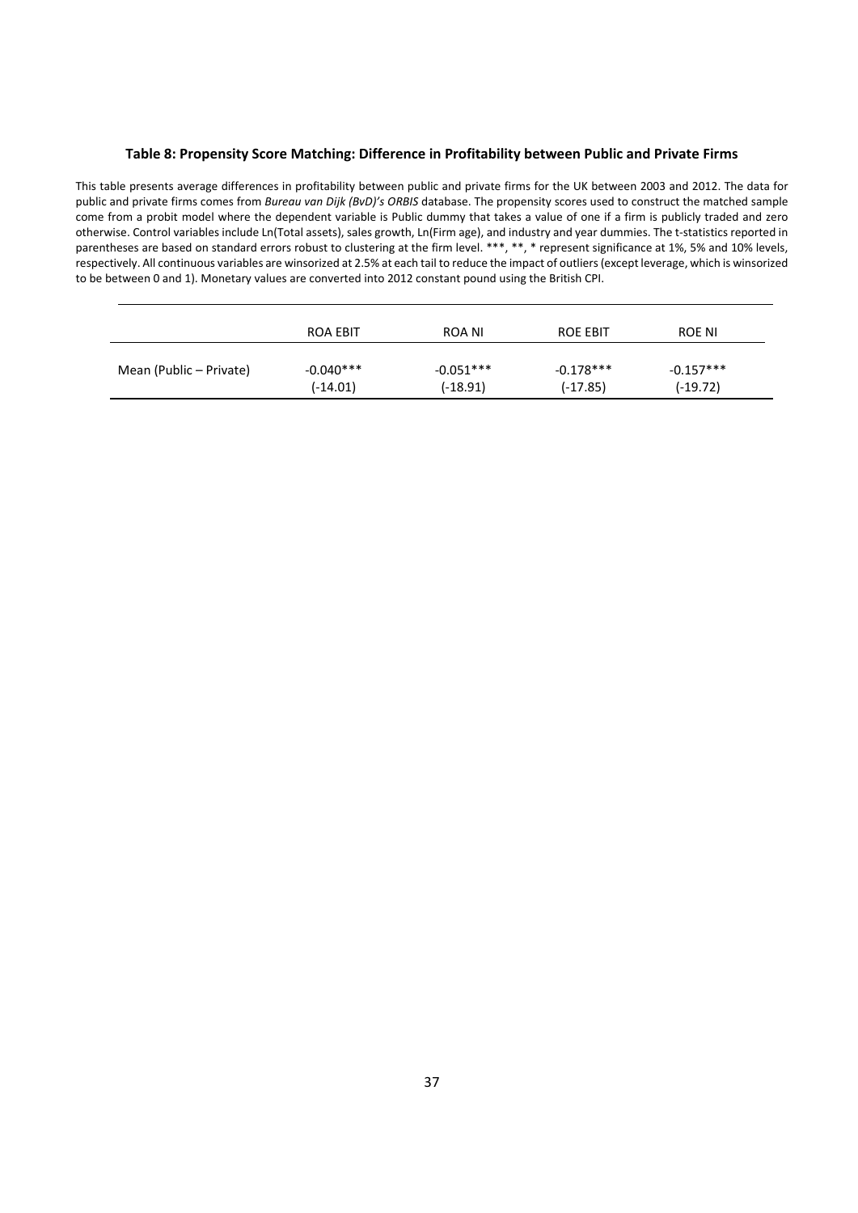### Table 8: Propensity Score Matching: Difference in Profitability between Public and Private Firms

This table presents average differences in profitability between public and private firms for the UK between 2003 and 2012. The data for public and private firms comes from *Bureau van Dijk (BvD)'s ORBIS* database. The propensity scores used to construct the matched sample come from a probit model where the dependent variable is Public dummy that takes a value of one if a firm is publicly traded and zero otherwise. Control variables include Ln(Total assets), sales growth, Ln(Firm age), and industry and year dummies. The t-statistics reported in parentheses are based on standard errors robust to clustering at the firm level. ***, **, * represent significance at 1%, 5% and 10% levels, respectively. All continuous variables are winsorized at 2.5% at each tail to reduce the impact of outliers (except leverage, which is winsorized to be between 0 and 1). Monetary values are converted into 2012 constant pound using the British CPI.

| | ROA EBIT | ROA NI | ROE EBIT | ROE NI |
|---|---|---|---|---|
| Mean (Public – Private) | -0.040*** | -0.051*** | -0.178*** | -0.157*** |
| | (-14.01) | (-18.91) | (-17.85) | (-19.72) |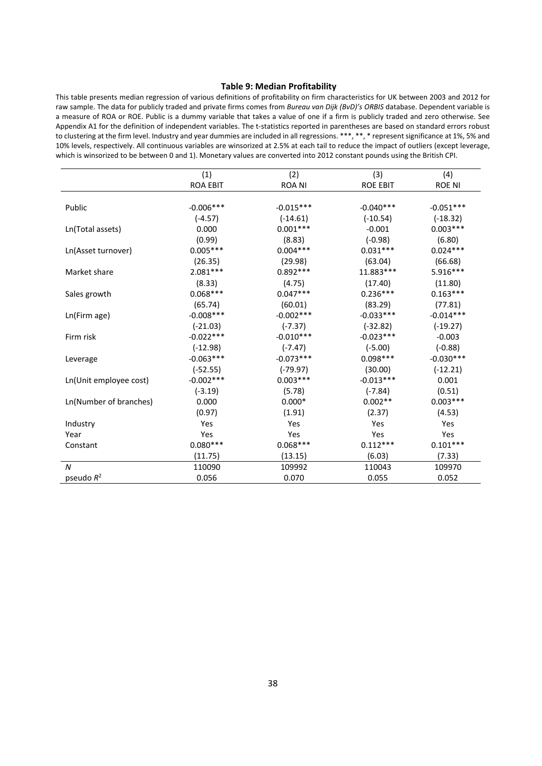### Table 9: Median Profitability

This table presents median regression of various definitions of profitability on firm characteristics for UK between 2003 and 2012 for raw sample. The data for publicly traded and private firms comes from *Bureau van Dijk (BvD)'s ORBIS* database. Dependent variable is a measure of ROA or ROE. Public is a dummy variable that takes a value of one if a firm is publicly traded and zero otherwise. See Appendix A1 for the definition of independent variables. The t-statistics reported in parentheses are based on standard errors robust to clustering at the firm level. Industry and year dummies are included in all regressions. ***, **, * represent significance at 1%, 5% and 10% levels, respectively. All continuous variables are winsorized at 2.5% at each tail to reduce the impact of outliers (except leverage, which is winsorized to be between 0 and 1). Monetary values are converted into 2012 constant pounds using the British CPI.

| | (1) | (2) | (3) | (4) |
|---|---|---|---|---|
| | ROA EBIT | ROA NI | ROE EBIT | ROE NI |
| Public | -0.006*** | -0.015*** | -0.040*** | -0.051*** |
| | (-4.57) | (-14.61) | (-10.54) | (-18.32) |
| Ln(Total assets) | 0.000 | 0.001*** | -0.001 | 0.003*** |
| | (0.99) | (8.83) | (-0.98) | (6.80) |
| Ln(Asset turnover) | 0.005*** | 0.004*** | 0.031*** | 0.024*** |
| | (26.35) | (29.98) | (63.04) | (66.68) |
| Market share | 2.081*** | 0.892*** | 11.883*** | 5.916*** |
| | (8.33) | (4.75) | (17.40) | (11.80) |
| Sales growth | 0.068*** | 0.047*** | 0.236*** | 0.163*** |
| | (65.74) | (60.01) | (83.29) | (77.81) |
| Ln(Firm age) | -0.008*** | -0.002*** | -0.033*** | -0.014*** |
| | (-21.03) | (-7.37) | (-32.82) | (-19.27) |
| Firm risk | -0.022*** | -0.010*** | -0.023*** | -0.003 |
| | (-12.98) | (-7.47) | (-5.00) | (-0.88) |
| Leverage | -0.063*** | -0.073*** | 0.098*** | -0.030*** |
| | (-52.55) | (-79.97) | (30.00) | (-12.21) |
| Ln(Unit employee cost) | -0.002*** | 0.003*** | -0.013*** | 0.001 |
| | (-3.19) | (5.78) | (-7.84) | (0.51) |
| Ln(Number of branches) | 0.000 | 0.000* | 0.002** | 0.003*** |
| | (0.97) | (1.91) | (2.37) | (4.53) |
| Industry | Yes | Yes | Yes | Yes |
| Year | Yes | Yes | Yes | Yes |
| Constant | 0.080*** | 0.068*** | 0.112*** | 0.101*** |
| | (11.75) | (13.15) | (6.03) | (7.33) |
| $N$ | 110090 | 109992 | 110043 | 109970 |
| pseudo $R^2$ | 0.056 | 0.070 | 0.055 | 0.052 |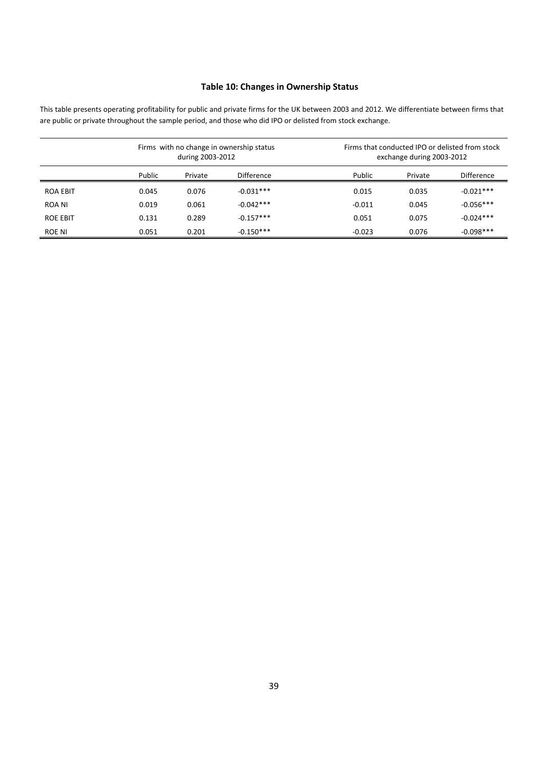## Table 10: Changes in Ownership Status

This table presents operating profitability for public and private firms for the UK between 2003 and 2012. We differentiate between firms that are public or private throughout the sample period, and those who did IPO or delisted from stock exchange.

| | Firms with no change in ownership status during 2003-2012 | | | Firms that conducted IPO or delisted from stock exchange during 2003-2012 | | |
|---|---|---|---|---|---|---|
| | Public | Private | Difference | Public | Private | Difference |
| ROA EBIT | 0.045 | 0.076 | -0.031*** | 0.015 | 0.035 | -0.021*** |
| ROA NI | 0.019 | 0.061 | -0.042*** | -0.011 | 0.045 | -0.056*** |
| ROE EBIT | 0.131 | 0.289 | -0.157*** | 0.051 | 0.075 | -0.024*** |
| ROE NI | 0.051 | 0.201 | -0.150*** | -0.023 | 0.076 | -0.098*** |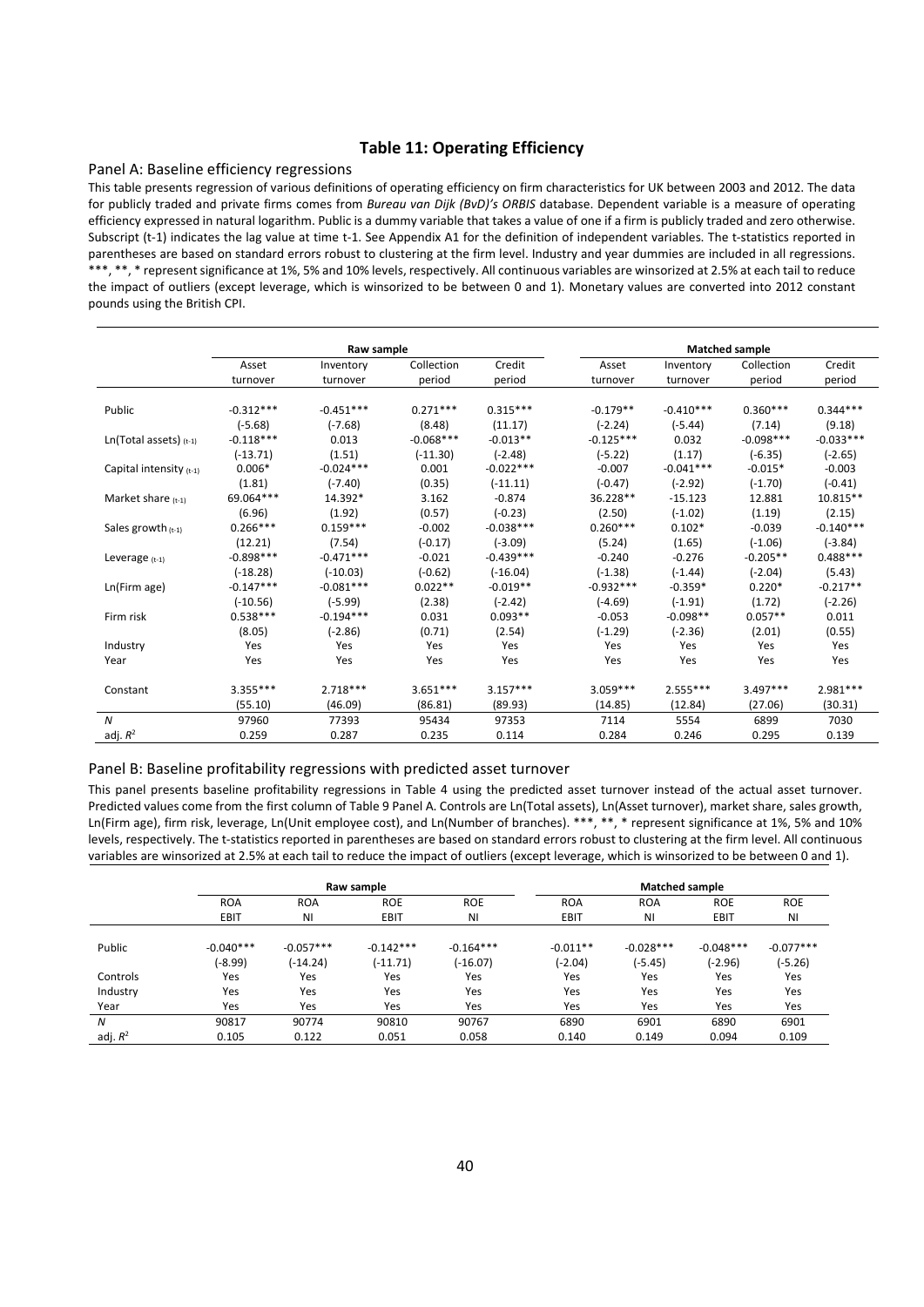# Table 11: Operating Efficiency

## Panel A: Baseline efficiency regressions

This table presents regression of various definitions of operating efficiency on firm characteristics for UK between 2003 and 2012. The data for publicly traded and private firms comes from *Bureau van Dijk (BvD)'s ORBIS* database. Dependent variable is a measure of operating efficiency expressed in natural logarithm. Public is a dummy variable that takes a value of one if a firm is publicly traded and zero otherwise. Subscript (t-1) indicates the lag value at time t-1. See Appendix A1 for the definition of independent variables. The t-statistics reported in parentheses are based on standard errors robust to clustering at the firm level. Industry and year dummies are included in all regressions. ***, **, * represent significance at 1%, 5% and 10% levels, respectively. All continuous variables are winsorized at 2.5% at each tail to reduce the impact of outliers (except leverage, which is winsorized to be between 0 and 1). Monetary values are converted into 2012 constant pounds using the British CPI.

| | Raw sample | | | | Matched sample | | | |
|---|---|---|---|---|---|---|---|---|
| | Asset turnover | Inventory turnover | Collection period | Credit period | Asset turnover | Inventory turnover | Collection period | Credit period |
| Public | -0.312*** | -0.451*** | 0.271*** | 0.315*** | -0.179** | -0.410*** | 0.360*** | 0.344*** |
| | (-5.68) | (-7.68) | (8.48) | (11.17) | (-2.24) | (-5.44) | (7.14) | (9.18) |
| Ln(Total assets) $_{(t-1)}$ | -0.118*** | 0.013 | -0.068*** | -0.013** | -0.125*** | 0.032 | -0.098*** | -0.033*** |
| | (-13.71) | (1.51) | (-11.30) | (-2.48) | (-5.22) | (1.17) | (-6.35) | (-2.65) |
| Capital intensity $_{(t-1)}$ | 0.006* | -0.024*** | 0.001 | -0.022*** | -0.007 | -0.041*** | -0.015* | -0.003 |
| | (1.81) | (-7.40) | (0.35) | (-11.11) | (-0.47) | (-2.92) | (-1.70) | (-0.41) |
| Market share $_{(t-1)}$ | 69.064*** | 14.392* | 3.162 | -0.874 | 36.228** | -15.123 | 12.881 | 10.815** |
| | (6.96) | (1.92) | (0.57) | (-0.23) | (2.50) | (-1.02) | (1.19) | (2.15) |
| Sales growth $_{(t-1)}$ | 0.266*** | 0.159*** | -0.002 | -0.038*** | 0.260*** | 0.102* | -0.039 | -0.140*** |
| | (12.21) | (7.54) | (-0.17) | (-3.09) | (5.24) | (1.65) | (-1.06) | (-3.84) |
| Leverage $_{(t-1)}$ | -0.898*** | -0.471*** | -0.021 | -0.439*** | -0.240 | -0.276 | -0.205** | 0.488*** |
| | (-18.28) | (-10.03) | (-0.62) | (-16.04) | (-1.38) | (-1.44) | (-2.04) | (5.43) |
| Ln(Firm age) | -0.147*** | -0.081*** | 0.022** | -0.019** | -0.932*** | -0.359* | 0.220* | -0.217** |
| | (-10.56) | (-5.99) | (2.38) | (-2.42) | (-4.69) | (-1.91) | (1.72) | (-2.26) |
| Firm risk | 0.538*** | -0.194*** | 0.031 | 0.093** | -0.053 | -0.098** | 0.057** | 0.011 |
| | (8.05) | (-2.86) | (0.71) | (2.54) | (-1.29) | (-2.36) | (2.01) | (0.55) |
| Industry | Yes | Yes | Yes | Yes | Yes | Yes | Yes | Yes |
| Year | Yes | Yes | Yes | Yes | Yes | Yes | Yes | Yes |
| Constant | 3.355*** | 2.718*** | 3.651*** | 3.157*** | 3.059*** | 2.555*** | 3.497*** | 2.981*** |
| | (55.10) | (46.09) | (86.81) | (89.93) | (14.85) | (12.84) | (27.06) | (30.31) |
| *N* | 97960 | 77393 | 95434 | 97353 | 7114 | 5554 | 6899 | 7030 |
| adj. $R^2$ | 0.259 | 0.287 | 0.235 | 0.114 | 0.284 | 0.246 | 0.295 | 0.139 |

## Panel B: Baseline profitability regressions with predicted asset turnover

This panel presents baseline profitability regressions in Table 4 using the predicted asset turnover instead of the actual asset turnover. Predicted values come from the first column of Table 9 Panel A. Controls are Ln(Total assets), Ln(Asset turnover), market share, sales growth, Ln(Firm age), firm risk, leverage, Ln(Unit employee cost), and Ln(Number of branches). ***, **, * represent significance at 1%, 5% and 10% levels, respectively. The t-statistics reported in parentheses are based on standard errors robust to clustering at the firm level. All continuous variables are winsorized at 2.5% at each tail to reduce the impact of outliers (except leverage, which is winsorized to be between 0 and 1).

| | Raw sample | | | | Matched sample | | | |
|---|---|---|---|---|---|---|---|---|
| | ROA EBIT | ROA NI | ROE EBIT | ROE NI | ROA EBIT | ROA NI | ROE EBIT | ROE NI |
| Public | -0.040*** | -0.057*** | -0.142*** | -0.164*** | -0.011** | -0.028*** | -0.048*** | -0.077*** |
| | (-8.99) | (-14.24) | (-11.71) | (-16.07) | (-2.04) | (-5.45) | (-2.96) | (-5.26) |
| Controls | Yes | Yes | Yes | Yes | Yes | Yes | Yes | Yes |
| Industry | Yes | Yes | Yes | Yes | Yes | Yes | Yes | Yes |
| Year | Yes | Yes | Yes | Yes | Yes | Yes | Yes | Yes |
| *N* | 90817 | 90774 | 90810 | 90767 | 6890 | 6901 | 6890 | 6901 |
| adj. $R^2$ | 0.105 | 0.122 | 0.051 | 0.058 | 0.140 | 0.149 | 0.094 | 0.109 |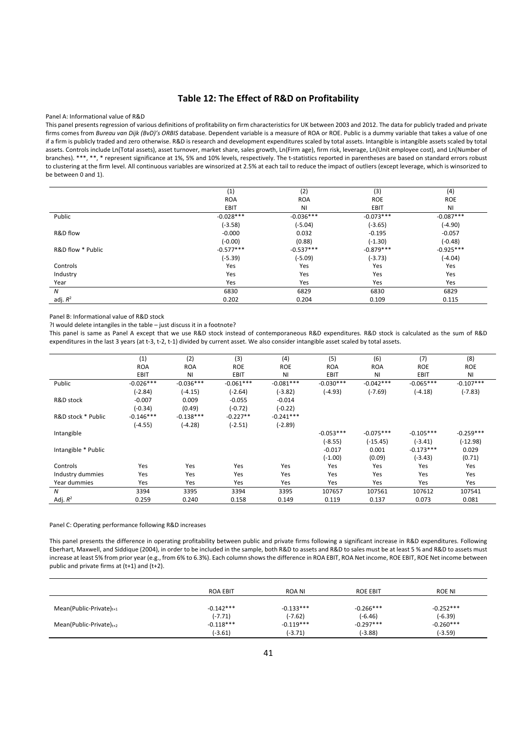## Table 12: The Effect of R&D on Profitability

Panel A: Informational value of R&D

This panel presents regression of various definitions of profitability on firm characteristics for UK between 2003 and 2012. The data for publicly traded and private firms comes from *Bureau van Dijk (BvD)'s ORBIS* database. Dependent variable is a measure of ROA or ROE. Public is a dummy variable that takes a value of one if a firm is publicly traded and zero otherwise. R&D is research and development expenditures scaled by total assets. Intangible is intangible assets scaled by total assets. Controls include Ln(Total assets), asset turnover, market share, sales growth, Ln(Firm age), firm risk, leverage, Ln(Unit employee cost), and Ln(Number of branches). ***, **, * represent significance at 1%, 5% and 10% levels, respectively. The t-statistics reported in parentheses are based on standard errors robust to clustering at the firm level. All continuous variables are winsorized at 2.5% at each tail to reduce the impact of outliers (except leverage, which is winsorized to be between 0 and 1).

| | (1) | (2) | (3) | (4) |
|---|---|---|---|---|
| | ROA | ROA | ROE | ROE |
| | EBIT | NI | EBIT | NI |
| Public | -0.028*** | -0.036*** | -0.073*** | -0.087*** |
| | (-3.58) | (-5.04) | (-3.65) | (-4.90) |
| R&D flow | -0.000 | 0.032 | -0.195 | -0.057 |
| | (-0.00) | (0.88) | (-1.30) | (-0.48) |
| R&D flow * Public | -0.577*** | -0.537*** | -0.879*** | -0.925*** |
| | (-5.39) | (-5.09) | (-3.73) | (-4.04) |
| Controls | Yes | Yes | Yes | Yes |
| Industry | Yes | Yes | Yes | Yes |
| Year | Yes | Yes | Yes | Yes |
| *N* | 6830 | 6829 | 6830 | 6829 |
| adj. $R^2$ | 0.202 | 0.204 | 0.109 | 0.115 |

Panel B: Informational value of R&D stock

?I would delete intangiles in the table – just discuss it in a footnote?

This panel is same as Panel A except that we use R&D stock instead of contemporaneous R&D expenditures. R&D stock is calculated as the sum of R&D expenditures in the last 3 years (at t-3, t-2, t-1) divided by current asset. We also consider intangible asset scaled by total assets.

| | (1) | (2) | (3) | (4) | (5) | (6) | (7) | (8) |
|---|---|---|---|---|---|---|---|---|
| | ROA | ROA | ROE | ROE | ROA | ROA | ROE | ROE |
| | EBIT | NI | EBIT | NI | EBIT | NI | EBIT | NI |
| Public | -0.026*** | -0.036*** | -0.061*** | -0.081*** | -0.030*** | -0.042*** | -0.065*** | -0.107*** |
| | (-2.84) | (-4.15) | (-2.64) | (-3.82) | (-4.93) | (-7.69) | (-4.18) | (-7.83) |
| R&D stock | -0.007 | 0.009 | -0.055 | -0.014 | | | | |
| | (-0.34) | (0.49) | (-0.72) | (-0.22) | | | | |
| R&D stock * Public | -0.146*** | -0.138*** | -0.227** | -0.241*** | | | | |
| | (-4.55) | (-4.28) | (-2.51) | (-2.89) | | | | |
| Intangible | | | | | -0.053*** | -0.075*** | -0.105*** | -0.259*** |
| | | | | | (-8.55) | (-15.45) | (-3.41) | (-12.98) |
| Intangible * Public | | | | | -0.017 | 0.001 | -0.173*** | 0.029 |
| | | | | | (-1.00) | (0.09) | (-3.43) | (0.71) |
| Controls | Yes | Yes | Yes | Yes | Yes | Yes | Yes | Yes |
| Industry dummies | Yes | Yes | Yes | Yes | Yes | Yes | Yes | Yes |
| Year dummies | Yes | Yes | Yes | Yes | Yes | Yes | Yes | Yes |
| *N* | 3394 | 3395 | 3394 | 3395 | 107657 | 107561 | 107612 | 107541 |
| Adj. $R^2$ | 0.259 | 0.240 | 0.158 | 0.149 | 0.119 | 0.137 | 0.073 | 0.081 |

Panel C: Operating performance following R&D increases

This panel presents the difference in operating profitability between public and private firms following a significant increase in R&D expenditures. Following Eberhart, Maxwell, and Siddique (2004), in order to be included in the sample, both R&D to assets and R&D to sales must be at least 5 % and R&D to assets must increase at least 5% from prior year (e.g., from 6% to 6.3%). Each column shows the difference in ROA EBIT, ROA Net income, ROE EBIT, ROE Net income between public and private firms at (t+1) and (t+2).

| | ROA EBIT | ROA NI | ROE EBIT | ROE NI |
|---|---|---|---|---|
| $\text{Mean(Public-Private)}_{t+1}$ | -0.142*** | -0.133*** | -0.266*** | -0.252*** |
| | (-7.71) | (-7.62) | (-6.46) | (-6.39) |
| $\text{Mean(Public-Private)}_{t+2}$ | -0.118*** | -0.119*** | -0.297*** | -0.260*** |
| | (-3.61) | (-3.71) | (-3.88) | (-3.59) |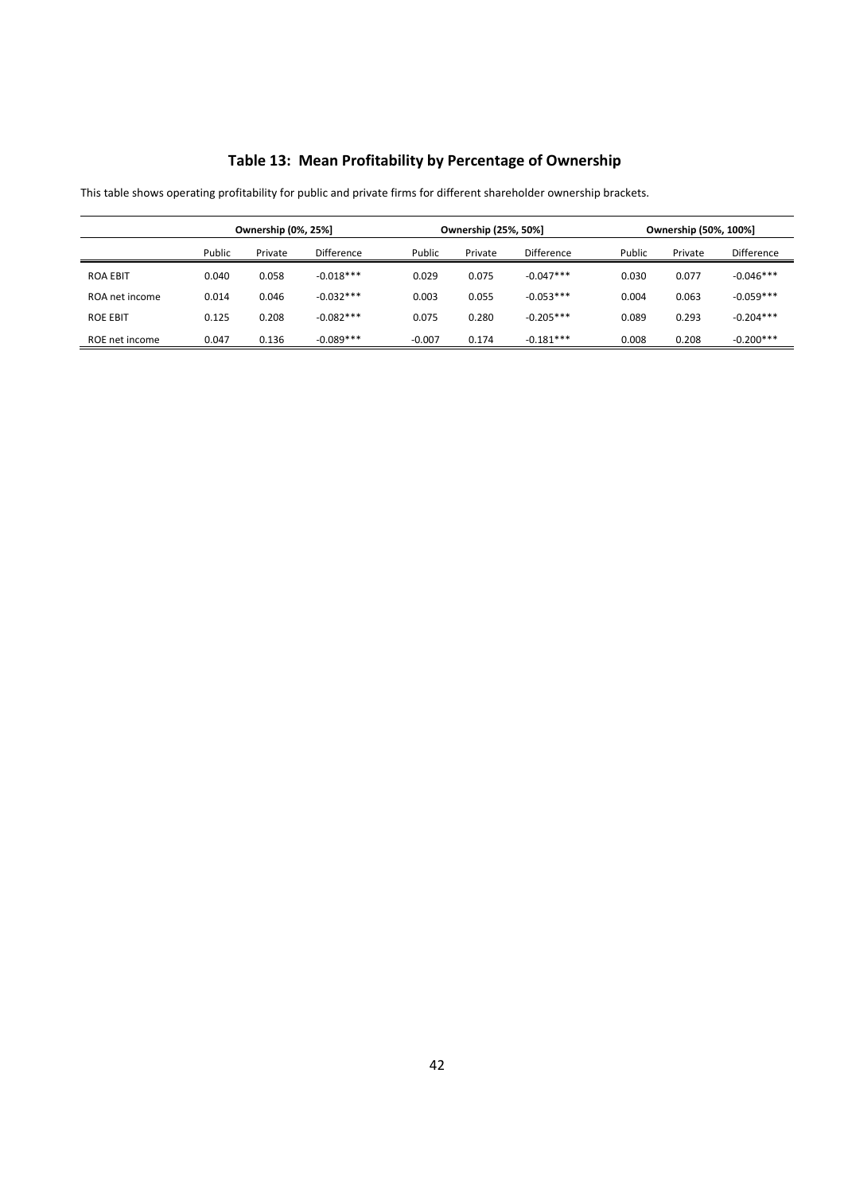## Table 13: Mean Profitability by Percentage of Ownership

This table shows operating profitability for public and private firms for different shareholder ownership brackets.

| | Ownership (0%, 25%] | | | Ownership (25%, 50%] | | | Ownership (50%, 100%] | | |
|---|---|---|---|---|---|---|---|---|---|
| | Public | Private | Difference | Public | Private | Difference | Public | Private | Difference |
| ROA EBIT | 0.040 | 0.058 | -0.018*** | 0.029 | 0.075 | -0.047*** | 0.030 | 0.077 | -0.046*** |
| ROA net income | 0.014 | 0.046 | -0.032*** | 0.003 | 0.055 | -0.053*** | 0.004 | 0.063 | -0.059*** |
| ROE EBIT | 0.125 | 0.208 | -0.082*** | 0.075 | 0.280 | -0.205*** | 0.089 | 0.293 | -0.204*** |
| ROE net income | 0.047 | 0.136 | -0.089*** | -0.007 | 0.174 | -0.181*** | 0.008 | 0.208 | -0.200*** |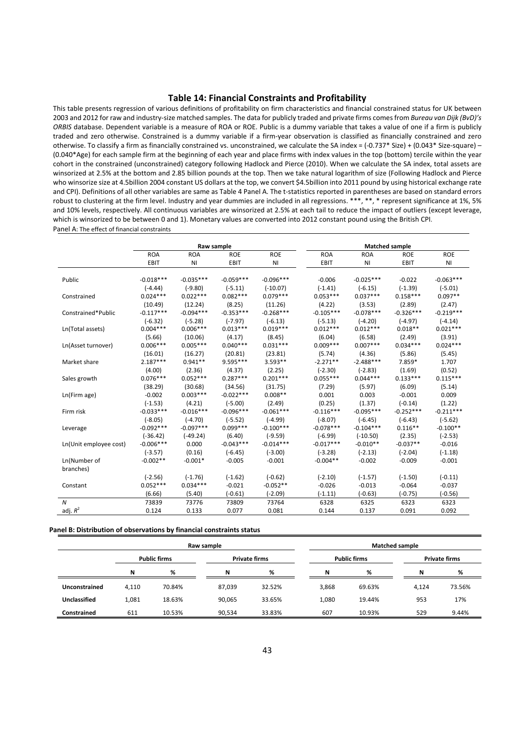## Table 14: Financial Constraints and Profitability

This table presents regression of various definitions of profitability on firm characteristics and financial constrained status for UK between 2003 and 2012 for raw and industry-size matched samples. The data for publicly traded and private firms comes from *Bureau van Dijk (BvD)'s ORBIS* database. Dependent variable is a measure of ROA or ROE. Public is a dummy variable that takes a value of one if a firm is publicly traded and zero otherwise. Constrained is a dummy variable if a firm-year observation is classified as financially constrained and zero otherwise. To classify a firm as financially constrained vs. unconstrained, we calculate the SA index = (-0.737* Size) + (0.043* Size-square) – (0.040*Age) for each sample firm at the beginning of each year and place firms with index values in the top (bottom) tercile within the year cohort in the constrained (unconstrained) category following Hadlock and Pierce (2010). When we calculate the SA index, total assets are winsorized at 2.5% at the bottom and 2.85 billion pounds at the top. Then we take natural logarithm of size (Following Hadlock and Pierce who winsorize size at 4.5billion 2004 constant US dollars at the top, we convert $4.5billion into 2011 pound by using historical exchange rate and CPI). Definitions of all other variables are same as Table 4 Panel A. The t-statistics reported in parentheses are based on standard errors robust to clustering at the firm level. Industry and year dummies are included in all regressions. ***, **, * represent significance at 1%, 5% and 10% levels, respectively. All continuous variables are winsorized at 2.5% at each tail to reduce the impact of outliers (except leverage, which is winsorized to be between 0 and 1). Monetary values are converted into 2012 constant pound using the British CPI.

Panel A: The effect of financial constraints

| | Raw sample | | | | Matched sample | | | |
|---|---|---|---|---|---|---|---|---|
| | ROA | ROA | ROE | ROE | ROA | ROA | ROE | ROE |
| | EBIT | NI | EBIT | NI | EBIT | NI | EBIT | NI |
| Public | -0.018*** | -0.035*** | -0.059*** | -0.096*** | -0.006 | -0.025*** | -0.022 | -0.063*** |
| | (-4.44) | (-9.80) | (-5.11) | (-10.07) | (-1.41) | (-6.15) | (-1.39) | (-5.01) |
| Constrained | 0.024*** | 0.022*** | 0.082*** | 0.079*** | 0.053*** | 0.037*** | 0.158*** | 0.097** |
| | (10.49) | (12.24) | (8.25) | (11.26) | (4.22) | (3.53) | (2.89) | (2.47) |
| Constrained*Public | -0.117*** | -0.094*** | -0.353*** | -0.268*** | -0.105*** | -0.078*** | -0.326*** | -0.219*** |
| | (-6.32) | (-5.28) | (-7.97) | (-6.13) | (-5.13) | (-4.20) | (-4.97) | (-4.14) |
| Ln(Total assets) | 0.004*** | 0.006*** | 0.013*** | 0.019*** | 0.012*** | 0.012*** | 0.018** | 0.021*** |
| | (5.66) | (10.06) | (4.17) | (8.45) | (6.04) | (6.58) | (2.49) | (3.91) |
| Ln(Asset turnover) | 0.006*** | 0.005*** | 0.040*** | 0.031*** | 0.009*** | 0.007*** | 0.034*** | 0.024*** |
| | (16.01) | (16.27) | (20.81) | (23.81) | (5.74) | (4.36) | (5.86) | (5.45) |
| Market share | 2.187*** | 0.941** | 9.595*** | 3.593** | -2.271** | -2.488*** | 7.859* | 1.707 |
| | (4.00) | (2.36) | (4.37) | (2.25) | (-2.30) | (-2.83) | (1.69) | (0.52) |
| Sales growth | 0.076*** | 0.052*** | 0.287*** | 0.201*** | 0.055*** | 0.044*** | 0.133*** | 0.115*** |
| | (38.29) | (30.68) | (34.56) | (31.75) | (7.29) | (5.97) | (6.09) | (5.14) |
| Ln(Firm age) | -0.002 | 0.003*** | -0.022*** | 0.008** | 0.001 | 0.003 | -0.001 | 0.009 |
| | (-1.53) | (4.21) | (-5.00) | (2.49) | (0.25) | (1.37) | (-0.14) | (1.22) |
| Firm risk | -0.033*** | -0.016*** | -0.096*** | -0.061*** | -0.116*** | -0.095*** | -0.252*** | -0.211*** |
| | (-8.05) | (-4.70) | (-5.52) | (-4.99) | (-8.07) | (-6.45) | (-6.43) | (-5.62) |
| Leverage | -0.092*** | -0.097*** | 0.099*** | -0.100*** | -0.078*** | -0.104*** | 0.116** | -0.100** |
| | (-36.42) | (-49.24) | (6.40) | (-9.59) | (-6.99) | (-10.50) | (2.35) | (-2.53) |
| Ln(Unit employee cost) | -0.006*** | 0.000 | -0.043*** | -0.014*** | -0.017*** | -0.010** | -0.037** | -0.016 |
| | (-3.57) | (0.16) | (-6.45) | (-3.00) | (-3.28) | (-2.13) | (-2.04) | (-1.18) |
| Ln(Number of branches) | -0.002** | -0.001* | -0.005 | -0.001 | -0.004** | -0.002 | -0.009 | -0.001 |
| | (-2.56) | (-1.76) | (-1.62) | (-0.62) | (-2.10) | (-1.57) | (-1.50) | (-0.11) |
| Constant | 0.052*** | 0.034*** | -0.021 | -0.052** | -0.026 | -0.013 | -0.064 | -0.037 |
| | (6.66) | (5.40) | (-0.61) | (-2.09) | (-1.11) | (-0.63) | (-0.75) | (-0.56) |
| $N$ | 73839 | 73776 | 73809 | 73764 | 6328 | 6325 | 6323 | 6323 |
| adj. $R^2$ | 0.124 | 0.133 | 0.077 | 0.081 | 0.144 | 0.137 | 0.091 | 0.092 |

**Panel B: Distribution of observations by financial constraints status**

| | Raw sample | | | | Matched sample | | | |
|---|---|---|---|---|---|---|---|---|
| | Public firms | | Private firms | | Public firms | | Private firms | |
| | N | % | N | % | N | % | N | % |
| **Unconstrained** | 4,110 | 70.84% | 87,039 | 32.52% | 3,868 | 69.63% | 4,124 | 73.56% |
| **Unclassified** | 1,081 | 18.63% | 90,065 | 33.65% | 1,080 | 19.44% | 953 | 17% |
| **Constrained** | 611 | 10.53% | 90,534 | 33.83% | 607 | 10.93% | 529 | 9.44% |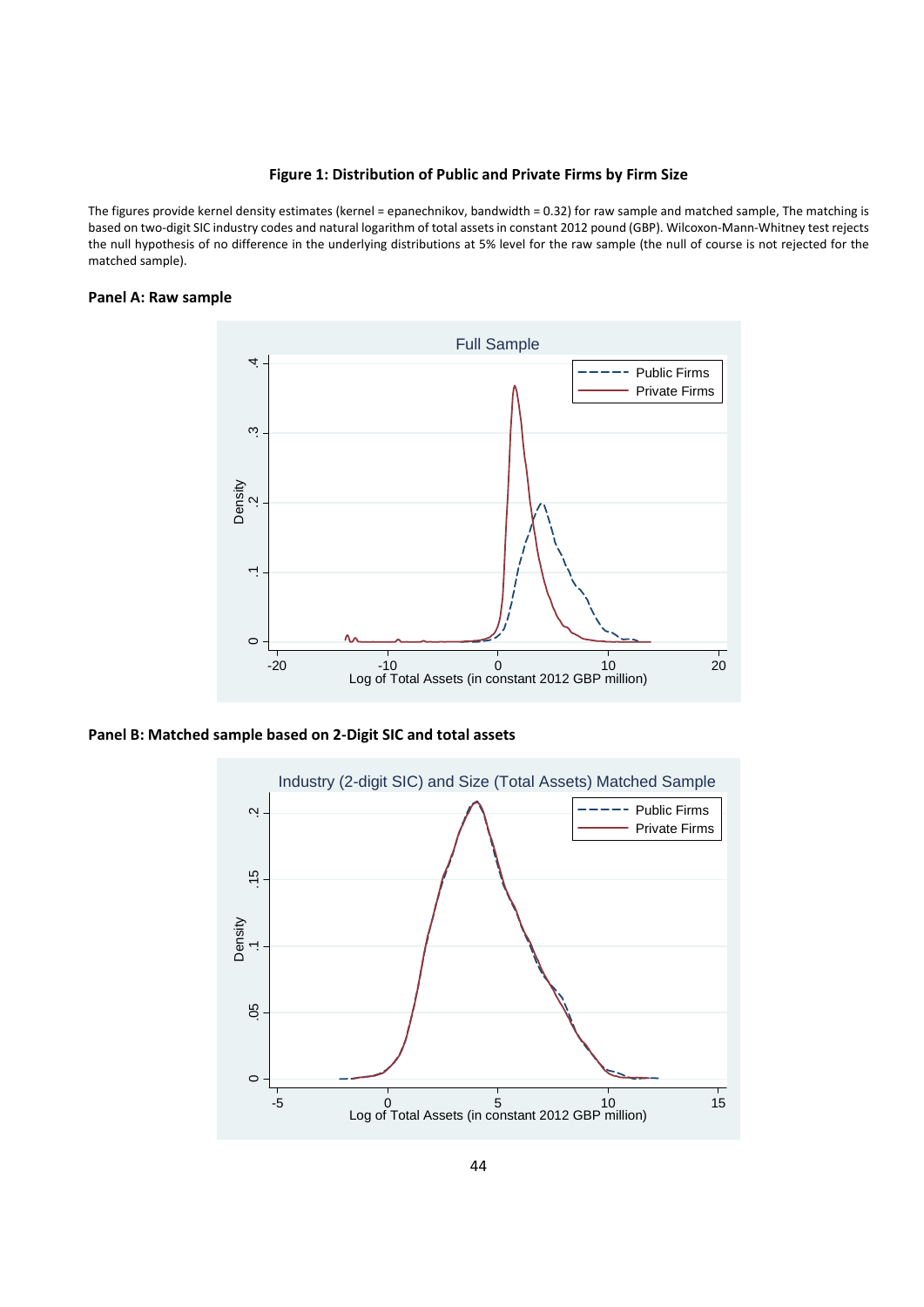**Figure 1: Distribution of Public and Private Firms by Firm Size**

The figures provide kernel density estimates (kernel = epanechnikov, bandwidth = 0.32) for raw sample and matched sample, The matching is based on two-digit SIC industry codes and natural logarithm of total assets in constant 2012 pound (GBP). Wilcoxon-Mann-Whitney test rejects the null hypothesis of no difference in the underlying distributions at 5% level for the raw sample (the null of course is not rejected for the matched sample).

**Panel A: Raw sample**

**Panel B: Matched sample based on 2-Digit SIC and total assets**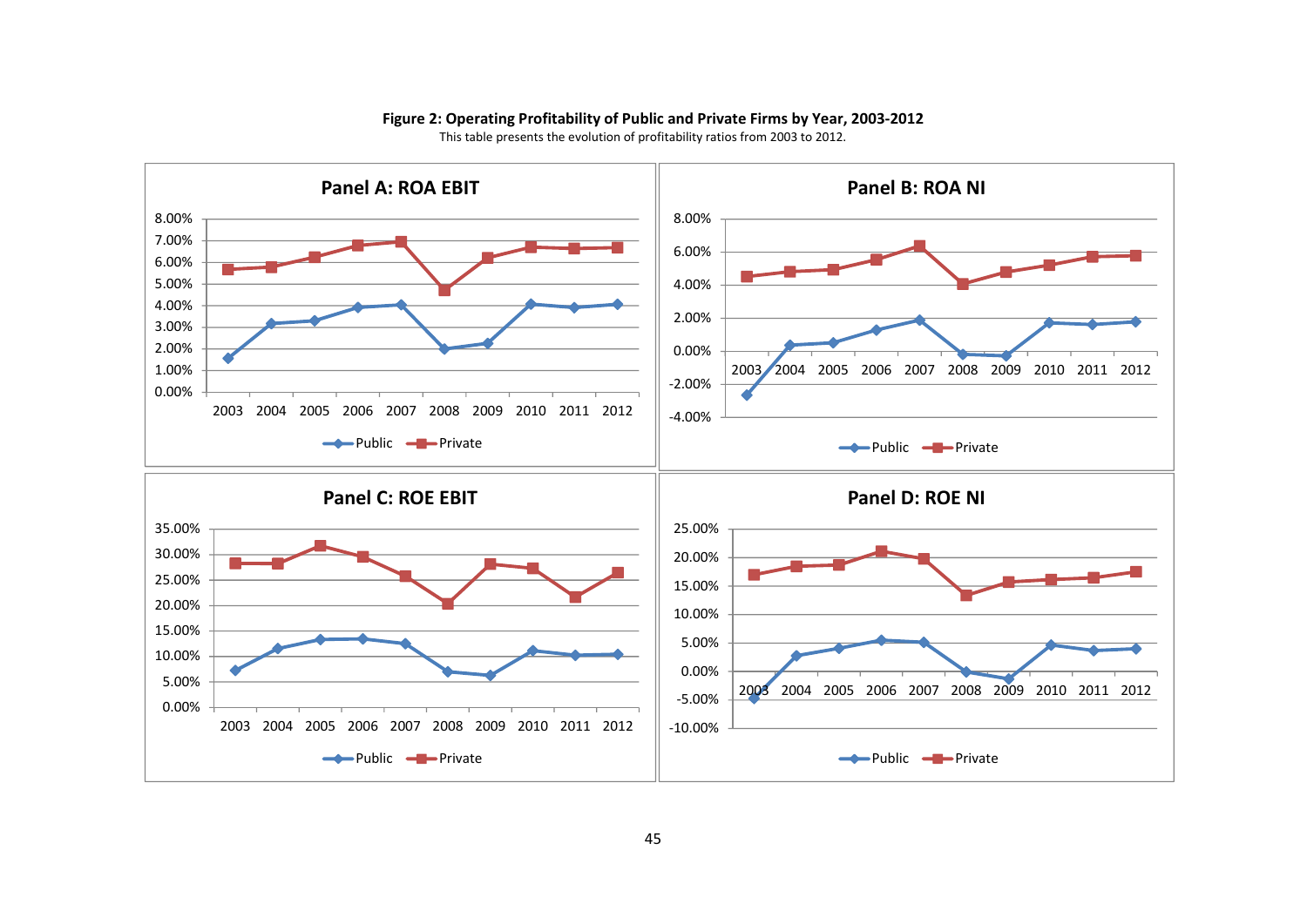**Figure 2: Operating Profitability of Public and Private Firms by Year, 2003-2012**

This table presents the evolution of profitability ratios from 2003 to 2012.

**Panel A: ROA EBIT**

**Panel B: ROA NI**

**Panel C: ROE EBIT**

**Panel D: ROE NI**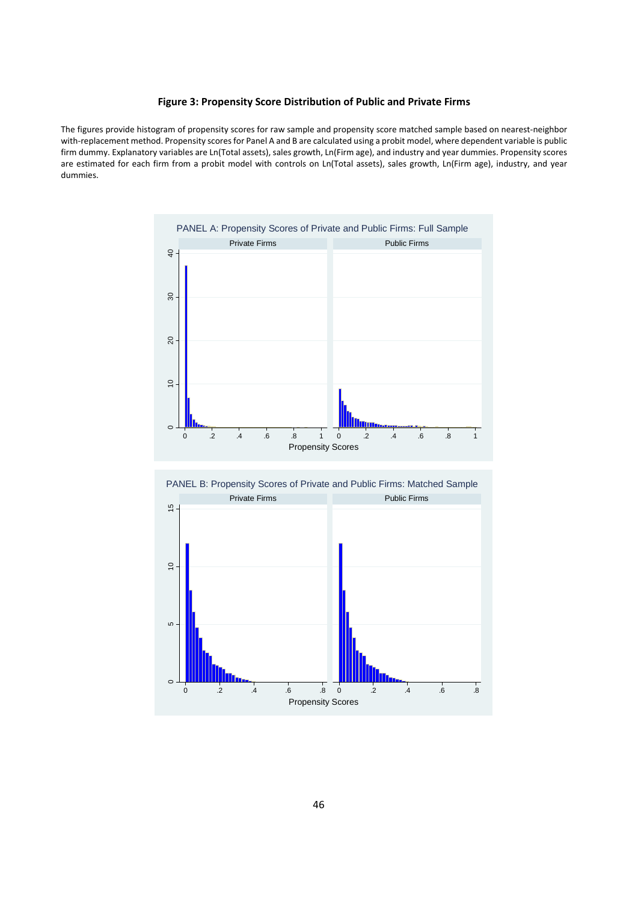**Figure 3: Propensity Score Distribution of Public and Private Firms**

The figures provide histogram of propensity scores for raw sample and propensity score matched sample based on nearest-neighbor with-replacement method. Propensity scores for Panel A and B are calculated using a probit model, where dependent variable is public firm dummy. Explanatory variables are Ln(Total assets), sales growth, Ln(Firm age), and industry and year dummies. Propensity scores are estimated for each firm from a probit model with controls on Ln(Total assets), sales growth, Ln(Firm age), industry, and year dummies.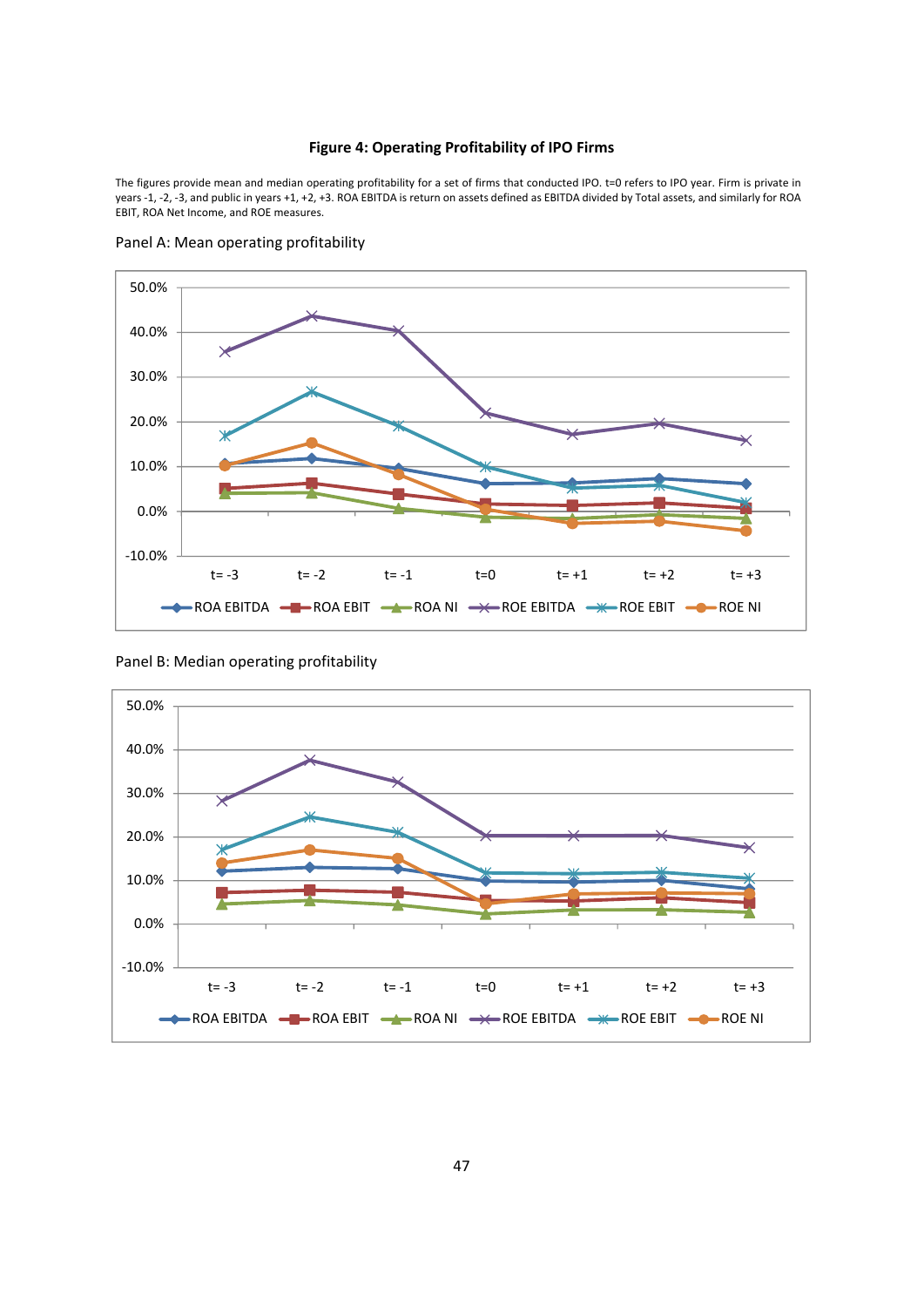**Figure 4: Operating Profitability of IPO Firms**

The figures provide mean and median operating profitability for a set of firms that conducted IPO. t=0 refers to IPO year. Firm is private in years -1, -2, -3, and public in years +1, +2, +3. ROA EBITDA is return on assets defined as EBITDA divided by Total assets, and similarly for ROA EBIT, ROA Net Income, and ROE measures.

Panel A: Mean operating profitability

Panel B: Median operating profitability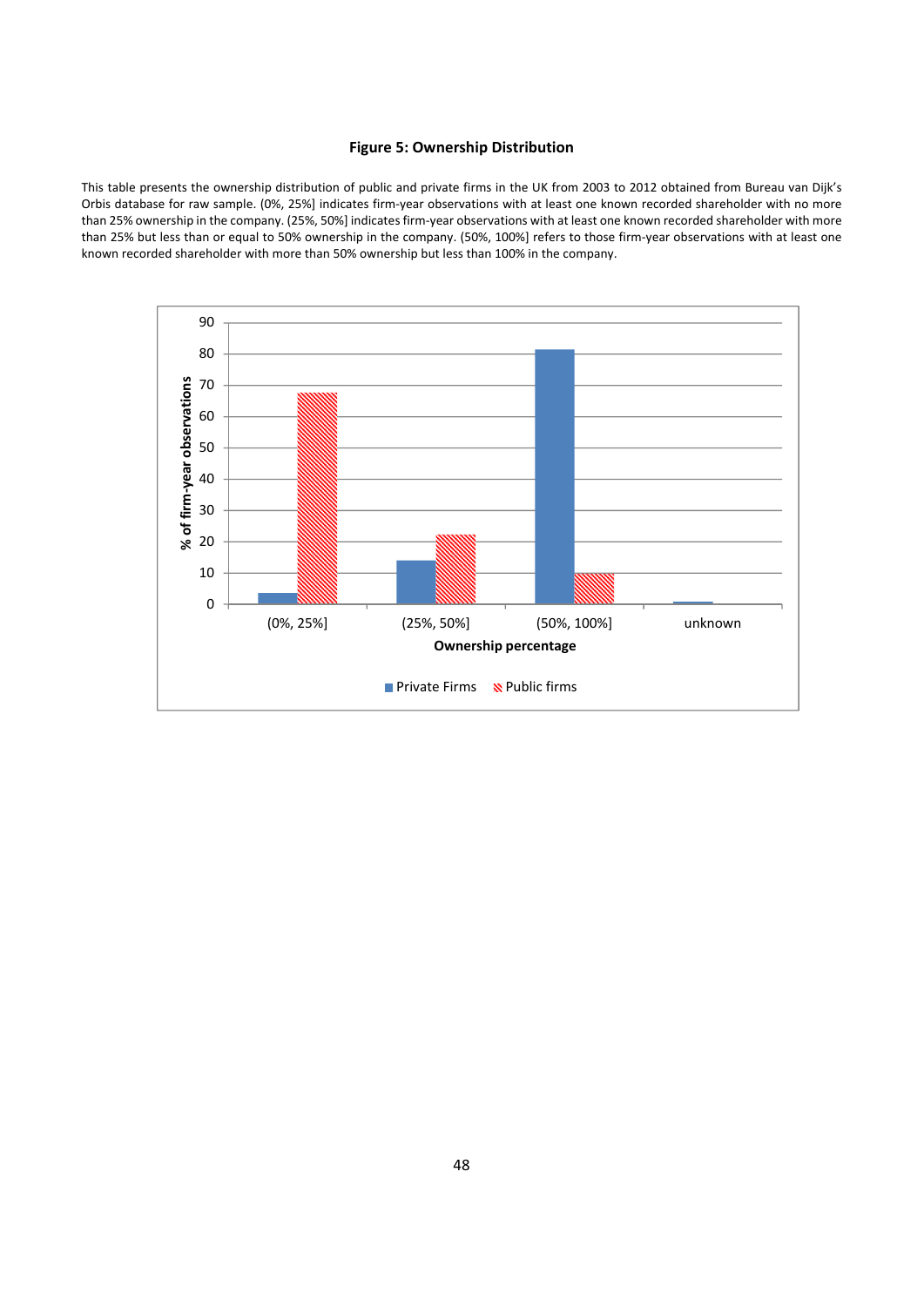**Figure 5: Ownership Distribution**

This table presents the ownership distribution of public and private firms in the UK from 2003 to 2012 obtained from Bureau van Dijk's Orbis database for raw sample. (0%, 25%] indicates firm-year observations with at least one known recorded shareholder with no more than 25% ownership in the company. (25%, 50%] indicates firm-year observations with at least one known recorded shareholder with more than 25% but less than or equal to 50% ownership in the company. (50%, 100%] refers to those firm-year observations with at least one known recorded shareholder with more than 50% ownership but less than 100% in the company.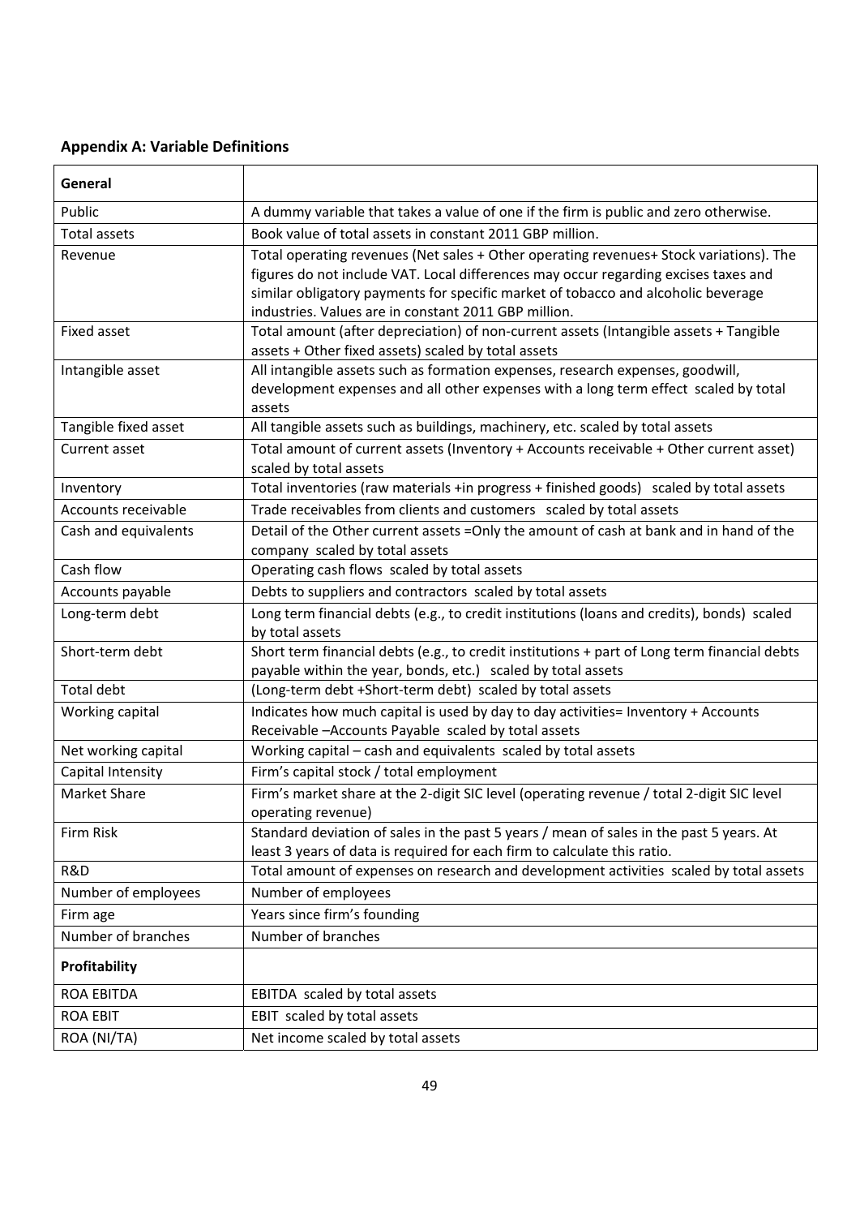### Appendix A: Variable Definitions

| **General** | |
|---|---|
| Public | A dummy variable that takes a value of one if the firm is public and zero otherwise. |
| Total assets | Book value of total assets in constant 2011 GBP million. |
| Revenue | Total operating revenues (Net sales + Other operating revenues+ Stock variations). The figures do not include VAT. Local differences may occur regarding excises taxes and similar obligatory payments for specific market of tobacco and alcoholic beverage industries. Values are in constant 2011 GBP million. |
| Fixed asset | Total amount (after depreciation) of non-current assets (Intangible assets + Tangible assets + Other fixed assets) scaled by total assets |
| Intangible asset | All intangible assets such as formation expenses, research expenses, goodwill, development expenses and all other expenses with a long term effect scaled by total assets |
| Tangible fixed asset | All tangible assets such as buildings, machinery, etc. scaled by total assets |
| Current asset | Total amount of current assets (Inventory + Accounts receivable + Other current asset) scaled by total assets |
| Inventory | Total inventories (raw materials +in progress + finished goods) scaled by total assets |
| Accounts receivable | Trade receivables from clients and customers scaled by total assets |
| Cash and equivalents | Detail of the Other current assets =Only the amount of cash at bank and in hand of the company scaled by total assets |
| Cash flow | Operating cash flows scaled by total assets |
| Accounts payable | Debts to suppliers and contractors scaled by total assets |
| Long-term debt | Long term financial debts (e.g., to credit institutions (loans and credits), bonds) scaled by total assets |
| Short-term debt | Short term financial debts (e.g., to credit institutions + part of Long term financial debts payable within the year, bonds, etc.) scaled by total assets |
| Total debt | (Long-term debt +Short-term debt) scaled by total assets |
| Working capital | Indicates how much capital is used by day to day activities= Inventory + Accounts Receivable –Accounts Payable scaled by total assets |
| Net working capital | Working capital – cash and equivalents scaled by total assets |
| Capital Intensity | Firm's capital stock / total employment |
| Market Share | Firm's market share at the 2-digit SIC level (operating revenue / total 2-digit SIC level operating revenue) |
| Firm Risk | Standard deviation of sales in the past 5 years / mean of sales in the past 5 years. At least 3 years of data is required for each firm to calculate this ratio. |
| R&D | Total amount of expenses on research and development activities scaled by total assets |
| Number of employees | Number of employees |
| Firm age | Years since firm's founding |
| Number of branches | Number of branches |
| **Profitability** | |
| ROA EBITDA | EBITDA scaled by total assets |
| ROA EBIT | EBIT scaled by total assets |
| ROA (NI/TA) | Net income scaled by total assets |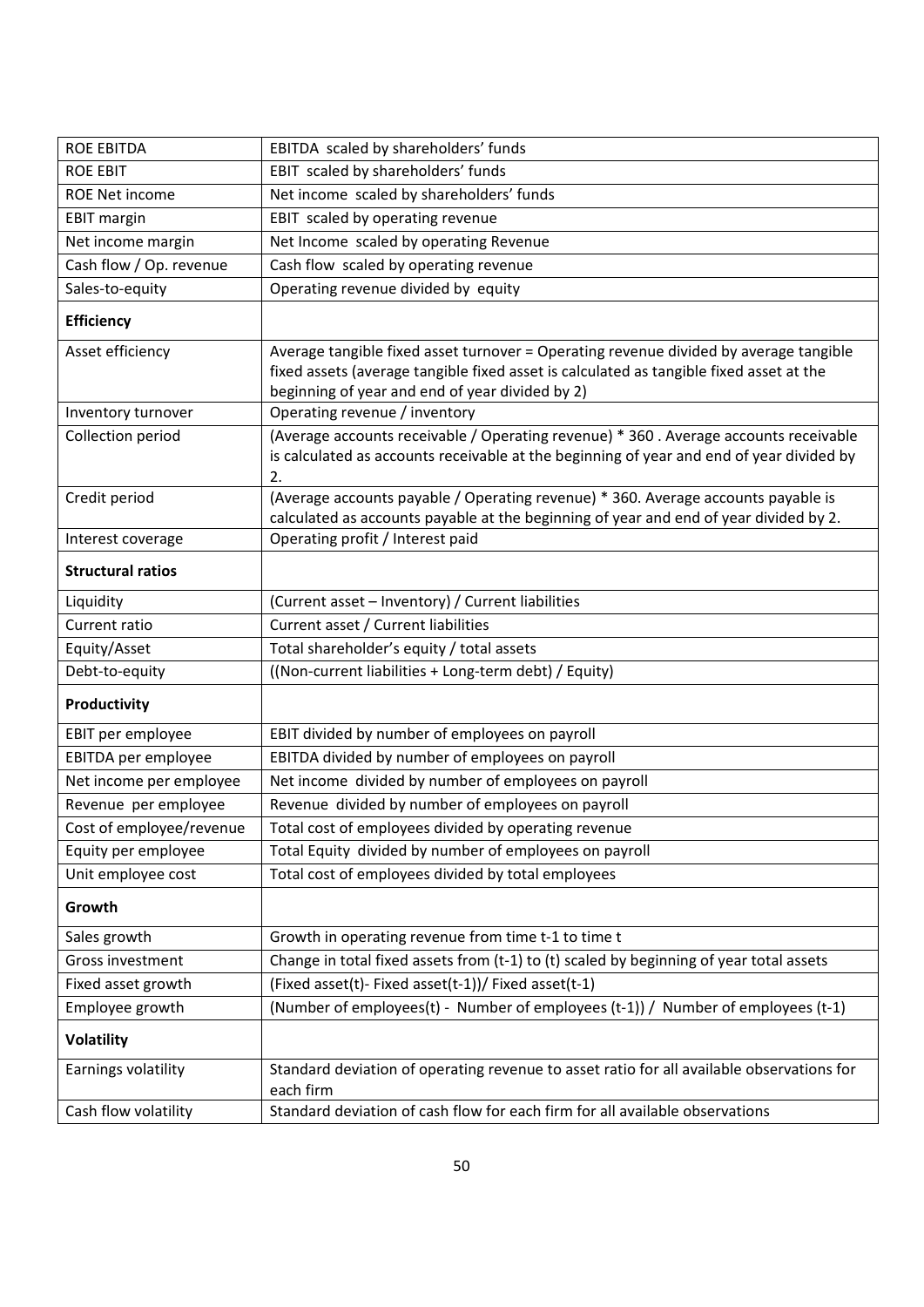| ROE EBITDA | EBITDA scaled by shareholders' funds |
|---|---|
| ROE EBIT | EBIT scaled by shareholders' funds |
| ROE Net income | Net income scaled by shareholders' funds |
| EBIT margin | EBIT scaled by operating revenue |
| Net income margin | Net Income scaled by operating Revenue |
| Cash flow / Op. revenue | Cash flow scaled by operating revenue |
| Sales-to-equity | Operating revenue divided by equity |
| **Efficiency** | |
| Asset efficiency | Average tangible fixed asset turnover = Operating revenue divided by average tangible fixed assets (average tangible fixed asset is calculated as tangible fixed asset at the beginning of year and end of year divided by 2) |
| Inventory turnover | Operating revenue / inventory |
| Collection period | (Average accounts receivable / Operating revenue) * 360 . Average accounts receivable is calculated as accounts receivable at the beginning of year and end of year divided by 2. |
| Credit period | (Average accounts payable / Operating revenue) * 360. Average accounts payable is calculated as accounts payable at the beginning of year and end of year divided by 2. |
| Interest coverage | Operating profit / Interest paid |
| **Structural ratios** | |
| Liquidity | (Current asset – Inventory) / Current liabilities |
| Current ratio | Current asset / Current liabilities |
| Equity/Asset | Total shareholder's equity / total assets |
| Debt-to-equity | ((Non-current liabilities + Long-term debt) / Equity) |
| **Productivity** | |
| EBIT per employee | EBIT divided by number of employees on payroll |
| EBITDA per employee | EBITDA divided by number of employees on payroll |
| Net income per employee | Net income divided by number of employees on payroll |
| Revenue per employee | Revenue divided by number of employees on payroll |
| Cost of employee/revenue | Total cost of employees divided by operating revenue |
| Equity per employee | Total Equity divided by number of employees on payroll |
| Unit employee cost | Total cost of employees divided by total employees |
| **Growth** | |
| Sales growth | Growth in operating revenue from time t-1 to time t |
| Gross investment | Change in total fixed assets from (t-1) to (t) scaled by beginning of year total assets |
| Fixed asset growth | (Fixed asset(t)- Fixed asset(t-1))/ Fixed asset(t-1) |
| Employee growth | (Number of employees(t) - Number of employees (t-1)) / Number of employees (t-1) |
| **Volatility** | |
| Earnings volatility | Standard deviation of operating revenue to asset ratio for all available observations for each firm |
| Cash flow volatility | Standard deviation of cash flow for each firm for all available observations |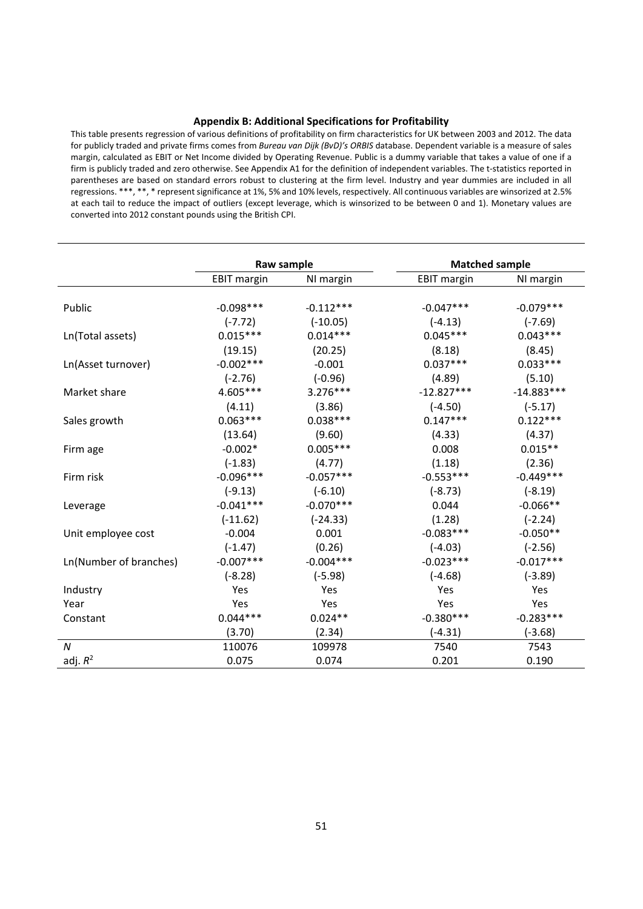### Appendix B: Additional Specifications for Profitability

This table presents regression of various definitions of profitability on firm characteristics for UK between 2003 and 2012. The data for publicly traded and private firms comes from *Bureau van Dijk (BvD)'s ORBIS* database. Dependent variable is a measure of sales margin, calculated as EBIT or Net Income divided by Operating Revenue. Public is a dummy variable that takes a value of one if a firm is publicly traded and zero otherwise. See Appendix A1 for the definition of independent variables. The t-statistics reported in parentheses are based on standard errors robust to clustering at the firm level. Industry and year dummies are included in all regressions. ***, **, * represent significance at 1%, 5% and 10% levels, respectively. All continuous variables are winsorized at 2.5% at each tail to reduce the impact of outliers (except leverage, which is winsorized to be between 0 and 1). Monetary values are converted into 2012 constant pounds using the British CPI.

| | **Raw sample** | | **Matched sample** | |
|---|---|---|---|---|
| | EBIT margin | NI margin | EBIT margin | NI margin |
| Public | -0.098*** | -0.112*** | -0.047*** | -0.079*** |
| | (-7.72) | (-10.05) | (-4.13) | (-7.69) |
| Ln(Total assets) | 0.015*** | 0.014*** | 0.045*** | 0.043*** |
| | (19.15) | (20.25) | (8.18) | (8.45) |
| Ln(Asset turnover) | -0.002*** | -0.001 | 0.037*** | 0.033*** |
| | (-2.76) | (-0.96) | (4.89) | (5.10) |
| Market share | 4.605*** | 3.276*** | -12.827*** | -14.883*** |
| | (4.11) | (3.86) | (-4.50) | (-5.17) |
| Sales growth | 0.063*** | 0.038*** | 0.147*** | 0.122*** |
| | (13.64) | (9.60) | (4.33) | (4.37) |
| Firm age | -0.002* | 0.005*** | 0.008 | 0.015** |
| | (-1.83) | (4.77) | (1.18) | (2.36) |
| Firm risk | -0.096*** | -0.057*** | -0.553*** | -0.449*** |
| | (-9.13) | (-6.10) | (-8.73) | (-8.19) |
| Leverage | -0.041*** | -0.070*** | 0.044 | -0.066** |
| | (-11.62) | (-24.33) | (1.28) | (-2.24) |
| Unit employee cost | -0.004 | 0.001 | -0.083*** | -0.050** |
| | (-1.47) | (0.26) | (-4.03) | (-2.56) |
| Ln(Number of branches) | -0.007*** | -0.004*** | -0.023*** | -0.017*** |
| | (-8.28) | (-5.98) | (-4.68) | (-3.89) |
| Industry | Yes | Yes | Yes | Yes |
| Year | Yes | Yes | Yes | Yes |
| Constant | 0.044*** | 0.024** | -0.380*** | -0.283*** |
| | (3.70) | (2.34) | (-4.31) | (-3.68) |
| *N* | 110076 | 109978 | 7540 | 7543 |
| adj. $R^2$ | 0.075 | 0.074 | 0.201 | 0.190 |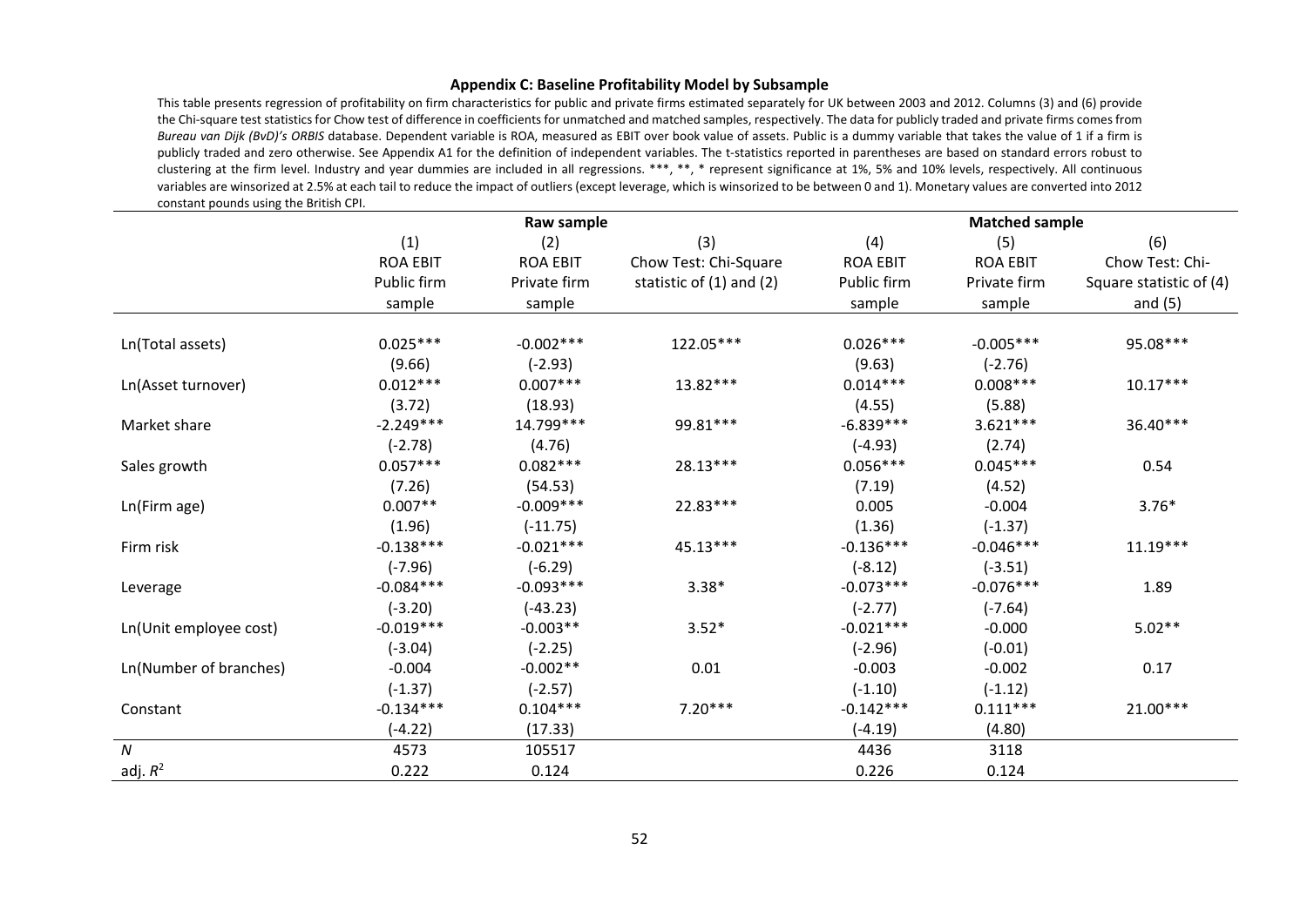## Appendix C: Baseline Profitability Model by Subsample

This table presents regression of profitability on firm characteristics for public and private firms estimated separately for UK between 2003 and 2012. Columns (3) and (6) provide the Chi-square test statistics for Chow test of difference in coefficients for unmatched and matched samples, respectively. The data for publicly traded and private firms comes from *Bureau van Dijk (BvD)'s ORBIS* database. Dependent variable is ROA, measured as EBIT over book value of assets. Public is a dummy variable that takes the value of 1 if a firm is publicly traded and zero otherwise. See Appendix A1 for the definition of independent variables. The t-statistics reported in parentheses are based on standard errors robust to clustering at the firm level. Industry and year dummies are included in all regressions. ***, **, * represent significance at 1%, 5% and 10% levels, respectively. All continuous variables are winsorized at 2.5% at each tail to reduce the impact of outliers (except leverage, which is winsorized to be between 0 and 1). Monetary values are converted into 2012 constant pounds using the British CPI.

| | Raw sample | | | Matched sample | | |
|---|---|---|---|---|---|---|
| | (1) | (2) | (3) | (4) | (5) | (6) |
| | ROA EBIT Public firm sample | ROA EBIT Private firm sample | Chow Test: Chi-Square statistic of (1) and (2) | ROA EBIT Public firm sample | ROA EBIT Private firm sample | Chow Test: Chi-Square statistic of (4) and (5) |
| Ln(Total assets) | 0.025*** | -0.002*** | 122.05*** | 0.026*** | -0.005*** | 95.08*** |
| | (9.66) | (-2.93) | | (9.63) | (-2.76) | |
| Ln(Asset turnover) | 0.012*** | 0.007*** | 13.82*** | 0.014*** | 0.008*** | 10.17*** |
| | (3.72) | (18.93) | | (4.55) | (5.88) | |
| Market share | -2.249*** | 14.799*** | 99.81*** | -6.839*** | 3.621*** | 36.40*** |
| | (-2.78) | (4.76) | | (-4.93) | (2.74) | |
| Sales growth | 0.057*** | 0.082*** | 28.13*** | 0.056*** | 0.045*** | 0.54 |
| | (7.26) | (54.53) | | (7.19) | (4.52) | |
| Ln(Firm age) | 0.007** | -0.009*** | 22.83*** | 0.005 | -0.004 | 3.76* |
| | (1.96) | (-11.75) | | (1.36) | (-1.37) | |
| Firm risk | -0.138*** | -0.021*** | 45.13*** | -0.136*** | -0.046*** | 11.19*** |
| | (-7.96) | (-6.29) | | (-8.12) | (-3.51) | |
| Leverage | -0.084*** | -0.093*** | 3.38* | -0.073*** | -0.076*** | 1.89 |
| | (-3.20) | (-43.23) | | (-2.77) | (-7.64) | |
| Ln(Unit employee cost) | -0.019*** | -0.003** | 3.52* | -0.021*** | -0.000 | 5.02** |
| | (-3.04) | (-2.25) | | (-2.96) | (-0.01) | |
| Ln(Number of branches) | -0.004 | -0.002** | 0.01 | -0.003 | -0.002 | 0.17 |
| | (-1.37) | (-2.57) | | (-1.10) | (-1.12) | |
| Constant | -0.134*** | 0.104*** | 7.20*** | -0.142*** | 0.111*** | 21.00*** |
| | (-4.22) | (17.33) | | (-4.19) | (4.80) | |
| *N* | 4573 | 105517 | | 4436 | 3118 | |
| adj. $R^2$ | 0.222 | 0.124 | | 0.226 | 0.124 | |